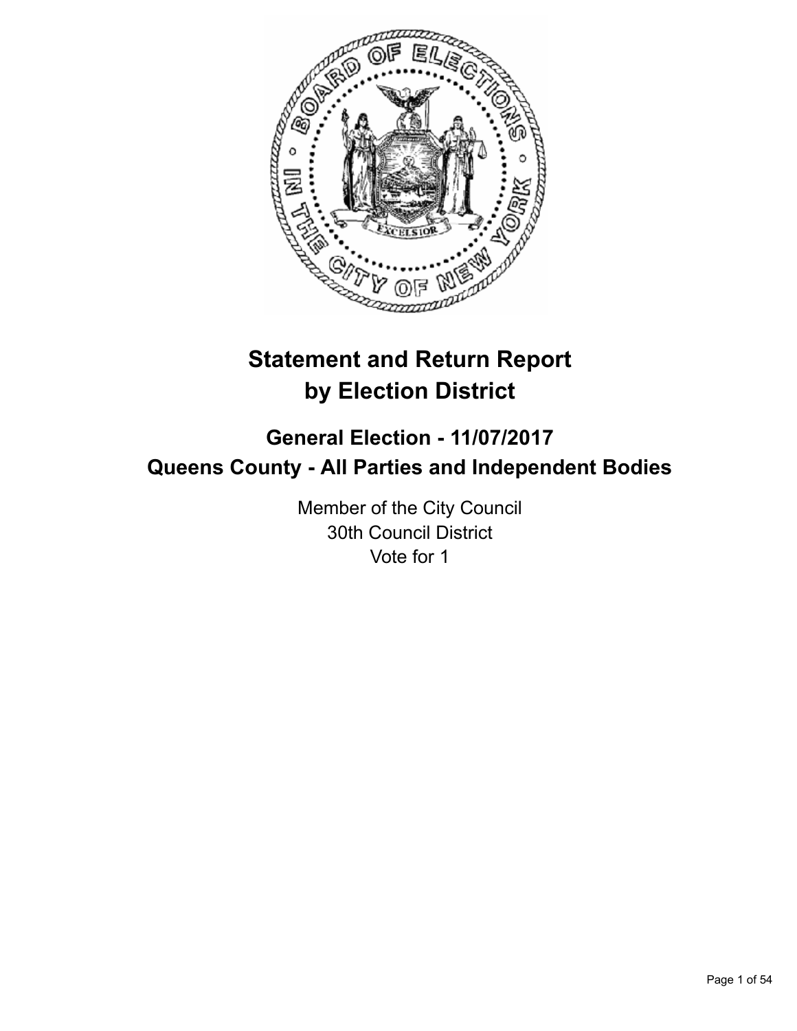# Statement and Return Report by Election District

## General Election - 11/07/2017
## Queens County - All Parties and Independent Bodies

Member of the City Council
30th Council District
Vote for 1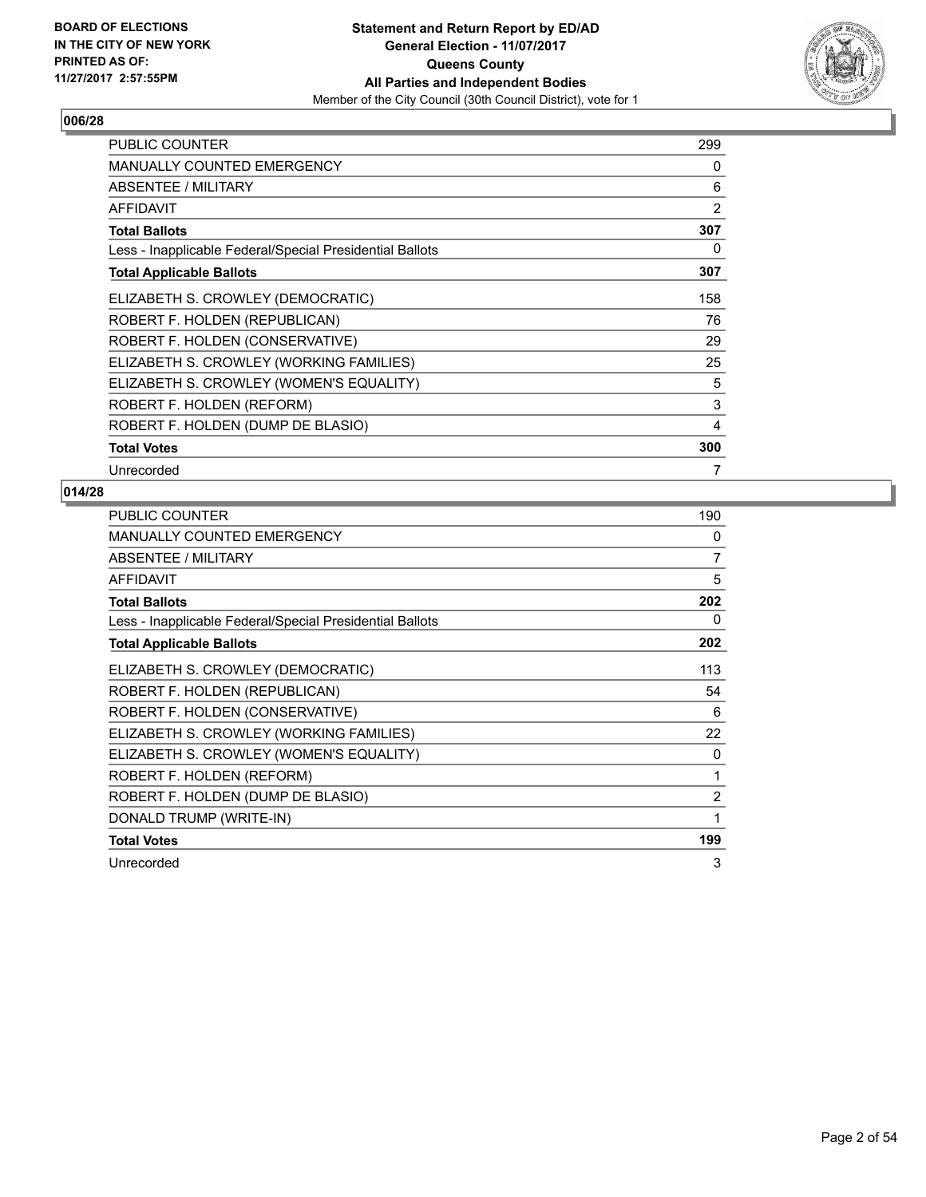**BOARD OF ELECTIONS IN THE CITY OF NEW YORK PRINTED AS OF: 11/27/2017 2:57:55PM**

**Statement and Return Report by ED/AD General Election - 11/07/2017 Queens County All Parties and Independent Bodies**

Member of the City Council (30th Council District), vote for 1

## 006/28

| | |
|---|---|
| PUBLIC COUNTER | 299 |
| MANUALLY COUNTED EMERGENCY | 0 |
| ABSENTEE / MILITARY | 6 |
| AFFIDAVIT | 2 |
| **Total Ballots** | **307** |
| Less - Inapplicable Federal/Special Presidential Ballots | 0 |
| **Total Applicable Ballots** | **307** |
| ELIZABETH S. CROWLEY (DEMOCRATIC) | 158 |
| ROBERT F. HOLDEN (REPUBLICAN) | 76 |
| ROBERT F. HOLDEN (CONSERVATIVE) | 29 |
| ELIZABETH S. CROWLEY (WORKING FAMILIES) | 25 |
| ELIZABETH S. CROWLEY (WOMEN'S EQUALITY) | 5 |
| ROBERT F. HOLDEN (REFORM) | 3 |
| ROBERT F. HOLDEN (DUMP DE BLASIO) | 4 |
| **Total Votes** | **300** |
| Unrecorded | 7 |

## 014/28

| | |
|---|---|
| PUBLIC COUNTER | 190 |
| MANUALLY COUNTED EMERGENCY | 0 |
| ABSENTEE / MILITARY | 7 |
| AFFIDAVIT | 5 |
| **Total Ballots** | **202** |
| Less - Inapplicable Federal/Special Presidential Ballots | 0 |
| **Total Applicable Ballots** | **202** |
| ELIZABETH S. CROWLEY (DEMOCRATIC) | 113 |
| ROBERT F. HOLDEN (REPUBLICAN) | 54 |
| ROBERT F. HOLDEN (CONSERVATIVE) | 6 |
| ELIZABETH S. CROWLEY (WORKING FAMILIES) | 22 |
| ELIZABETH S. CROWLEY (WOMEN'S EQUALITY) | 0 |
| ROBERT F. HOLDEN (REFORM) | 1 |
| ROBERT F. HOLDEN (DUMP DE BLASIO) | 2 |
| DONALD TRUMP (WRITE-IN) | 1 |
| **Total Votes** | **199** |
| Unrecorded | 3 |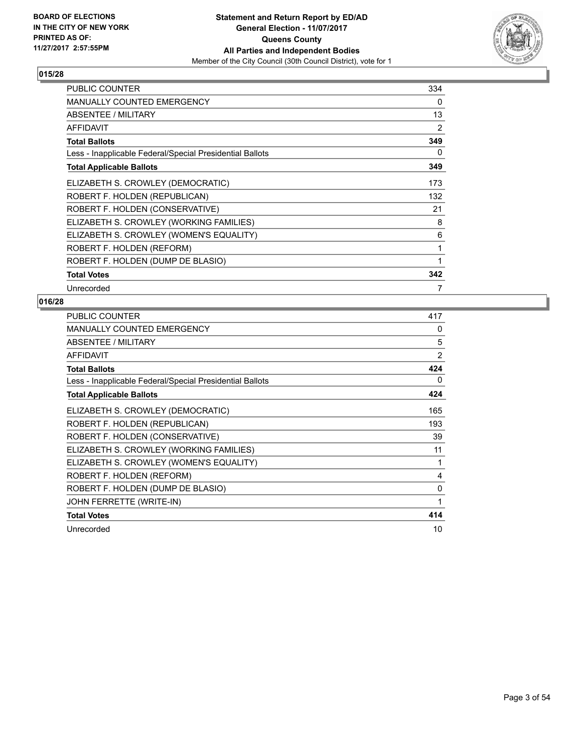**BOARD OF ELECTIONS IN THE CITY OF NEW YORK PRINTED AS OF: 11/27/2017 2:57:55PM**

**Statement and Return Report by ED/AD General Election - 11/07/2017 Queens County All Parties and Independent Bodies**
Member of the City Council (30th Council District), vote for 1

## 015/28

| | |
|---|---|
| PUBLIC COUNTER | 334 |
| MANUALLY COUNTED EMERGENCY | 0 |
| ABSENTEE / MILITARY | 13 |
| AFFIDAVIT | 2 |
| **Total Ballots** | **349** |
| Less - Inapplicable Federal/Special Presidential Ballots | 0 |
| **Total Applicable Ballots** | **349** |
| ELIZABETH S. CROWLEY (DEMOCRATIC) | 173 |
| ROBERT F. HOLDEN (REPUBLICAN) | 132 |
| ROBERT F. HOLDEN (CONSERVATIVE) | 21 |
| ELIZABETH S. CROWLEY (WORKING FAMILIES) | 8 |
| ELIZABETH S. CROWLEY (WOMEN'S EQUALITY) | 6 |
| ROBERT F. HOLDEN (REFORM) | 1 |
| ROBERT F. HOLDEN (DUMP DE BLASIO) | 1 |
| **Total Votes** | **342** |
| Unrecorded | 7 |

## 016/28

| | |
|---|---|
| PUBLIC COUNTER | 417 |
| MANUALLY COUNTED EMERGENCY | 0 |
| ABSENTEE / MILITARY | 5 |
| AFFIDAVIT | 2 |
| **Total Ballots** | **424** |
| Less - Inapplicable Federal/Special Presidential Ballots | 0 |
| **Total Applicable Ballots** | **424** |
| ELIZABETH S. CROWLEY (DEMOCRATIC) | 165 |
| ROBERT F. HOLDEN (REPUBLICAN) | 193 |
| ROBERT F. HOLDEN (CONSERVATIVE) | 39 |
| ELIZABETH S. CROWLEY (WORKING FAMILIES) | 11 |
| ELIZABETH S. CROWLEY (WOMEN'S EQUALITY) | 1 |
| ROBERT F. HOLDEN (REFORM) | 4 |
| ROBERT F. HOLDEN (DUMP DE BLASIO) | 0 |
| JOHN FERRETTE (WRITE-IN) | 1 |
| **Total Votes** | **414** |
| Unrecorded | 10 |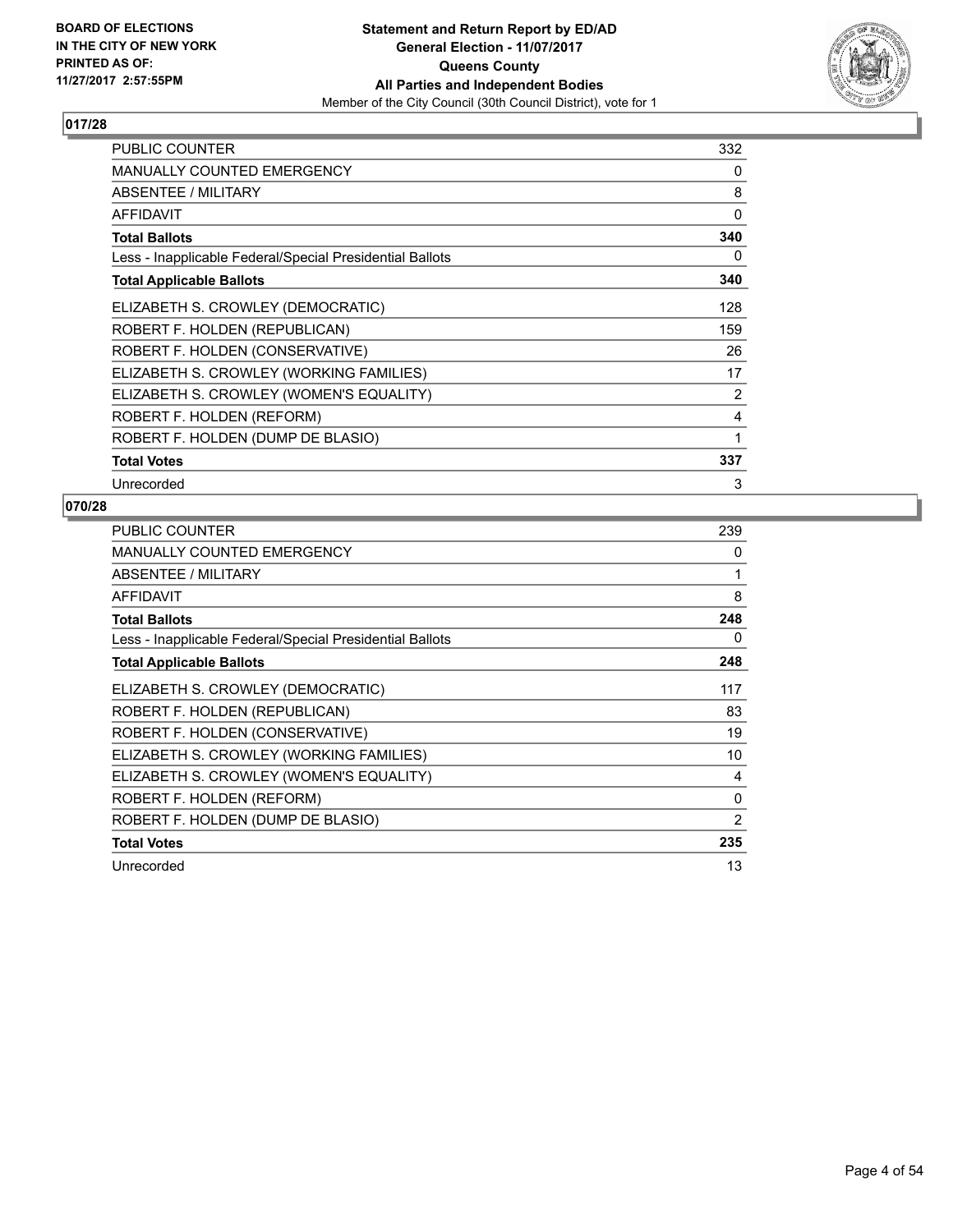**BOARD OF ELECTIONS IN THE CITY OF NEW YORK PRINTED AS OF: 11/27/2017 2:57:55PM**

**Statement and Return Report by ED/AD**
**General Election - 11/07/2017**
**Queens County**
**All Parties and Independent Bodies**
Member of the City Council (30th Council District), vote for 1

### 017/28

| | |
|---|---|
| PUBLIC COUNTER | 332 |
| MANUALLY COUNTED EMERGENCY | 0 |
| ABSENTEE / MILITARY | 8 |
| AFFIDAVIT | 0 |
| **Total Ballots** | **340** |
| Less - Inapplicable Federal/Special Presidential Ballots | 0 |
| **Total Applicable Ballots** | **340** |
| ELIZABETH S. CROWLEY (DEMOCRATIC) | 128 |
| ROBERT F. HOLDEN (REPUBLICAN) | 159 |
| ROBERT F. HOLDEN (CONSERVATIVE) | 26 |
| ELIZABETH S. CROWLEY (WORKING FAMILIES) | 17 |
| ELIZABETH S. CROWLEY (WOMEN'S EQUALITY) | 2 |
| ROBERT F. HOLDEN (REFORM) | 4 |
| ROBERT F. HOLDEN (DUMP DE BLASIO) | 1 |
| **Total Votes** | **337** |
| Unrecorded | 3 |

### 070/28

| | |
|---|---|
| PUBLIC COUNTER | 239 |
| MANUALLY COUNTED EMERGENCY | 0 |
| ABSENTEE / MILITARY | 1 |
| AFFIDAVIT | 8 |
| **Total Ballots** | **248** |
| Less - Inapplicable Federal/Special Presidential Ballots | 0 |
| **Total Applicable Ballots** | **248** |
| ELIZABETH S. CROWLEY (DEMOCRATIC) | 117 |
| ROBERT F. HOLDEN (REPUBLICAN) | 83 |
| ROBERT F. HOLDEN (CONSERVATIVE) | 19 |
| ELIZABETH S. CROWLEY (WORKING FAMILIES) | 10 |
| ELIZABETH S. CROWLEY (WOMEN'S EQUALITY) | 4 |
| ROBERT F. HOLDEN (REFORM) | 0 |
| ROBERT F. HOLDEN (DUMP DE BLASIO) | 2 |
| **Total Votes** | **235** |
| Unrecorded | 13 |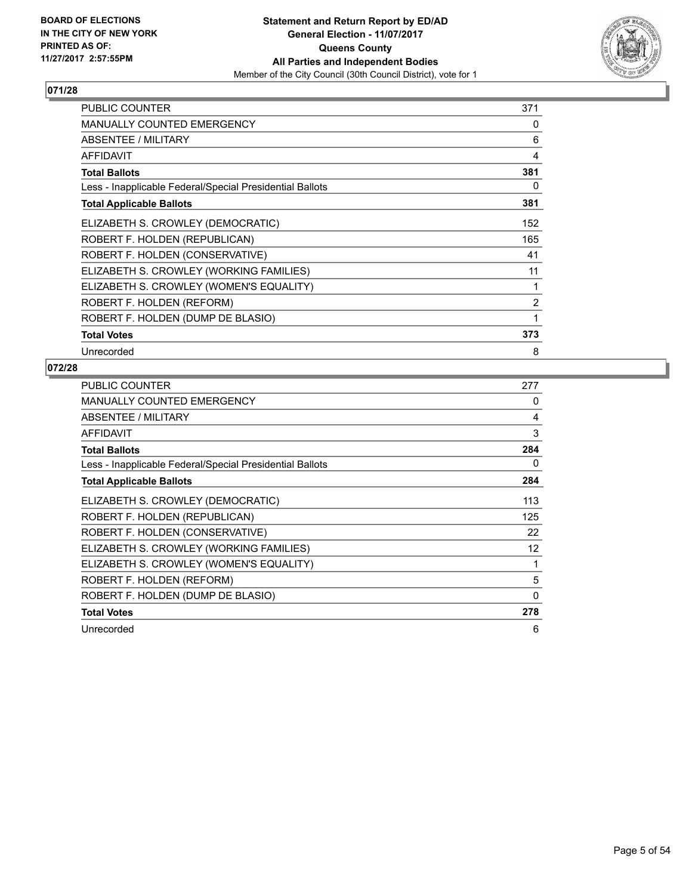**BOARD OF ELECTIONS IN THE CITY OF NEW YORK PRINTED AS OF: 11/27/2017 2:57:55PM**

**Statement and Return Report by ED/AD**
**General Election - 11/07/2017**
**Queens County**
**All Parties and Independent Bodies**
Member of the City Council (30th Council District), vote for 1

## 071/28

| | |
|---|---|
| PUBLIC COUNTER | 371 |
| MANUALLY COUNTED EMERGENCY | 0 |
| ABSENTEE / MILITARY | 6 |
| AFFIDAVIT | 4 |
| **Total Ballots** | **381** |
| Less - Inapplicable Federal/Special Presidential Ballots | 0 |
| **Total Applicable Ballots** | **381** |
| ELIZABETH S. CROWLEY (DEMOCRATIC) | 152 |
| ROBERT F. HOLDEN (REPUBLICAN) | 165 |
| ROBERT F. HOLDEN (CONSERVATIVE) | 41 |
| ELIZABETH S. CROWLEY (WORKING FAMILIES) | 11 |
| ELIZABETH S. CROWLEY (WOMEN'S EQUALITY) | 1 |
| ROBERT F. HOLDEN (REFORM) | 2 |
| ROBERT F. HOLDEN (DUMP DE BLASIO) | 1 |
| **Total Votes** | **373** |
| Unrecorded | 8 |

## 072/28

| | |
|---|---|
| PUBLIC COUNTER | 277 |
| MANUALLY COUNTED EMERGENCY | 0 |
| ABSENTEE / MILITARY | 4 |
| AFFIDAVIT | 3 |
| **Total Ballots** | **284** |
| Less - Inapplicable Federal/Special Presidential Ballots | 0 |
| **Total Applicable Ballots** | **284** |
| ELIZABETH S. CROWLEY (DEMOCRATIC) | 113 |
| ROBERT F. HOLDEN (REPUBLICAN) | 125 |
| ROBERT F. HOLDEN (CONSERVATIVE) | 22 |
| ELIZABETH S. CROWLEY (WORKING FAMILIES) | 12 |
| ELIZABETH S. CROWLEY (WOMEN'S EQUALITY) | 1 |
| ROBERT F. HOLDEN (REFORM) | 5 |
| ROBERT F. HOLDEN (DUMP DE BLASIO) | 0 |
| **Total Votes** | **278** |
| Unrecorded | 6 |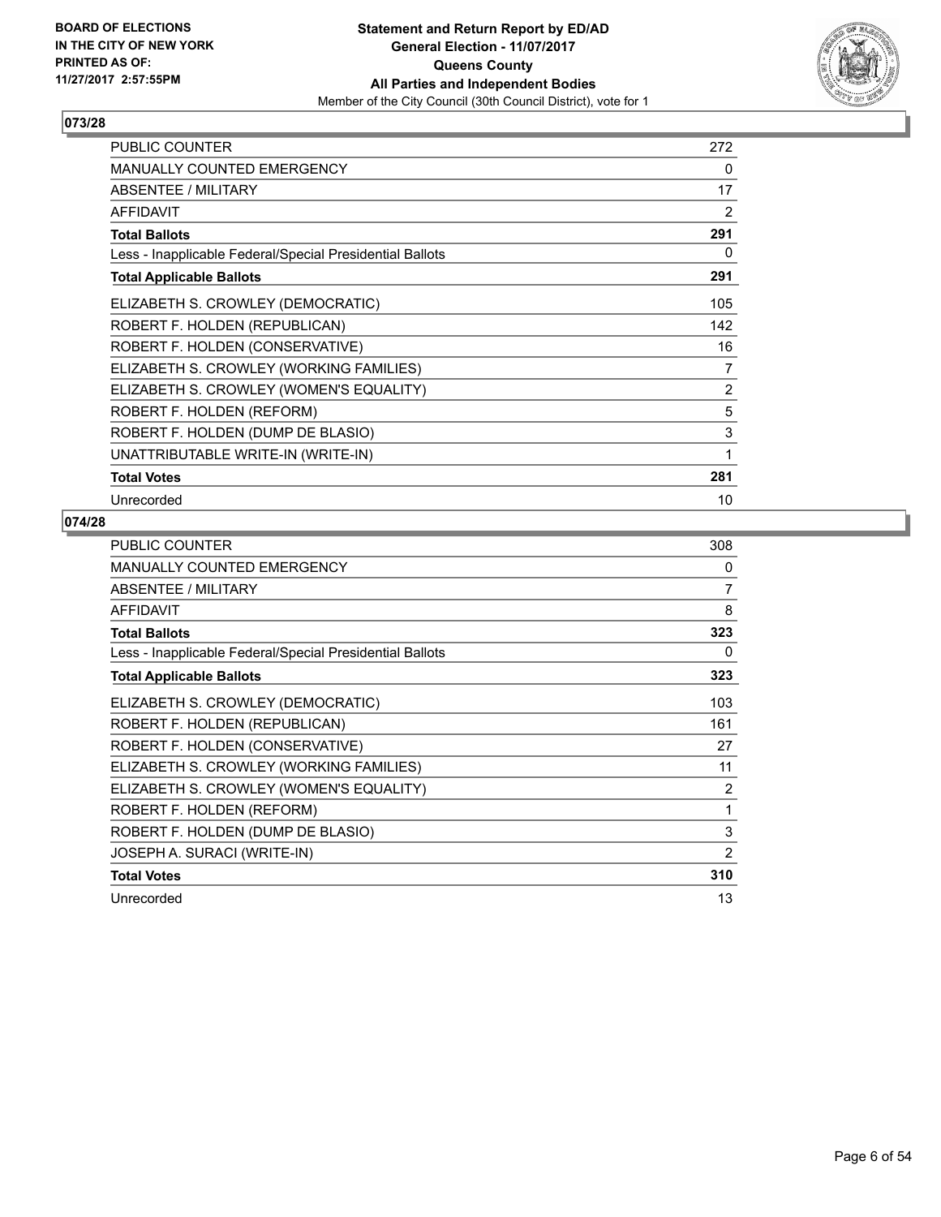BOARD OF ELECTIONS
IN THE CITY OF NEW YORK
PRINTED AS OF:
11/27/2017 2:57:55PM

**Statement and Return Report by ED/AD**
**General Election - 11/07/2017**
**Queens County**
**All Parties and Independent Bodies**
Member of the City Council (30th Council District), vote for 1

## 073/28

| | |
|---|---|
| PUBLIC COUNTER | 272 |
| MANUALLY COUNTED EMERGENCY | 0 |
| ABSENTEE / MILITARY | 17 |
| AFFIDAVIT | 2 |
| **Total Ballots** | **291** |
| Less - Inapplicable Federal/Special Presidential Ballots | 0 |
| **Total Applicable Ballots** | **291** |
| ELIZABETH S. CROWLEY (DEMOCRATIC) | 105 |
| ROBERT F. HOLDEN (REPUBLICAN) | 142 |
| ROBERT F. HOLDEN (CONSERVATIVE) | 16 |
| ELIZABETH S. CROWLEY (WORKING FAMILIES) | 7 |
| ELIZABETH S. CROWLEY (WOMEN'S EQUALITY) | 2 |
| ROBERT F. HOLDEN (REFORM) | 5 |
| ROBERT F. HOLDEN (DUMP DE BLASIO) | 3 |
| UNATTRIBUTABLE WRITE-IN (WRITE-IN) | 1 |
| **Total Votes** | **281** |
| Unrecorded | 10 |

## 074/28

| | |
|---|---|
| PUBLIC COUNTER | 308 |
| MANUALLY COUNTED EMERGENCY | 0 |
| ABSENTEE / MILITARY | 7 |
| AFFIDAVIT | 8 |
| **Total Ballots** | **323** |
| Less - Inapplicable Federal/Special Presidential Ballots | 0 |
| **Total Applicable Ballots** | **323** |
| ELIZABETH S. CROWLEY (DEMOCRATIC) | 103 |
| ROBERT F. HOLDEN (REPUBLICAN) | 161 |
| ROBERT F. HOLDEN (CONSERVATIVE) | 27 |
| ELIZABETH S. CROWLEY (WORKING FAMILIES) | 11 |
| ELIZABETH S. CROWLEY (WOMEN'S EQUALITY) | 2 |
| ROBERT F. HOLDEN (REFORM) | 1 |
| ROBERT F. HOLDEN (DUMP DE BLASIO) | 3 |
| JOSEPH A. SURACI (WRITE-IN) | 2 |
| **Total Votes** | **310** |
| Unrecorded | 13 |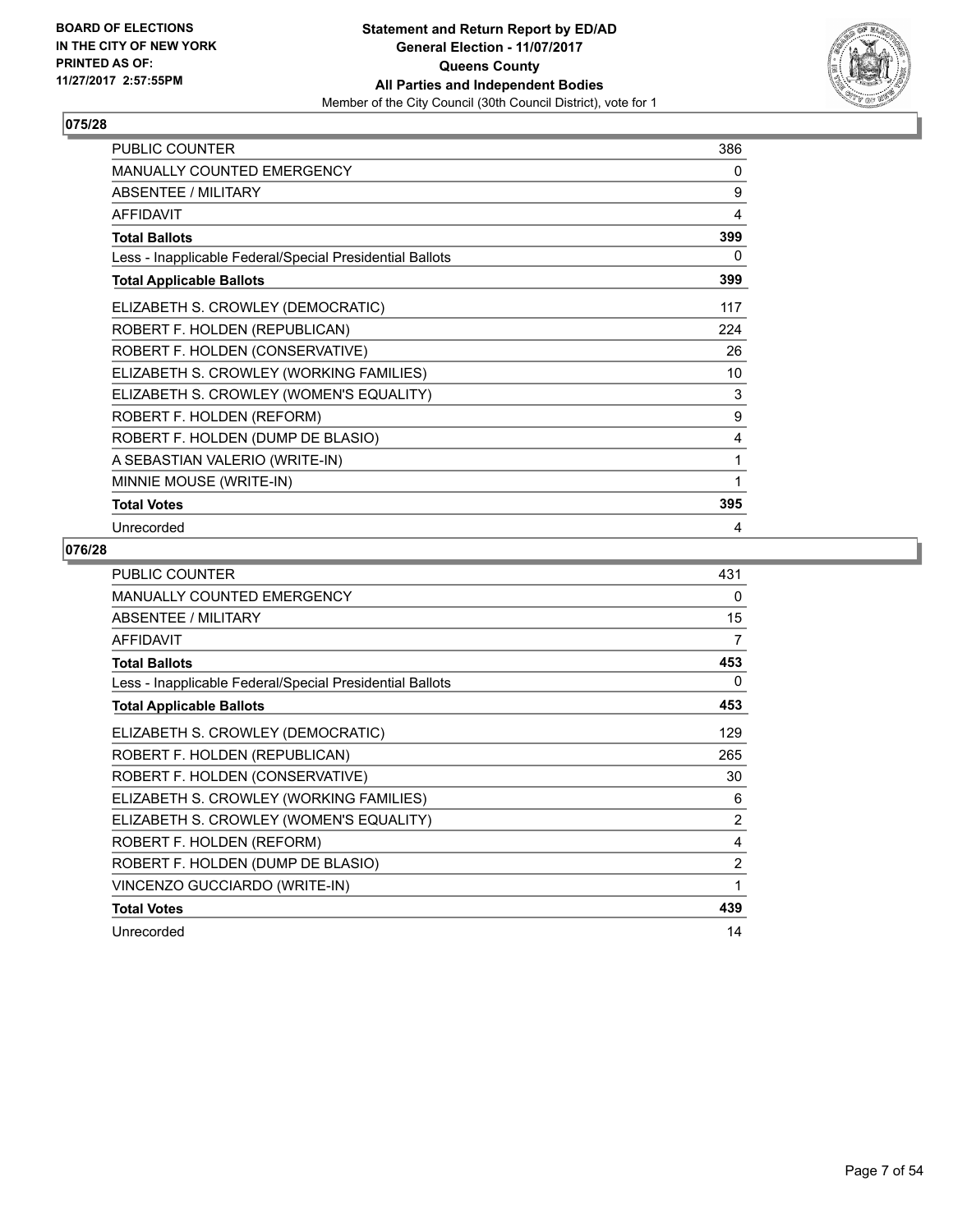BOARD OF ELECTIONS
IN THE CITY OF NEW YORK
PRINTED AS OF:
11/27/2017 2:57:55PM

**Statement and Return Report by ED/AD**
**General Election - 11/07/2017**
**Queens County**
**All Parties and Independent Bodies**
Member of the City Council (30th Council District), vote for 1

## 075/28

| | |
|---|---|
| PUBLIC COUNTER | 386 |
| MANUALLY COUNTED EMERGENCY | 0 |
| ABSENTEE / MILITARY | 9 |
| AFFIDAVIT | 4 |
| **Total Ballots** | **399** |
| Less - Inapplicable Federal/Special Presidential Ballots | 0 |
| **Total Applicable Ballots** | **399** |
| ELIZABETH S. CROWLEY (DEMOCRATIC) | 117 |
| ROBERT F. HOLDEN (REPUBLICAN) | 224 |
| ROBERT F. HOLDEN (CONSERVATIVE) | 26 |
| ELIZABETH S. CROWLEY (WORKING FAMILIES) | 10 |
| ELIZABETH S. CROWLEY (WOMEN'S EQUALITY) | 3 |
| ROBERT F. HOLDEN (REFORM) | 9 |
| ROBERT F. HOLDEN (DUMP DE BLASIO) | 4 |
| A SEBASTIAN VALERIO (WRITE-IN) | 1 |
| MINNIE MOUSE (WRITE-IN) | 1 |
| **Total Votes** | **395** |
| Unrecorded | 4 |

## 076/28

| | |
|---|---|
| PUBLIC COUNTER | 431 |
| MANUALLY COUNTED EMERGENCY | 0 |
| ABSENTEE / MILITARY | 15 |
| AFFIDAVIT | 7 |
| **Total Ballots** | **453** |
| Less - Inapplicable Federal/Special Presidential Ballots | 0 |
| **Total Applicable Ballots** | **453** |
| ELIZABETH S. CROWLEY (DEMOCRATIC) | 129 |
| ROBERT F. HOLDEN (REPUBLICAN) | 265 |
| ROBERT F. HOLDEN (CONSERVATIVE) | 30 |
| ELIZABETH S. CROWLEY (WORKING FAMILIES) | 6 |
| ELIZABETH S. CROWLEY (WOMEN'S EQUALITY) | 2 |
| ROBERT F. HOLDEN (REFORM) | 4 |
| ROBERT F. HOLDEN (DUMP DE BLASIO) | 2 |
| VINCENZO GUCCIARDO (WRITE-IN) | 1 |
| **Total Votes** | **439** |
| Unrecorded | 14 |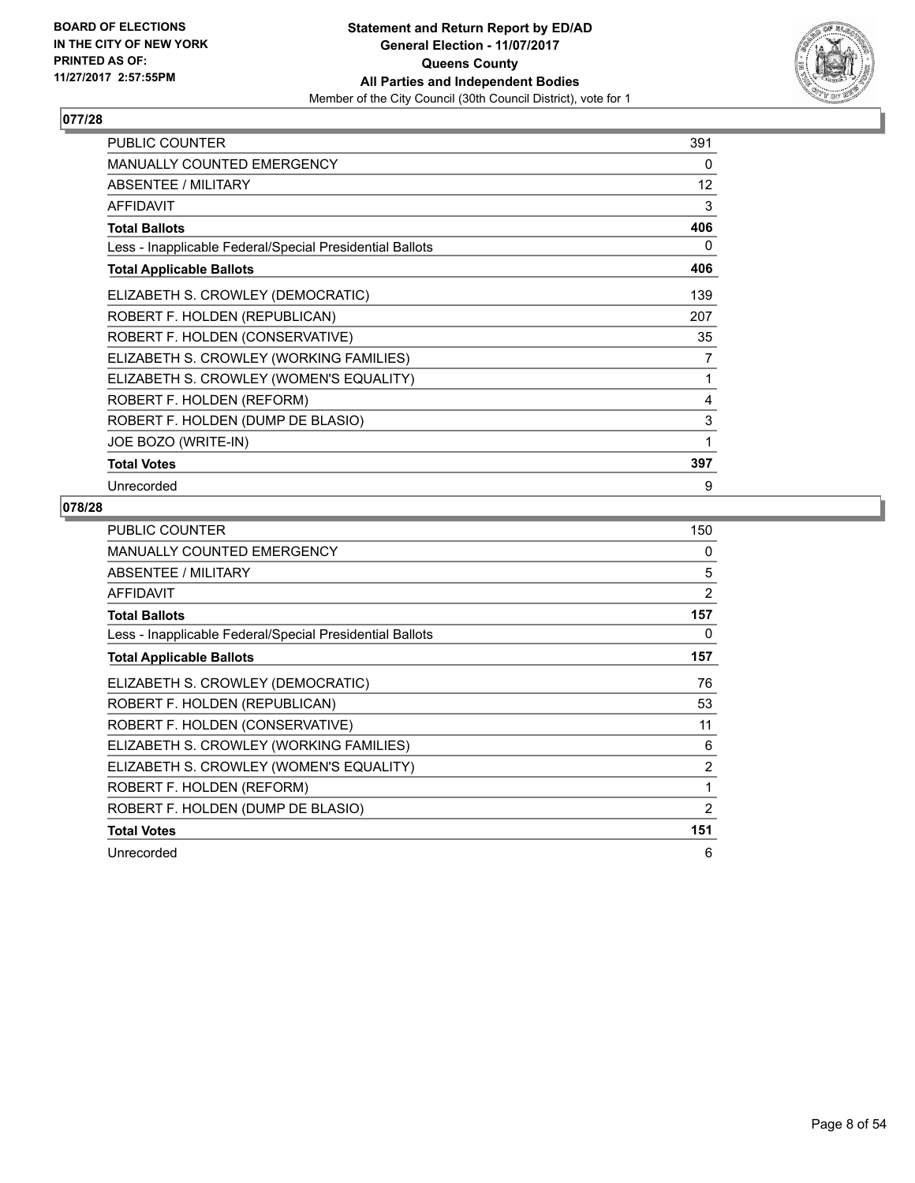**BOARD OF ELECTIONS IN THE CITY OF NEW YORK PRINTED AS OF: 11/27/2017 2:57:55PM**

**Statement and Return Report by ED/AD General Election - 11/07/2017 Queens County All Parties and Independent Bodies**

Member of the City Council (30th Council District), vote for 1

## 077/28

| | |
|---|---|
| PUBLIC COUNTER | 391 |
| MANUALLY COUNTED EMERGENCY | 0 |
| ABSENTEE / MILITARY | 12 |
| AFFIDAVIT | 3 |
| **Total Ballots** | **406** |
| Less - Inapplicable Federal/Special Presidential Ballots | 0 |
| **Total Applicable Ballots** | **406** |
| ELIZABETH S. CROWLEY (DEMOCRATIC) | 139 |
| ROBERT F. HOLDEN (REPUBLICAN) | 207 |
| ROBERT F. HOLDEN (CONSERVATIVE) | 35 |
| ELIZABETH S. CROWLEY (WORKING FAMILIES) | 7 |
| ELIZABETH S. CROWLEY (WOMEN'S EQUALITY) | 1 |
| ROBERT F. HOLDEN (REFORM) | 4 |
| ROBERT F. HOLDEN (DUMP DE BLASIO) | 3 |
| JOE BOZO (WRITE-IN) | 1 |
| **Total Votes** | **397** |
| Unrecorded | 9 |

## 078/28

| | |
|---|---|
| PUBLIC COUNTER | 150 |
| MANUALLY COUNTED EMERGENCY | 0 |
| ABSENTEE / MILITARY | 5 |
| AFFIDAVIT | 2 |
| **Total Ballots** | **157** |
| Less - Inapplicable Federal/Special Presidential Ballots | 0 |
| **Total Applicable Ballots** | **157** |
| ELIZABETH S. CROWLEY (DEMOCRATIC) | 76 |
| ROBERT F. HOLDEN (REPUBLICAN) | 53 |
| ROBERT F. HOLDEN (CONSERVATIVE) | 11 |
| ELIZABETH S. CROWLEY (WORKING FAMILIES) | 6 |
| ELIZABETH S. CROWLEY (WOMEN'S EQUALITY) | 2 |
| ROBERT F. HOLDEN (REFORM) | 1 |
| ROBERT F. HOLDEN (DUMP DE BLASIO) | 2 |
| **Total Votes** | **151** |
| Unrecorded | 6 |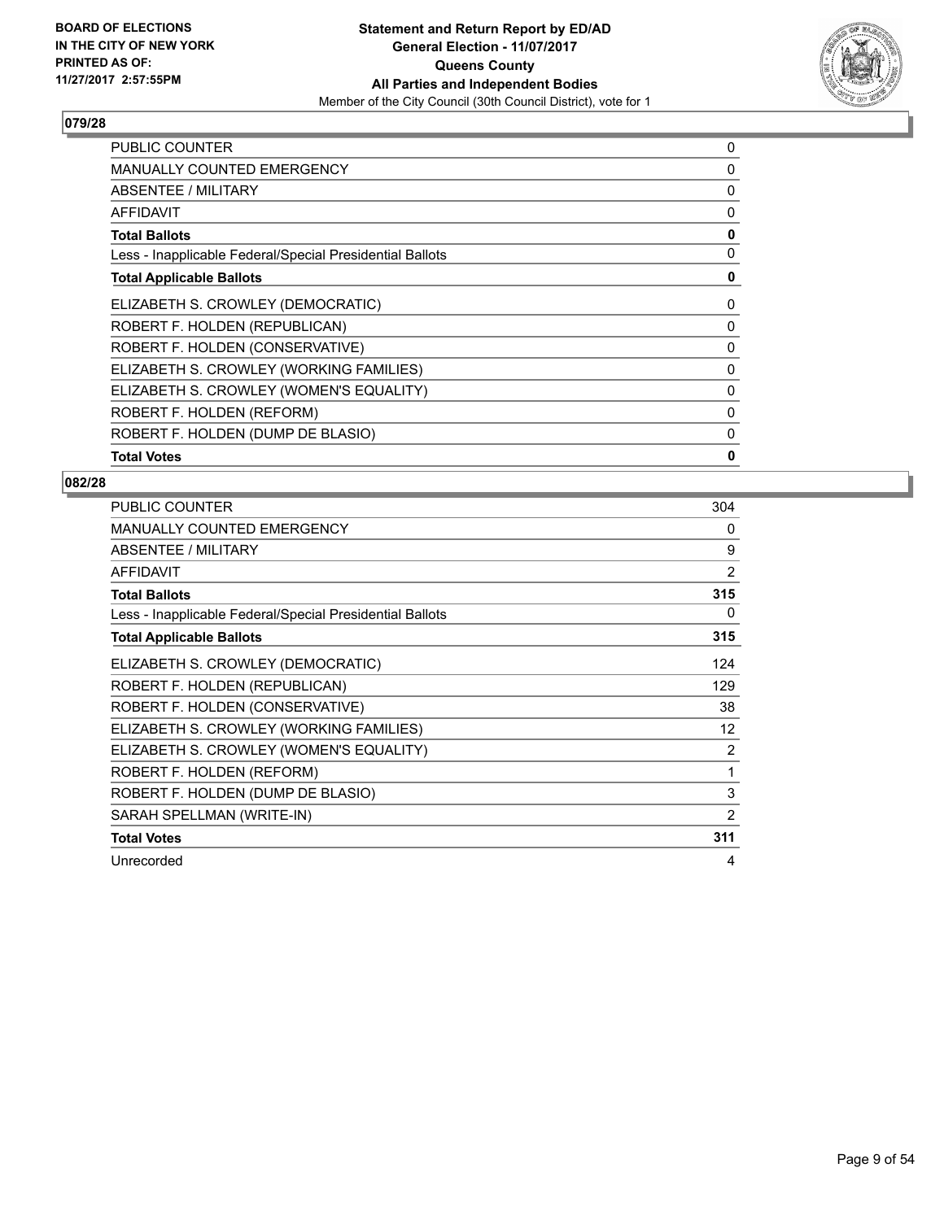BOARD OF ELECTIONS
IN THE CITY OF NEW YORK
PRINTED AS OF:
11/27/2017 2:57:55PM

**Statement and Return Report by ED/AD**
**General Election - 11/07/2017**
**Queens County**
**All Parties and Independent Bodies**
Member of the City Council (30th Council District), vote for 1

### 079/28

| | |
|---|---|
| PUBLIC COUNTER | 0 |
| MANUALLY COUNTED EMERGENCY | 0 |
| ABSENTEE / MILITARY | 0 |
| AFFIDAVIT | 0 |
| **Total Ballots** | **0** |
| Less - Inapplicable Federal/Special Presidential Ballots | 0 |
| **Total Applicable Ballots** | **0** |
| ELIZABETH S. CROWLEY (DEMOCRATIC) | 0 |
| ROBERT F. HOLDEN (REPUBLICAN) | 0 |
| ROBERT F. HOLDEN (CONSERVATIVE) | 0 |
| ELIZABETH S. CROWLEY (WORKING FAMILIES) | 0 |
| ELIZABETH S. CROWLEY (WOMEN'S EQUALITY) | 0 |
| ROBERT F. HOLDEN (REFORM) | 0 |
| ROBERT F. HOLDEN (DUMP DE BLASIO) | 0 |
| **Total Votes** | **0** |

### 082/28

| | |
|---|---|
| PUBLIC COUNTER | 304 |
| MANUALLY COUNTED EMERGENCY | 0 |
| ABSENTEE / MILITARY | 9 |
| AFFIDAVIT | 2 |
| **Total Ballots** | **315** |
| Less - Inapplicable Federal/Special Presidential Ballots | 0 |
| **Total Applicable Ballots** | **315** |
| ELIZABETH S. CROWLEY (DEMOCRATIC) | 124 |
| ROBERT F. HOLDEN (REPUBLICAN) | 129 |
| ROBERT F. HOLDEN (CONSERVATIVE) | 38 |
| ELIZABETH S. CROWLEY (WORKING FAMILIES) | 12 |
| ELIZABETH S. CROWLEY (WOMEN'S EQUALITY) | 2 |
| ROBERT F. HOLDEN (REFORM) | 1 |
| ROBERT F. HOLDEN (DUMP DE BLASIO) | 3 |
| SARAH SPELLMAN (WRITE-IN) | 2 |
| **Total Votes** | **311** |
| Unrecorded | 4 |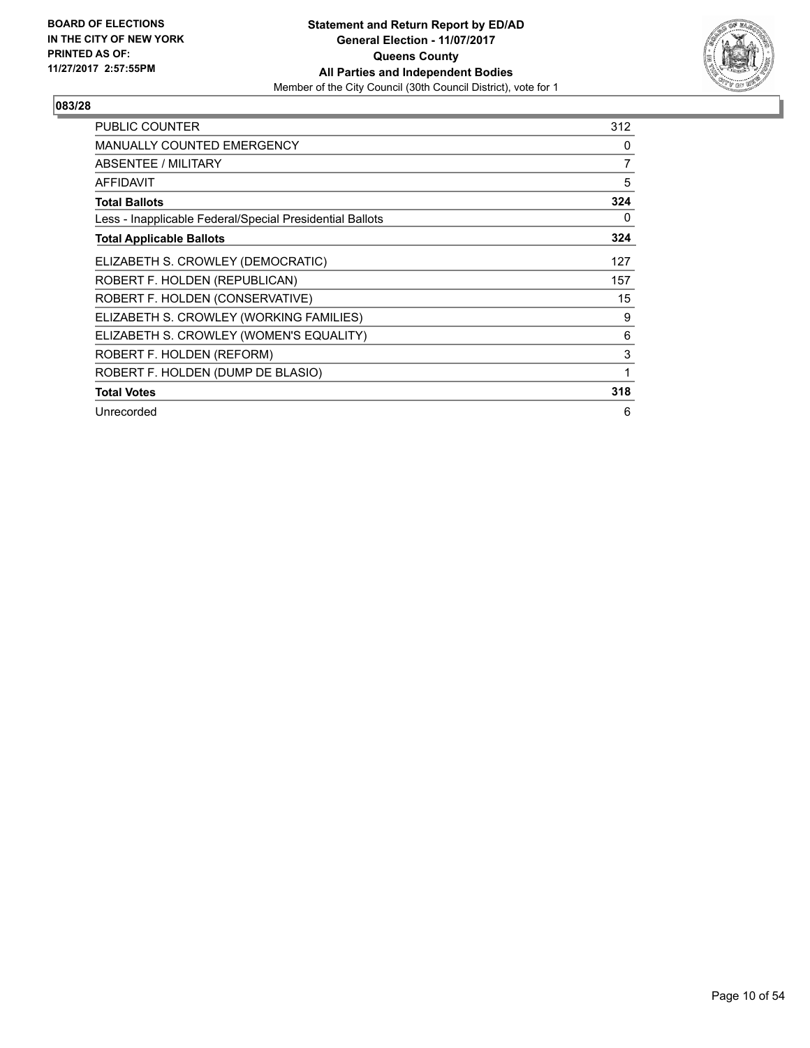**BOARD OF ELECTIONS IN THE CITY OF NEW YORK PRINTED AS OF: 11/27/2017 2:57:55PM**

**Statement and Return Report by ED/AD**
**General Election - 11/07/2017**
**Queens County**
**All Parties and Independent Bodies**
Member of the City Council (30th Council District), vote for 1

## 083/28

| | |
|---|---|
| PUBLIC COUNTER | 312 |
| MANUALLY COUNTED EMERGENCY | 0 |
| ABSENTEE / MILITARY | 7 |
| AFFIDAVIT | 5 |
| **Total Ballots** | **324** |
| Less - Inapplicable Federal/Special Presidential Ballots | 0 |
| **Total Applicable Ballots** | **324** |
| ELIZABETH S. CROWLEY (DEMOCRATIC) | 127 |
| ROBERT F. HOLDEN (REPUBLICAN) | 157 |
| ROBERT F. HOLDEN (CONSERVATIVE) | 15 |
| ELIZABETH S. CROWLEY (WORKING FAMILIES) | 9 |
| ELIZABETH S. CROWLEY (WOMEN'S EQUALITY) | 6 |
| ROBERT F. HOLDEN (REFORM) | 3 |
| ROBERT F. HOLDEN (DUMP DE BLASIO) | 1 |
| **Total Votes** | **318** |
| Unrecorded | 6 |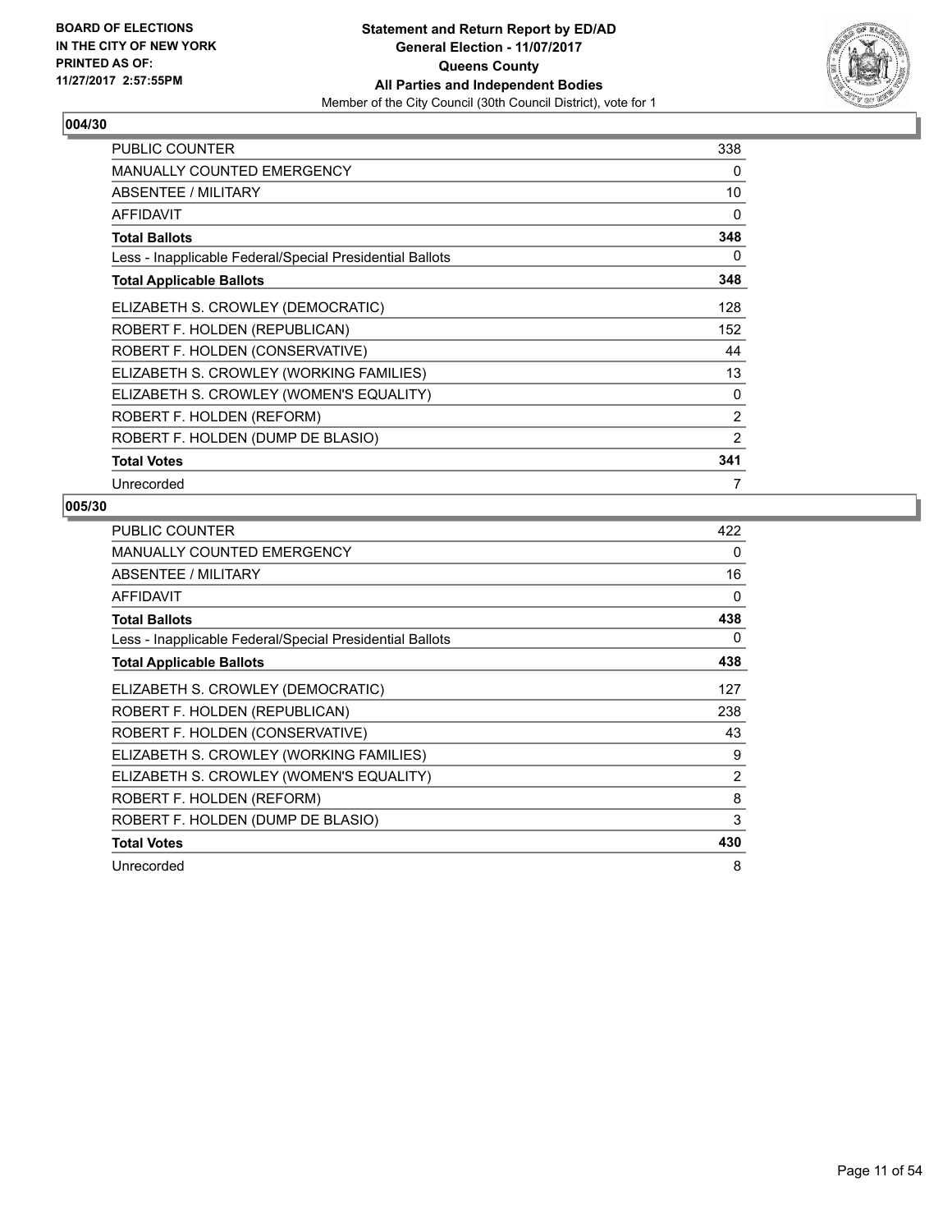**Statement and Return Report by ED/AD**
**General Election - 11/07/2017**
**Queens County**
**All Parties and Independent Bodies**
Member of the City Council (30th Council District), vote for 1

BOARD OF ELECTIONS
IN THE CITY OF NEW YORK
PRINTED AS OF:
11/27/2017 2:57:55PM

## 004/30

| | |
|---|---|
| PUBLIC COUNTER | 338 |
| MANUALLY COUNTED EMERGENCY | 0 |
| ABSENTEE / MILITARY | 10 |
| AFFIDAVIT | 0 |
| **Total Ballots** | **348** |
| Less - Inapplicable Federal/Special Presidential Ballots | 0 |
| **Total Applicable Ballots** | **348** |
| ELIZABETH S. CROWLEY (DEMOCRATIC) | 128 |
| ROBERT F. HOLDEN (REPUBLICAN) | 152 |
| ROBERT F. HOLDEN (CONSERVATIVE) | 44 |
| ELIZABETH S. CROWLEY (WORKING FAMILIES) | 13 |
| ELIZABETH S. CROWLEY (WOMEN'S EQUALITY) | 0 |
| ROBERT F. HOLDEN (REFORM) | 2 |
| ROBERT F. HOLDEN (DUMP DE BLASIO) | 2 |
| **Total Votes** | **341** |
| Unrecorded | 7 |

## 005/30

| | |
|---|---|
| PUBLIC COUNTER | 422 |
| MANUALLY COUNTED EMERGENCY | 0 |
| ABSENTEE / MILITARY | 16 |
| AFFIDAVIT | 0 |
| **Total Ballots** | **438** |
| Less - Inapplicable Federal/Special Presidential Ballots | 0 |
| **Total Applicable Ballots** | **438** |
| ELIZABETH S. CROWLEY (DEMOCRATIC) | 127 |
| ROBERT F. HOLDEN (REPUBLICAN) | 238 |
| ROBERT F. HOLDEN (CONSERVATIVE) | 43 |
| ELIZABETH S. CROWLEY (WORKING FAMILIES) | 9 |
| ELIZABETH S. CROWLEY (WOMEN'S EQUALITY) | 2 |
| ROBERT F. HOLDEN (REFORM) | 8 |
| ROBERT F. HOLDEN (DUMP DE BLASIO) | 3 |
| **Total Votes** | **430** |
| Unrecorded | 8 |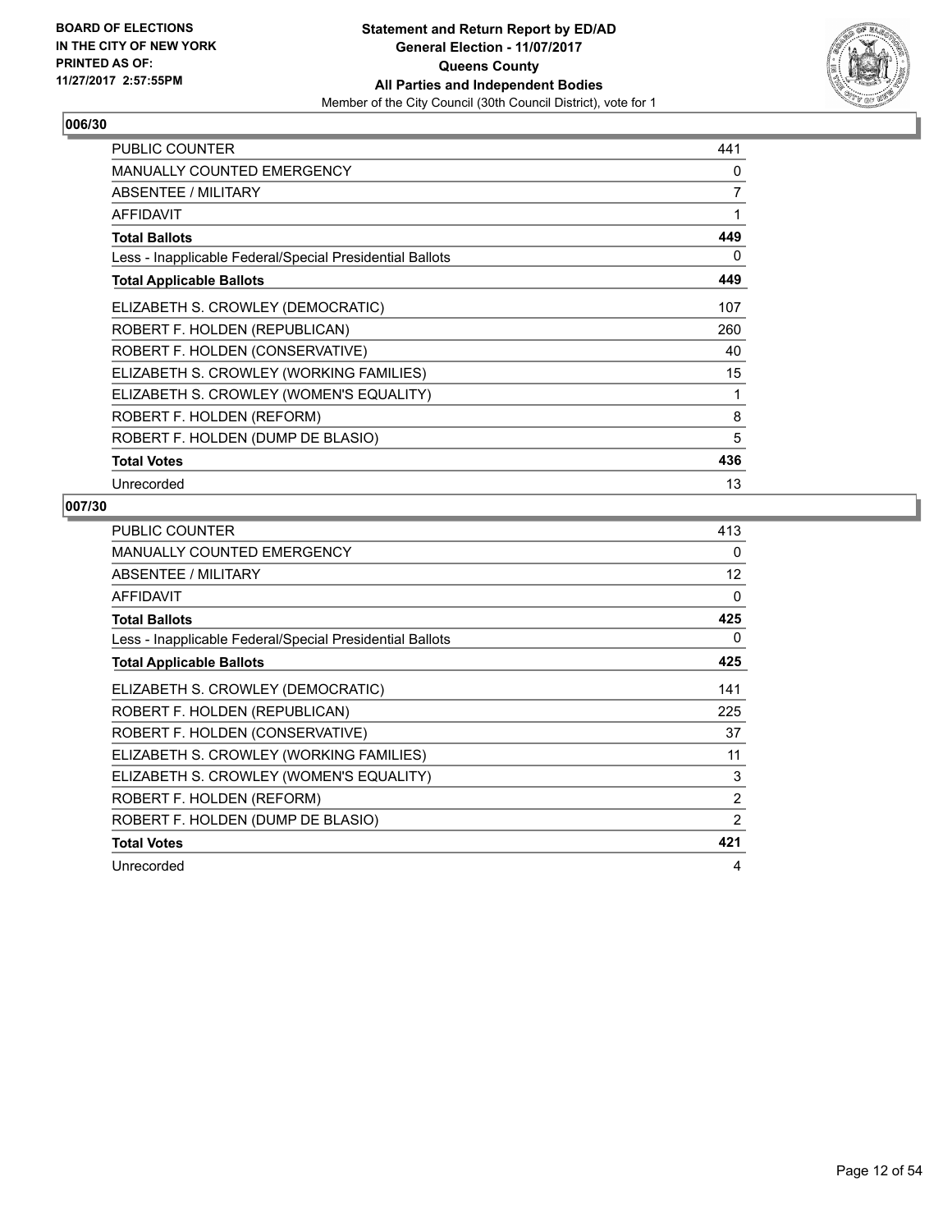BOARD OF ELECTIONS
IN THE CITY OF NEW YORK
PRINTED AS OF:
11/27/2017 2:57:55PM

**Statement and Return Report by ED/AD**
**General Election - 11/07/2017**
**Queens County**
**All Parties and Independent Bodies**
Member of the City Council (30th Council District), vote for 1

## 006/30

| | |
|---|---|
| PUBLIC COUNTER | 441 |
| MANUALLY COUNTED EMERGENCY | 0 |
| ABSENTEE / MILITARY | 7 |
| AFFIDAVIT | 1 |
| **Total Ballots** | **449** |
| Less - Inapplicable Federal/Special Presidential Ballots | 0 |
| **Total Applicable Ballots** | **449** |
| ELIZABETH S. CROWLEY (DEMOCRATIC) | 107 |
| ROBERT F. HOLDEN (REPUBLICAN) | 260 |
| ROBERT F. HOLDEN (CONSERVATIVE) | 40 |
| ELIZABETH S. CROWLEY (WORKING FAMILIES) | 15 |
| ELIZABETH S. CROWLEY (WOMEN'S EQUALITY) | 1 |
| ROBERT F. HOLDEN (REFORM) | 8 |
| ROBERT F. HOLDEN (DUMP DE BLASIO) | 5 |
| **Total Votes** | **436** |
| Unrecorded | 13 |

## 007/30

| | |
|---|---|
| PUBLIC COUNTER | 413 |
| MANUALLY COUNTED EMERGENCY | 0 |
| ABSENTEE / MILITARY | 12 |
| AFFIDAVIT | 0 |
| **Total Ballots** | **425** |
| Less - Inapplicable Federal/Special Presidential Ballots | 0 |
| **Total Applicable Ballots** | **425** |
| ELIZABETH S. CROWLEY (DEMOCRATIC) | 141 |
| ROBERT F. HOLDEN (REPUBLICAN) | 225 |
| ROBERT F. HOLDEN (CONSERVATIVE) | 37 |
| ELIZABETH S. CROWLEY (WORKING FAMILIES) | 11 |
| ELIZABETH S. CROWLEY (WOMEN'S EQUALITY) | 3 |
| ROBERT F. HOLDEN (REFORM) | 2 |
| ROBERT F. HOLDEN (DUMP DE BLASIO) | 2 |
| **Total Votes** | **421** |
| Unrecorded | 4 |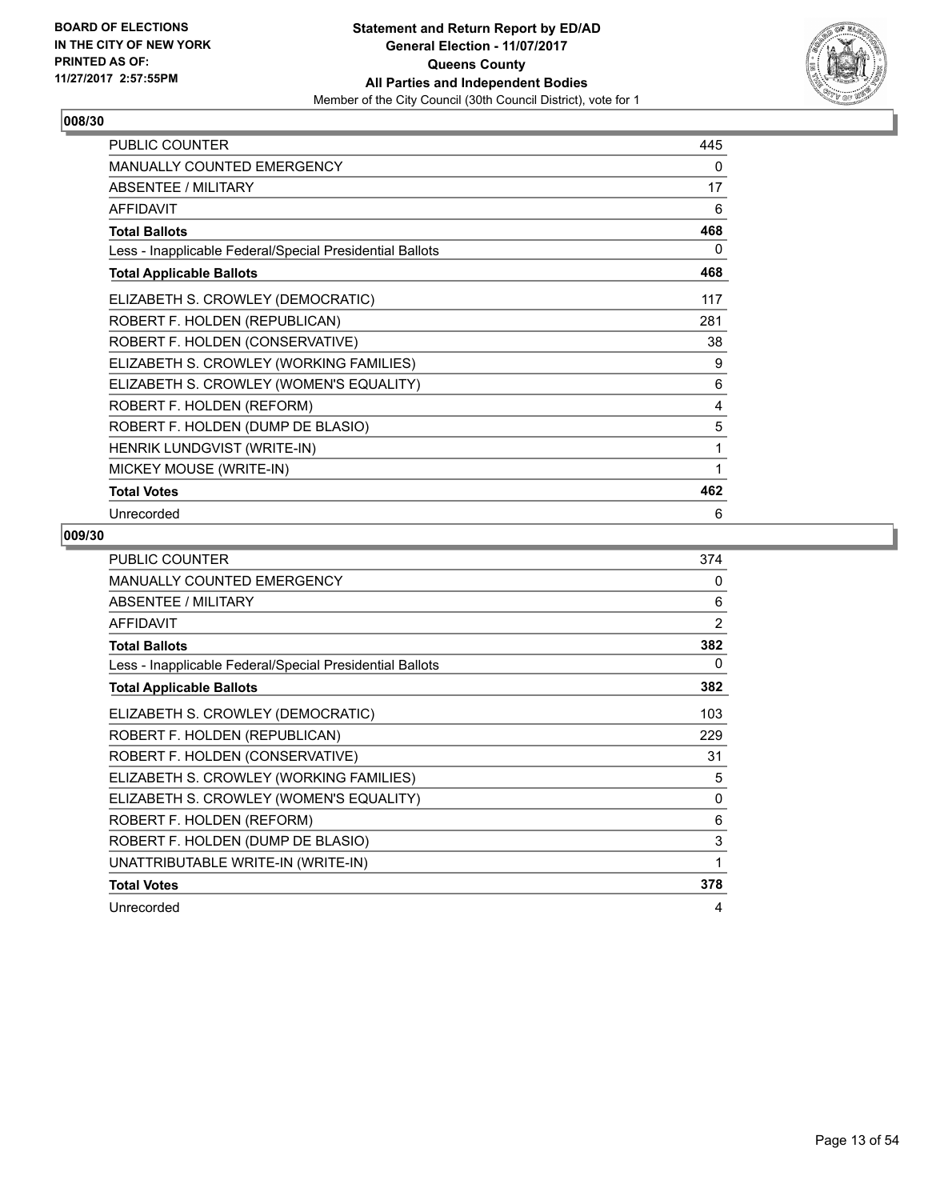## 008/30

| | |
|---|---|
| PUBLIC COUNTER | 445 |
| MANUALLY COUNTED EMERGENCY | 0 |
| ABSENTEE / MILITARY | 17 |
| AFFIDAVIT | 6 |
| **Total Ballots** | **468** |
| Less - Inapplicable Federal/Special Presidential Ballots | 0 |
| **Total Applicable Ballots** | **468** |
| ELIZABETH S. CROWLEY (DEMOCRATIC) | 117 |
| ROBERT F. HOLDEN (REPUBLICAN) | 281 |
| ROBERT F. HOLDEN (CONSERVATIVE) | 38 |
| ELIZABETH S. CROWLEY (WORKING FAMILIES) | 9 |
| ELIZABETH S. CROWLEY (WOMEN'S EQUALITY) | 6 |
| ROBERT F. HOLDEN (REFORM) | 4 |
| ROBERT F. HOLDEN (DUMP DE BLASIO) | 5 |
| HENRIK LUNDGVIST (WRITE-IN) | 1 |
| MICKEY MOUSE (WRITE-IN) | 1 |
| **Total Votes** | **462** |
| Unrecorded | 6 |

## 009/30

| | |
|---|---|
| PUBLIC COUNTER | 374 |
| MANUALLY COUNTED EMERGENCY | 0 |
| ABSENTEE / MILITARY | 6 |
| AFFIDAVIT | 2 |
| **Total Ballots** | **382** |
| Less - Inapplicable Federal/Special Presidential Ballots | 0 |
| **Total Applicable Ballots** | **382** |
| ELIZABETH S. CROWLEY (DEMOCRATIC) | 103 |
| ROBERT F. HOLDEN (REPUBLICAN) | 229 |
| ROBERT F. HOLDEN (CONSERVATIVE) | 31 |
| ELIZABETH S. CROWLEY (WORKING FAMILIES) | 5 |
| ELIZABETH S. CROWLEY (WOMEN'S EQUALITY) | 0 |
| ROBERT F. HOLDEN (REFORM) | 6 |
| ROBERT F. HOLDEN (DUMP DE BLASIO) | 3 |
| UNATTRIBUTABLE WRITE-IN (WRITE-IN) | 1 |
| **Total Votes** | **378** |
| Unrecorded | 4 |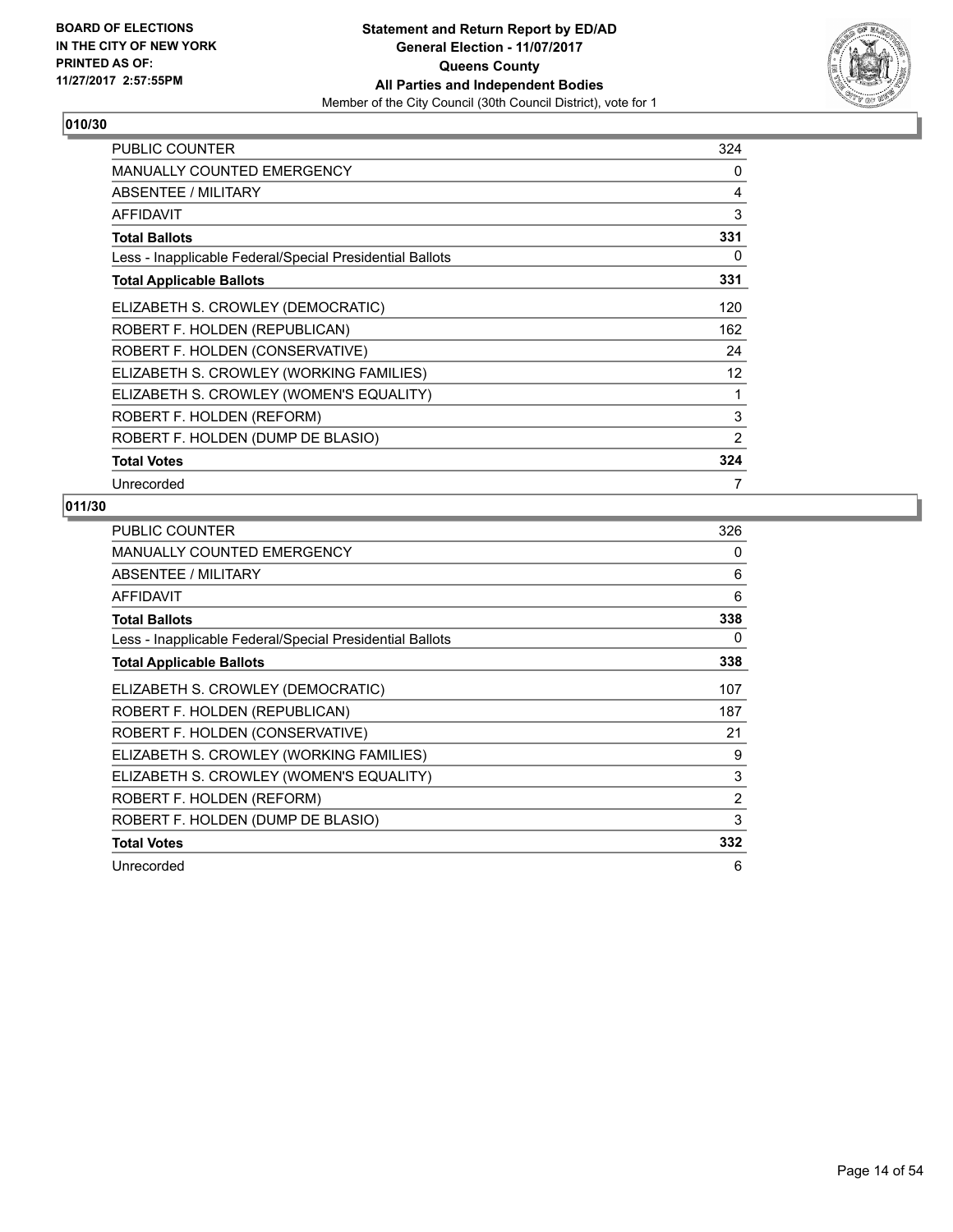**BOARD OF ELECTIONS IN THE CITY OF NEW YORK PRINTED AS OF: 11/27/2017 2:57:55PM**

**Statement and Return Report by ED/AD General Election - 11/07/2017 Queens County All Parties and Independent Bodies**
Member of the City Council (30th Council District), vote for 1

## 010/30

| | |
|---|---|
| PUBLIC COUNTER | 324 |
| MANUALLY COUNTED EMERGENCY | 0 |
| ABSENTEE / MILITARY | 4 |
| AFFIDAVIT | 3 |
| **Total Ballots** | **331** |
| Less - Inapplicable Federal/Special Presidential Ballots | 0 |
| **Total Applicable Ballots** | **331** |
| ELIZABETH S. CROWLEY (DEMOCRATIC) | 120 |
| ROBERT F. HOLDEN (REPUBLICAN) | 162 |
| ROBERT F. HOLDEN (CONSERVATIVE) | 24 |
| ELIZABETH S. CROWLEY (WORKING FAMILIES) | 12 |
| ELIZABETH S. CROWLEY (WOMEN'S EQUALITY) | 1 |
| ROBERT F. HOLDEN (REFORM) | 3 |
| ROBERT F. HOLDEN (DUMP DE BLASIO) | 2 |
| **Total Votes** | **324** |
| Unrecorded | 7 |

## 011/30

| | |
|---|---|
| PUBLIC COUNTER | 326 |
| MANUALLY COUNTED EMERGENCY | 0 |
| ABSENTEE / MILITARY | 6 |
| AFFIDAVIT | 6 |
| **Total Ballots** | **338** |
| Less - Inapplicable Federal/Special Presidential Ballots | 0 |
| **Total Applicable Ballots** | **338** |
| ELIZABETH S. CROWLEY (DEMOCRATIC) | 107 |
| ROBERT F. HOLDEN (REPUBLICAN) | 187 |
| ROBERT F. HOLDEN (CONSERVATIVE) | 21 |
| ELIZABETH S. CROWLEY (WORKING FAMILIES) | 9 |
| ELIZABETH S. CROWLEY (WOMEN'S EQUALITY) | 3 |
| ROBERT F. HOLDEN (REFORM) | 2 |
| ROBERT F. HOLDEN (DUMP DE BLASIO) | 3 |
| **Total Votes** | **332** |
| Unrecorded | 6 |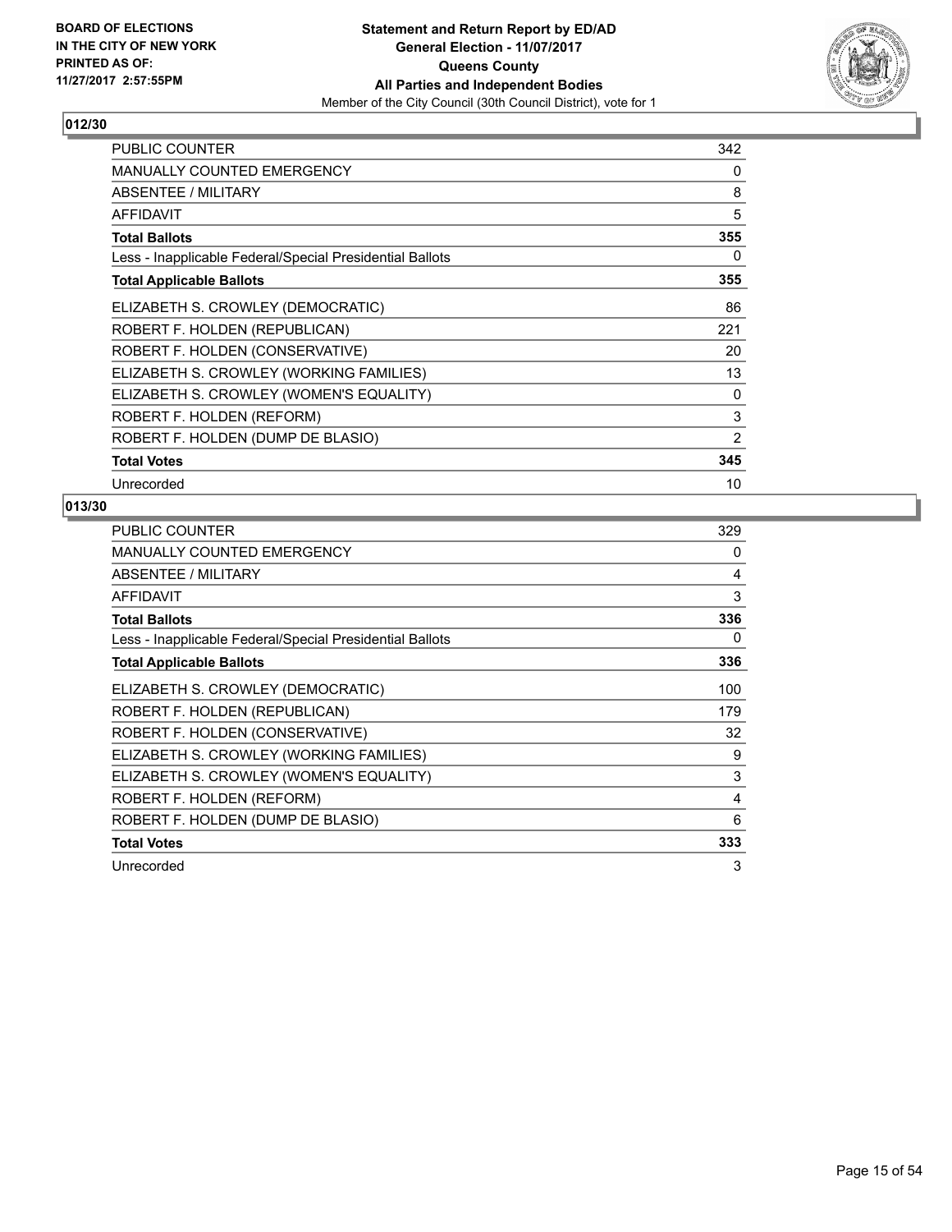**BOARD OF ELECTIONS IN THE CITY OF NEW YORK PRINTED AS OF: 11/27/2017 2:57:55PM**

**Statement and Return Report by ED/AD**
**General Election - 11/07/2017**
**Queens County**
**All Parties and Independent Bodies**
Member of the City Council (30th Council District), vote for 1

### 012/30

| | |
|---|---|
| PUBLIC COUNTER | 342 |
| MANUALLY COUNTED EMERGENCY | 0 |
| ABSENTEE / MILITARY | 8 |
| AFFIDAVIT | 5 |
| **Total Ballots** | **355** |
| Less - Inapplicable Federal/Special Presidential Ballots | 0 |
| **Total Applicable Ballots** | **355** |
| ELIZABETH S. CROWLEY (DEMOCRATIC) | 86 |
| ROBERT F. HOLDEN (REPUBLICAN) | 221 |
| ROBERT F. HOLDEN (CONSERVATIVE) | 20 |
| ELIZABETH S. CROWLEY (WORKING FAMILIES) | 13 |
| ELIZABETH S. CROWLEY (WOMEN'S EQUALITY) | 0 |
| ROBERT F. HOLDEN (REFORM) | 3 |
| ROBERT F. HOLDEN (DUMP DE BLASIO) | 2 |
| **Total Votes** | **345** |
| Unrecorded | 10 |

### 013/30

| | |
|---|---|
| PUBLIC COUNTER | 329 |
| MANUALLY COUNTED EMERGENCY | 0 |
| ABSENTEE / MILITARY | 4 |
| AFFIDAVIT | 3 |
| **Total Ballots** | **336** |
| Less - Inapplicable Federal/Special Presidential Ballots | 0 |
| **Total Applicable Ballots** | **336** |
| ELIZABETH S. CROWLEY (DEMOCRATIC) | 100 |
| ROBERT F. HOLDEN (REPUBLICAN) | 179 |
| ROBERT F. HOLDEN (CONSERVATIVE) | 32 |
| ELIZABETH S. CROWLEY (WORKING FAMILIES) | 9 |
| ELIZABETH S. CROWLEY (WOMEN'S EQUALITY) | 3 |
| ROBERT F. HOLDEN (REFORM) | 4 |
| ROBERT F. HOLDEN (DUMP DE BLASIO) | 6 |
| **Total Votes** | **333** |
| Unrecorded | 3 |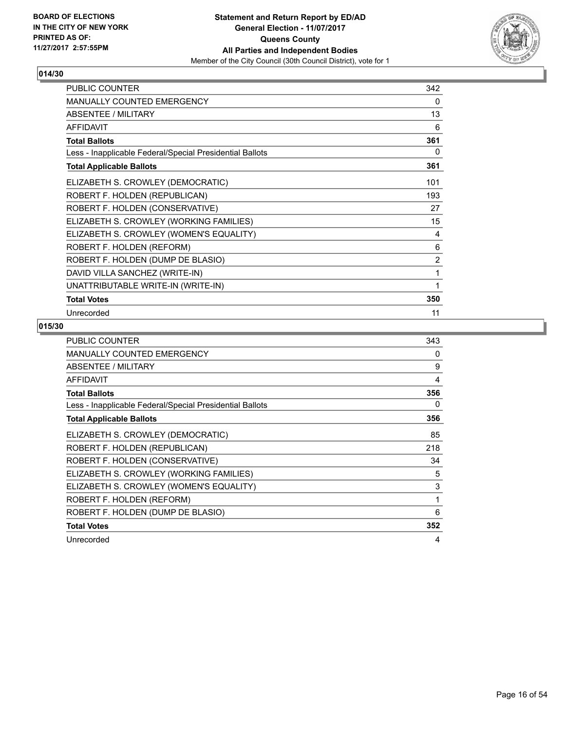**BOARD OF ELECTIONS IN THE CITY OF NEW YORK PRINTED AS OF: 11/27/2017 2:57:55PM**

**Statement and Return Report by ED/AD**
**General Election - 11/07/2017**
**Queens County**
**All Parties and Independent Bodies**
Member of the City Council (30th Council District), vote for 1

## 014/30

| | |
|---|---|
| PUBLIC COUNTER | 342 |
| MANUALLY COUNTED EMERGENCY | 0 |
| ABSENTEE / MILITARY | 13 |
| AFFIDAVIT | 6 |
| **Total Ballots** | **361** |
| Less - Inapplicable Federal/Special Presidential Ballots | 0 |
| **Total Applicable Ballots** | **361** |
| ELIZABETH S. CROWLEY (DEMOCRATIC) | 101 |
| ROBERT F. HOLDEN (REPUBLICAN) | 193 |
| ROBERT F. HOLDEN (CONSERVATIVE) | 27 |
| ELIZABETH S. CROWLEY (WORKING FAMILIES) | 15 |
| ELIZABETH S. CROWLEY (WOMEN'S EQUALITY) | 4 |
| ROBERT F. HOLDEN (REFORM) | 6 |
| ROBERT F. HOLDEN (DUMP DE BLASIO) | 2 |
| DAVID VILLA SANCHEZ (WRITE-IN) | 1 |
| UNATTRIBUTABLE WRITE-IN (WRITE-IN) | 1 |
| **Total Votes** | **350** |
| Unrecorded | 11 |

## 015/30

| | |
|---|---|
| PUBLIC COUNTER | 343 |
| MANUALLY COUNTED EMERGENCY | 0 |
| ABSENTEE / MILITARY | 9 |
| AFFIDAVIT | 4 |
| **Total Ballots** | **356** |
| Less - Inapplicable Federal/Special Presidential Ballots | 0 |
| **Total Applicable Ballots** | **356** |
| ELIZABETH S. CROWLEY (DEMOCRATIC) | 85 |
| ROBERT F. HOLDEN (REPUBLICAN) | 218 |
| ROBERT F. HOLDEN (CONSERVATIVE) | 34 |
| ELIZABETH S. CROWLEY (WORKING FAMILIES) | 5 |
| ELIZABETH S. CROWLEY (WOMEN'S EQUALITY) | 3 |
| ROBERT F. HOLDEN (REFORM) | 1 |
| ROBERT F. HOLDEN (DUMP DE BLASIO) | 6 |
| **Total Votes** | **352** |
| Unrecorded | 4 |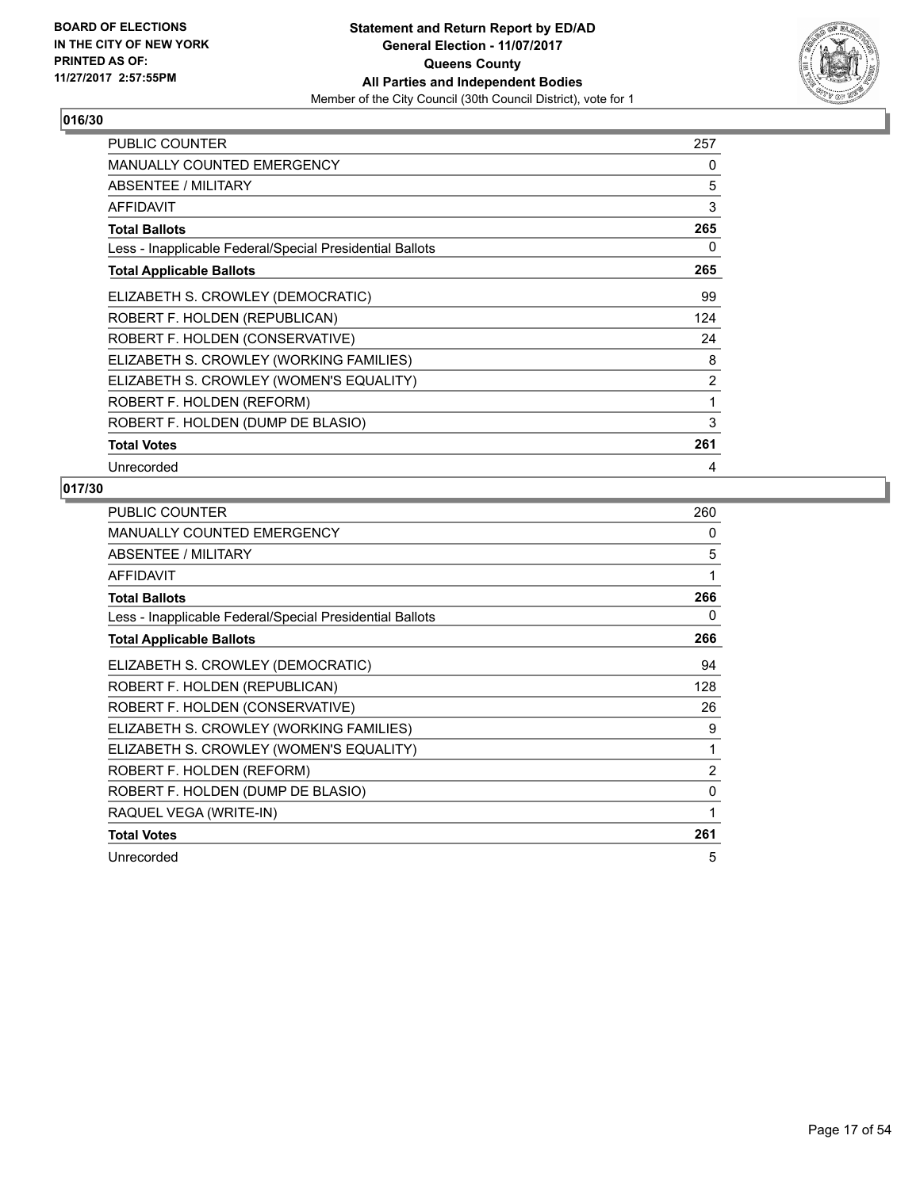BOARD OF ELECTIONS
IN THE CITY OF NEW YORK
PRINTED AS OF:
11/27/2017 2:57:55PM

**Statement and Return Report by ED/AD**
**General Election - 11/07/2017**
**Queens County**
**All Parties and Independent Bodies**
Member of the City Council (30th Council District), vote for 1

### 016/30

| | |
|---|---|
| PUBLIC COUNTER | 257 |
| MANUALLY COUNTED EMERGENCY | 0 |
| ABSENTEE / MILITARY | 5 |
| AFFIDAVIT | 3 |
| **Total Ballots** | **265** |
| Less - Inapplicable Federal/Special Presidential Ballots | 0 |
| **Total Applicable Ballots** | **265** |
| ELIZABETH S. CROWLEY (DEMOCRATIC) | 99 |
| ROBERT F. HOLDEN (REPUBLICAN) | 124 |
| ROBERT F. HOLDEN (CONSERVATIVE) | 24 |
| ELIZABETH S. CROWLEY (WORKING FAMILIES) | 8 |
| ELIZABETH S. CROWLEY (WOMEN'S EQUALITY) | 2 |
| ROBERT F. HOLDEN (REFORM) | 1 |
| ROBERT F. HOLDEN (DUMP DE BLASIO) | 3 |
| **Total Votes** | **261** |
| Unrecorded | 4 |

### 017/30

| | |
|---|---|
| PUBLIC COUNTER | 260 |
| MANUALLY COUNTED EMERGENCY | 0 |
| ABSENTEE / MILITARY | 5 |
| AFFIDAVIT | 1 |
| **Total Ballots** | **266** |
| Less - Inapplicable Federal/Special Presidential Ballots | 0 |
| **Total Applicable Ballots** | **266** |
| ELIZABETH S. CROWLEY (DEMOCRATIC) | 94 |
| ROBERT F. HOLDEN (REPUBLICAN) | 128 |
| ROBERT F. HOLDEN (CONSERVATIVE) | 26 |
| ELIZABETH S. CROWLEY (WORKING FAMILIES) | 9 |
| ELIZABETH S. CROWLEY (WOMEN'S EQUALITY) | 1 |
| ROBERT F. HOLDEN (REFORM) | 2 |
| ROBERT F. HOLDEN (DUMP DE BLASIO) | 0 |
| RAQUEL VEGA (WRITE-IN) | 1 |
| **Total Votes** | **261** |
| Unrecorded | 5 |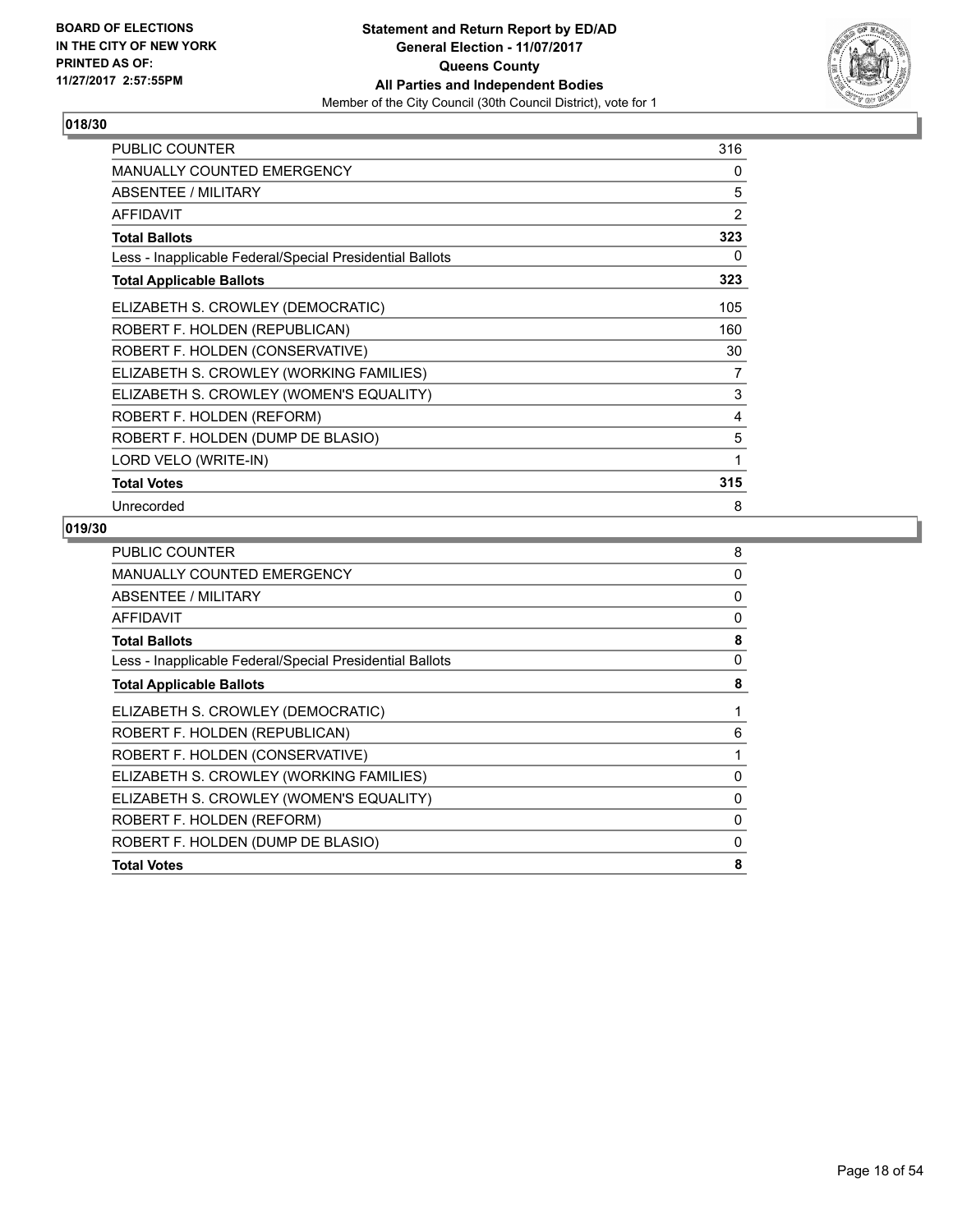BOARD OF ELECTIONS
IN THE CITY OF NEW YORK
PRINTED AS OF:
11/27/2017 2:57:55PM

**Statement and Return Report by ED/AD**
**General Election - 11/07/2017**
**Queens County**
**All Parties and Independent Bodies**
Member of the City Council (30th Council District), vote for 1

## 018/30

| | |
|---|---|
| PUBLIC COUNTER | 316 |
| MANUALLY COUNTED EMERGENCY | 0 |
| ABSENTEE / MILITARY | 5 |
| AFFIDAVIT | 2 |
| **Total Ballots** | **323** |
| Less - Inapplicable Federal/Special Presidential Ballots | 0 |
| **Total Applicable Ballots** | **323** |
| ELIZABETH S. CROWLEY (DEMOCRATIC) | 105 |
| ROBERT F. HOLDEN (REPUBLICAN) | 160 |
| ROBERT F. HOLDEN (CONSERVATIVE) | 30 |
| ELIZABETH S. CROWLEY (WORKING FAMILIES) | 7 |
| ELIZABETH S. CROWLEY (WOMEN'S EQUALITY) | 3 |
| ROBERT F. HOLDEN (REFORM) | 4 |
| ROBERT F. HOLDEN (DUMP DE BLASIO) | 5 |
| LORD VELO (WRITE-IN) | 1 |
| **Total Votes** | **315** |
| Unrecorded | 8 |

## 019/30

| | |
|---|---|
| PUBLIC COUNTER | 8 |
| MANUALLY COUNTED EMERGENCY | 0 |
| ABSENTEE / MILITARY | 0 |
| AFFIDAVIT | 0 |
| **Total Ballots** | **8** |
| Less - Inapplicable Federal/Special Presidential Ballots | 0 |
| **Total Applicable Ballots** | **8** |
| ELIZABETH S. CROWLEY (DEMOCRATIC) | 1 |
| ROBERT F. HOLDEN (REPUBLICAN) | 6 |
| ROBERT F. HOLDEN (CONSERVATIVE) | 1 |
| ELIZABETH S. CROWLEY (WORKING FAMILIES) | 0 |
| ELIZABETH S. CROWLEY (WOMEN'S EQUALITY) | 0 |
| ROBERT F. HOLDEN (REFORM) | 0 |
| ROBERT F. HOLDEN (DUMP DE BLASIO) | 0 |
| **Total Votes** | **8** |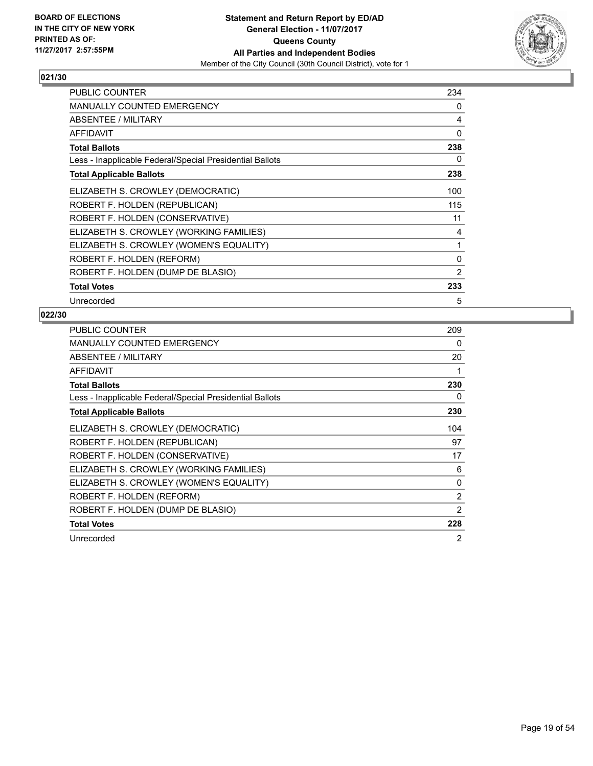BOARD OF ELECTIONS
IN THE CITY OF NEW YORK
PRINTED AS OF:
11/27/2017 2:57:55PM

**Statement and Return Report by ED/AD**
**General Election - 11/07/2017**
**Queens County**
**All Parties and Independent Bodies**
Member of the City Council (30th Council District), vote for 1

## 021/30

| | |
|---|---|
| PUBLIC COUNTER | 234 |
| MANUALLY COUNTED EMERGENCY | 0 |
| ABSENTEE / MILITARY | 4 |
| AFFIDAVIT | 0 |
| **Total Ballots** | **238** |
| Less - Inapplicable Federal/Special Presidential Ballots | 0 |
| **Total Applicable Ballots** | **238** |
| ELIZABETH S. CROWLEY (DEMOCRATIC) | 100 |
| ROBERT F. HOLDEN (REPUBLICAN) | 115 |
| ROBERT F. HOLDEN (CONSERVATIVE) | 11 |
| ELIZABETH S. CROWLEY (WORKING FAMILIES) | 4 |
| ELIZABETH S. CROWLEY (WOMEN'S EQUALITY) | 1 |
| ROBERT F. HOLDEN (REFORM) | 0 |
| ROBERT F. HOLDEN (DUMP DE BLASIO) | 2 |
| **Total Votes** | **233** |
| Unrecorded | 5 |

## 022/30

| | |
|---|---|
| PUBLIC COUNTER | 209 |
| MANUALLY COUNTED EMERGENCY | 0 |
| ABSENTEE / MILITARY | 20 |
| AFFIDAVIT | 1 |
| **Total Ballots** | **230** |
| Less - Inapplicable Federal/Special Presidential Ballots | 0 |
| **Total Applicable Ballots** | **230** |
| ELIZABETH S. CROWLEY (DEMOCRATIC) | 104 |
| ROBERT F. HOLDEN (REPUBLICAN) | 97 |
| ROBERT F. HOLDEN (CONSERVATIVE) | 17 |
| ELIZABETH S. CROWLEY (WORKING FAMILIES) | 6 |
| ELIZABETH S. CROWLEY (WOMEN'S EQUALITY) | 0 |
| ROBERT F. HOLDEN (REFORM) | 2 |
| ROBERT F. HOLDEN (DUMP DE BLASIO) | 2 |
| **Total Votes** | **228** |
| Unrecorded | 2 |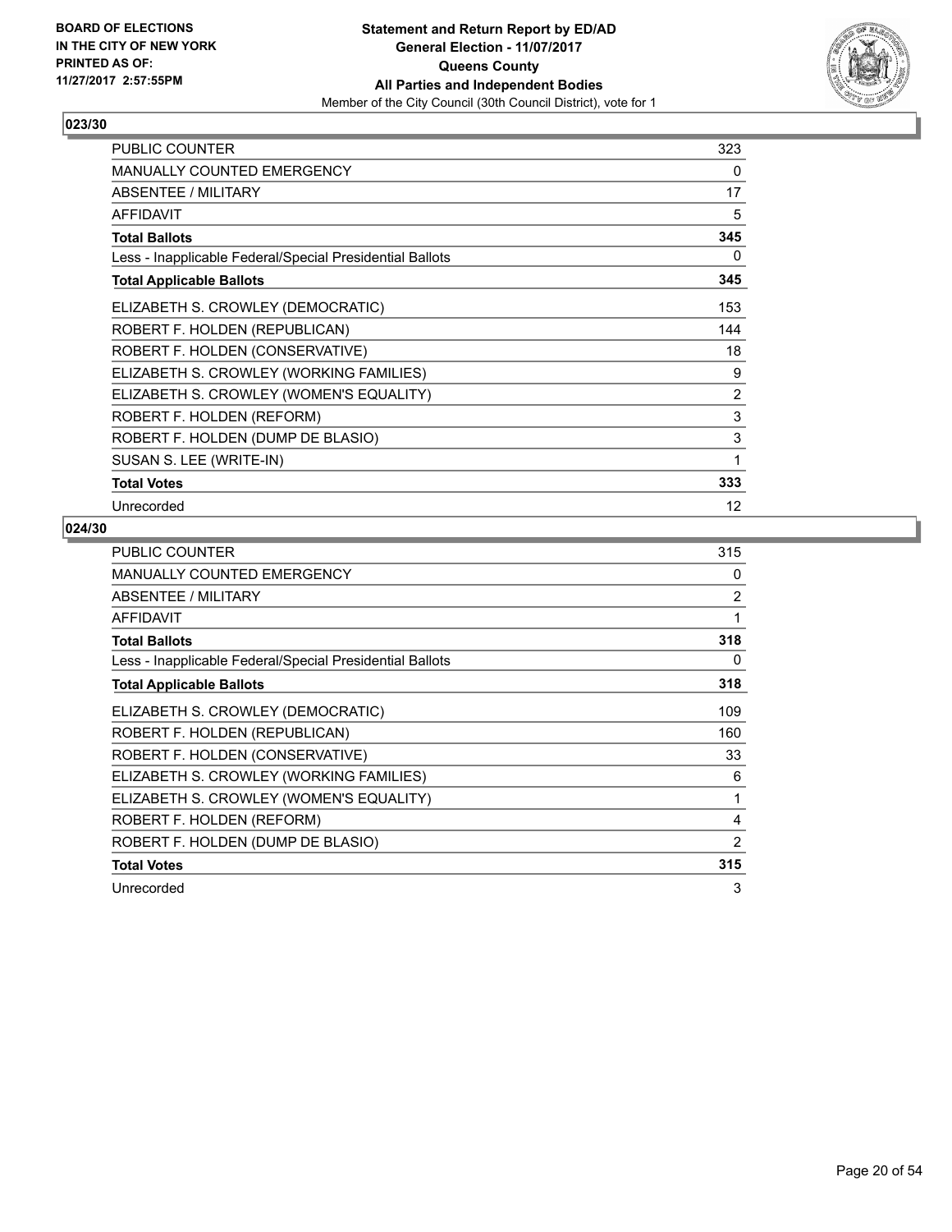**BOARD OF ELECTIONS IN THE CITY OF NEW YORK PRINTED AS OF: 11/27/2017 2:57:55PM**

**Statement and Return Report by ED/AD General Election - 11/07/2017 Queens County All Parties and Independent Bodies**

Member of the City Council (30th Council District), vote for 1

### 023/30

| | |
|---|---|
| PUBLIC COUNTER | 323 |
| MANUALLY COUNTED EMERGENCY | 0 |
| ABSENTEE / MILITARY | 17 |
| AFFIDAVIT | 5 |
| **Total Ballots** | **345** |
| Less - Inapplicable Federal/Special Presidential Ballots | 0 |
| **Total Applicable Ballots** | **345** |
| ELIZABETH S. CROWLEY (DEMOCRATIC) | 153 |
| ROBERT F. HOLDEN (REPUBLICAN) | 144 |
| ROBERT F. HOLDEN (CONSERVATIVE) | 18 |
| ELIZABETH S. CROWLEY (WORKING FAMILIES) | 9 |
| ELIZABETH S. CROWLEY (WOMEN'S EQUALITY) | 2 |
| ROBERT F. HOLDEN (REFORM) | 3 |
| ROBERT F. HOLDEN (DUMP DE BLASIO) | 3 |
| SUSAN S. LEE (WRITE-IN) | 1 |
| **Total Votes** | **333** |
| Unrecorded | 12 |

### 024/30

| | |
|---|---|
| PUBLIC COUNTER | 315 |
| MANUALLY COUNTED EMERGENCY | 0 |
| ABSENTEE / MILITARY | 2 |
| AFFIDAVIT | 1 |
| **Total Ballots** | **318** |
| Less - Inapplicable Federal/Special Presidential Ballots | 0 |
| **Total Applicable Ballots** | **318** |
| ELIZABETH S. CROWLEY (DEMOCRATIC) | 109 |
| ROBERT F. HOLDEN (REPUBLICAN) | 160 |
| ROBERT F. HOLDEN (CONSERVATIVE) | 33 |
| ELIZABETH S. CROWLEY (WORKING FAMILIES) | 6 |
| ELIZABETH S. CROWLEY (WOMEN'S EQUALITY) | 1 |
| ROBERT F. HOLDEN (REFORM) | 4 |
| ROBERT F. HOLDEN (DUMP DE BLASIO) | 2 |
| **Total Votes** | **315** |
| Unrecorded | 3 |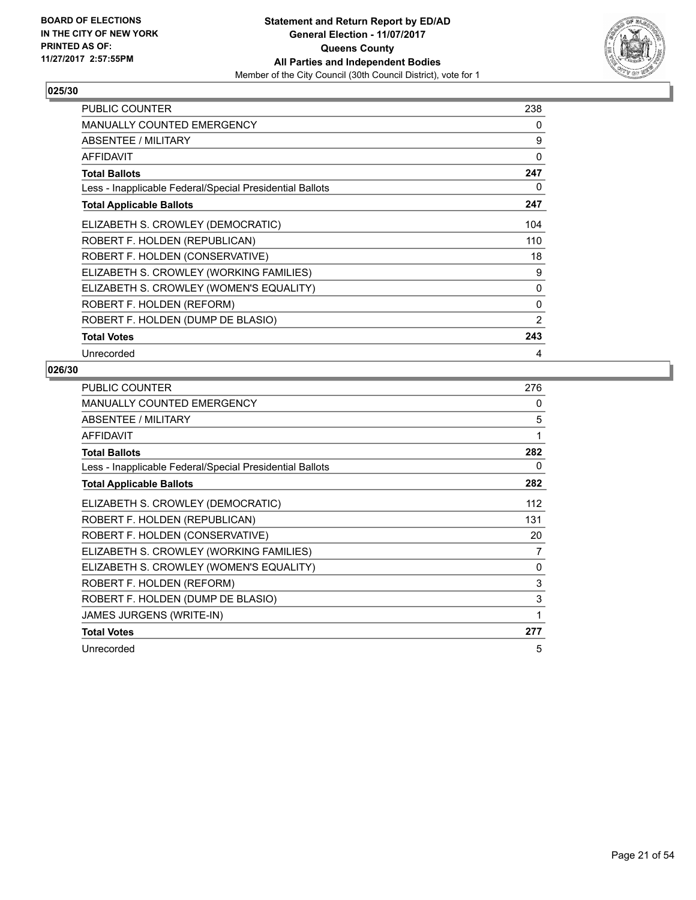BOARD OF ELECTIONS
IN THE CITY OF NEW YORK
PRINTED AS OF:
11/27/2017 2:57:55PM

**Statement and Return Report by ED/AD**
**General Election - 11/07/2017**
**Queens County**
**All Parties and Independent Bodies**
Member of the City Council (30th Council District), vote for 1

### 025/30

| | |
|---|---|
| PUBLIC COUNTER | 238 |
| MANUALLY COUNTED EMERGENCY | 0 |
| ABSENTEE / MILITARY | 9 |
| AFFIDAVIT | 0 |
| **Total Ballots** | **247** |
| Less - Inapplicable Federal/Special Presidential Ballots | 0 |
| **Total Applicable Ballots** | **247** |
| ELIZABETH S. CROWLEY (DEMOCRATIC) | 104 |
| ROBERT F. HOLDEN (REPUBLICAN) | 110 |
| ROBERT F. HOLDEN (CONSERVATIVE) | 18 |
| ELIZABETH S. CROWLEY (WORKING FAMILIES) | 9 |
| ELIZABETH S. CROWLEY (WOMEN'S EQUALITY) | 0 |
| ROBERT F. HOLDEN (REFORM) | 0 |
| ROBERT F. HOLDEN (DUMP DE BLASIO) | 2 |
| **Total Votes** | **243** |
| Unrecorded | 4 |

### 026/30

| | |
|---|---|
| PUBLIC COUNTER | 276 |
| MANUALLY COUNTED EMERGENCY | 0 |
| ABSENTEE / MILITARY | 5 |
| AFFIDAVIT | 1 |
| **Total Ballots** | **282** |
| Less - Inapplicable Federal/Special Presidential Ballots | 0 |
| **Total Applicable Ballots** | **282** |
| ELIZABETH S. CROWLEY (DEMOCRATIC) | 112 |
| ROBERT F. HOLDEN (REPUBLICAN) | 131 |
| ROBERT F. HOLDEN (CONSERVATIVE) | 20 |
| ELIZABETH S. CROWLEY (WORKING FAMILIES) | 7 |
| ELIZABETH S. CROWLEY (WOMEN'S EQUALITY) | 0 |
| ROBERT F. HOLDEN (REFORM) | 3 |
| ROBERT F. HOLDEN (DUMP DE BLASIO) | 3 |
| JAMES JURGENS (WRITE-IN) | 1 |
| **Total Votes** | **277** |
| Unrecorded | 5 |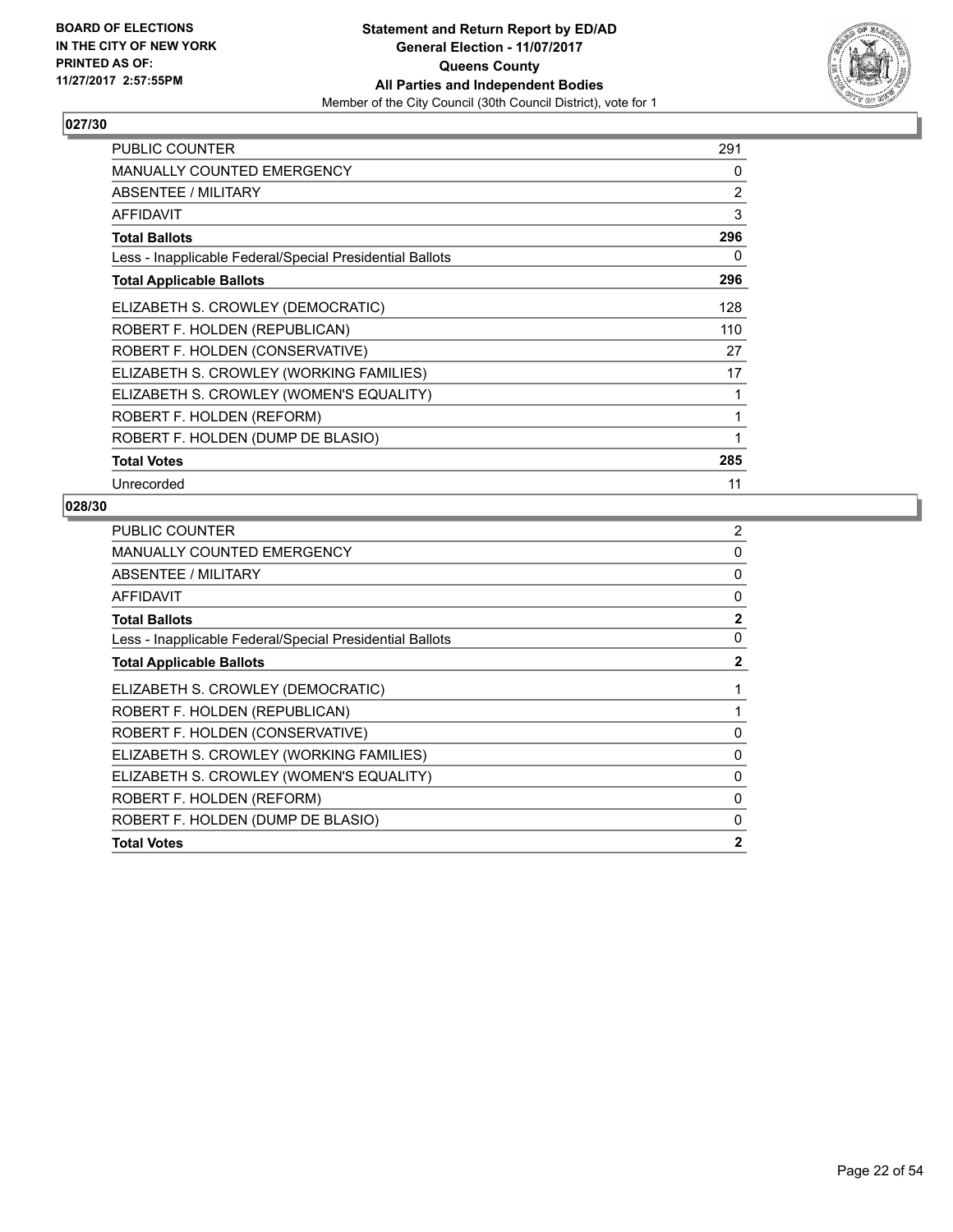**BOARD OF ELECTIONS IN THE CITY OF NEW YORK PRINTED AS OF: 11/27/2017 2:57:55PM**

**Statement and Return Report by ED/AD**
**General Election - 11/07/2017**
**Queens County**
**All Parties and Independent Bodies**
Member of the City Council (30th Council District), vote for 1

### 027/30

| | |
|---|---|
| PUBLIC COUNTER | 291 |
| MANUALLY COUNTED EMERGENCY | 0 |
| ABSENTEE / MILITARY | 2 |
| AFFIDAVIT | 3 |
| **Total Ballots** | **296** |
| Less - Inapplicable Federal/Special Presidential Ballots | 0 |
| **Total Applicable Ballots** | **296** |
| ELIZABETH S. CROWLEY (DEMOCRATIC) | 128 |
| ROBERT F. HOLDEN (REPUBLICAN) | 110 |
| ROBERT F. HOLDEN (CONSERVATIVE) | 27 |
| ELIZABETH S. CROWLEY (WORKING FAMILIES) | 17 |
| ELIZABETH S. CROWLEY (WOMEN'S EQUALITY) | 1 |
| ROBERT F. HOLDEN (REFORM) | 1 |
| ROBERT F. HOLDEN (DUMP DE BLASIO) | 1 |
| **Total Votes** | **285** |
| Unrecorded | 11 |

### 028/30

| | |
|---|---|
| PUBLIC COUNTER | 2 |
| MANUALLY COUNTED EMERGENCY | 0 |
| ABSENTEE / MILITARY | 0 |
| AFFIDAVIT | 0 |
| **Total Ballots** | **2** |
| Less - Inapplicable Federal/Special Presidential Ballots | 0 |
| **Total Applicable Ballots** | **2** |
| ELIZABETH S. CROWLEY (DEMOCRATIC) | 1 |
| ROBERT F. HOLDEN (REPUBLICAN) | 1 |
| ROBERT F. HOLDEN (CONSERVATIVE) | 0 |
| ELIZABETH S. CROWLEY (WORKING FAMILIES) | 0 |
| ELIZABETH S. CROWLEY (WOMEN'S EQUALITY) | 0 |
| ROBERT F. HOLDEN (REFORM) | 0 |
| ROBERT F. HOLDEN (DUMP DE BLASIO) | 0 |
| **Total Votes** | **2** |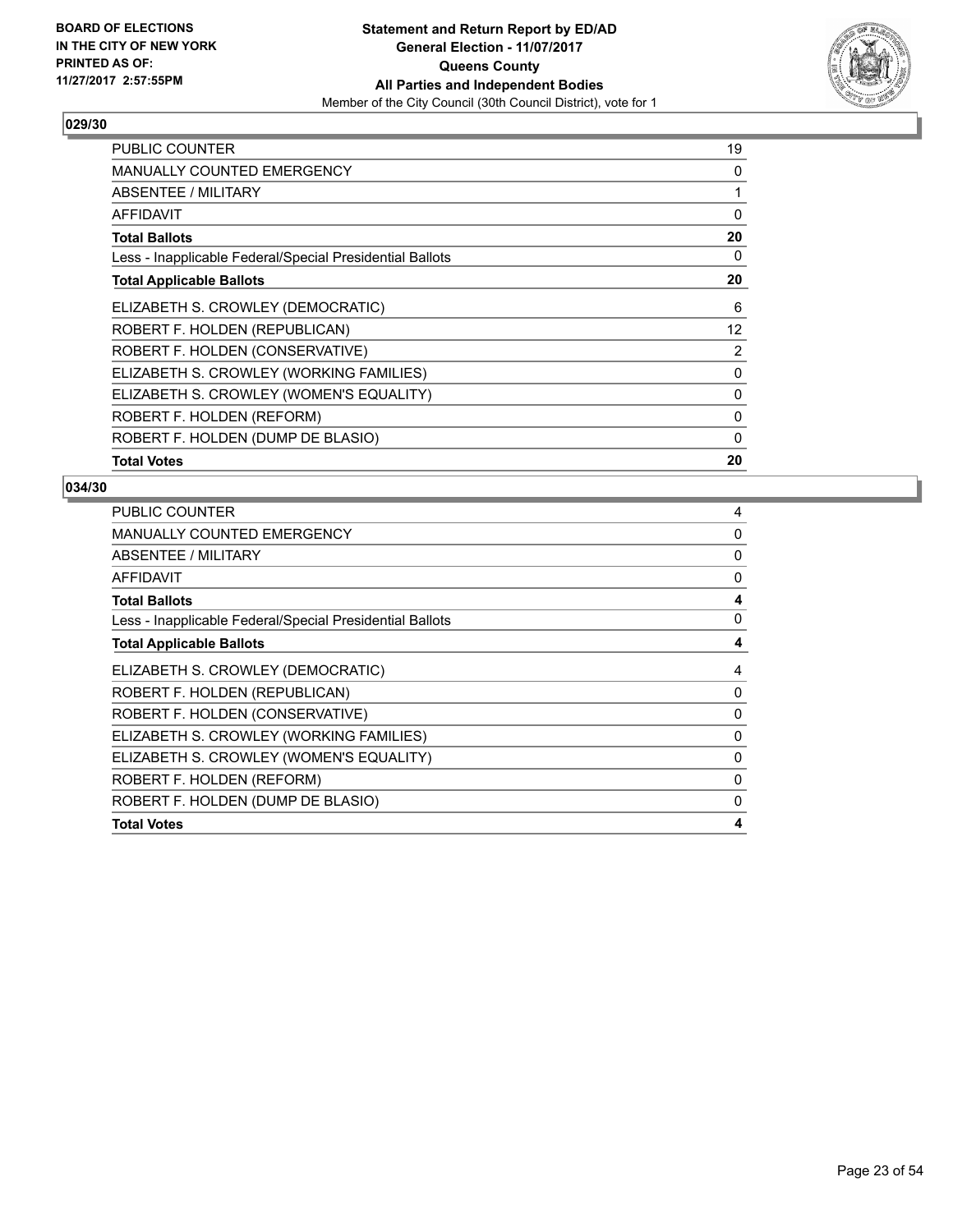BOARD OF ELECTIONS
IN THE CITY OF NEW YORK
PRINTED AS OF:
11/27/2017 2:57:55PM

**Statement and Return Report by ED/AD**
**General Election - 11/07/2017**
**Queens County**
**All Parties and Independent Bodies**
Member of the City Council (30th Council District), vote for 1

## 029/30

| | |
|---|---|
| PUBLIC COUNTER | 19 |
| MANUALLY COUNTED EMERGENCY | 0 |
| ABSENTEE / MILITARY | 1 |
| AFFIDAVIT | 0 |
| **Total Ballots** | **20** |
| Less - Inapplicable Federal/Special Presidential Ballots | 0 |
| **Total Applicable Ballots** | **20** |
| ELIZABETH S. CROWLEY (DEMOCRATIC) | 6 |
| ROBERT F. HOLDEN (REPUBLICAN) | 12 |
| ROBERT F. HOLDEN (CONSERVATIVE) | 2 |
| ELIZABETH S. CROWLEY (WORKING FAMILIES) | 0 |
| ELIZABETH S. CROWLEY (WOMEN'S EQUALITY) | 0 |
| ROBERT F. HOLDEN (REFORM) | 0 |
| ROBERT F. HOLDEN (DUMP DE BLASIO) | 0 |
| **Total Votes** | **20** |

## 034/30

| | |
|---|---|
| PUBLIC COUNTER | 4 |
| MANUALLY COUNTED EMERGENCY | 0 |
| ABSENTEE / MILITARY | 0 |
| AFFIDAVIT | 0 |
| **Total Ballots** | **4** |
| Less - Inapplicable Federal/Special Presidential Ballots | 0 |
| **Total Applicable Ballots** | **4** |
| ELIZABETH S. CROWLEY (DEMOCRATIC) | 4 |
| ROBERT F. HOLDEN (REPUBLICAN) | 0 |
| ROBERT F. HOLDEN (CONSERVATIVE) | 0 |
| ELIZABETH S. CROWLEY (WORKING FAMILIES) | 0 |
| ELIZABETH S. CROWLEY (WOMEN'S EQUALITY) | 0 |
| ROBERT F. HOLDEN (REFORM) | 0 |
| ROBERT F. HOLDEN (DUMP DE BLASIO) | 0 |
| **Total Votes** | **4** |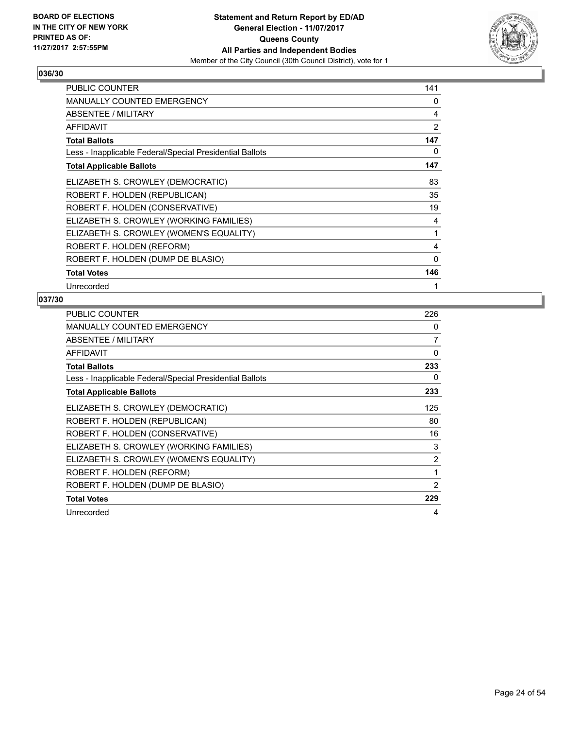**BOARD OF ELECTIONS IN THE CITY OF NEW YORK PRINTED AS OF: 11/27/2017 2:57:55PM**

**Statement and Return Report by ED/AD**
**General Election - 11/07/2017**
**Queens County**
**All Parties and Independent Bodies**
Member of the City Council (30th Council District), vote for 1

## 036/30

| | |
|---|---|
| PUBLIC COUNTER | 141 |
| MANUALLY COUNTED EMERGENCY | 0 |
| ABSENTEE / MILITARY | 4 |
| AFFIDAVIT | 2 |
| **Total Ballots** | **147** |
| Less - Inapplicable Federal/Special Presidential Ballots | 0 |
| **Total Applicable Ballots** | **147** |
| ELIZABETH S. CROWLEY (DEMOCRATIC) | 83 |
| ROBERT F. HOLDEN (REPUBLICAN) | 35 |
| ROBERT F. HOLDEN (CONSERVATIVE) | 19 |
| ELIZABETH S. CROWLEY (WORKING FAMILIES) | 4 |
| ELIZABETH S. CROWLEY (WOMEN'S EQUALITY) | 1 |
| ROBERT F. HOLDEN (REFORM) | 4 |
| ROBERT F. HOLDEN (DUMP DE BLASIO) | 0 |
| **Total Votes** | **146** |
| Unrecorded | 1 |

## 037/30

| | |
|---|---|
| PUBLIC COUNTER | 226 |
| MANUALLY COUNTED EMERGENCY | 0 |
| ABSENTEE / MILITARY | 7 |
| AFFIDAVIT | 0 |
| **Total Ballots** | **233** |
| Less - Inapplicable Federal/Special Presidential Ballots | 0 |
| **Total Applicable Ballots** | **233** |
| ELIZABETH S. CROWLEY (DEMOCRATIC) | 125 |
| ROBERT F. HOLDEN (REPUBLICAN) | 80 |
| ROBERT F. HOLDEN (CONSERVATIVE) | 16 |
| ELIZABETH S. CROWLEY (WORKING FAMILIES) | 3 |
| ELIZABETH S. CROWLEY (WOMEN'S EQUALITY) | 2 |
| ROBERT F. HOLDEN (REFORM) | 1 |
| ROBERT F. HOLDEN (DUMP DE BLASIO) | 2 |
| **Total Votes** | **229** |
| Unrecorded | 4 |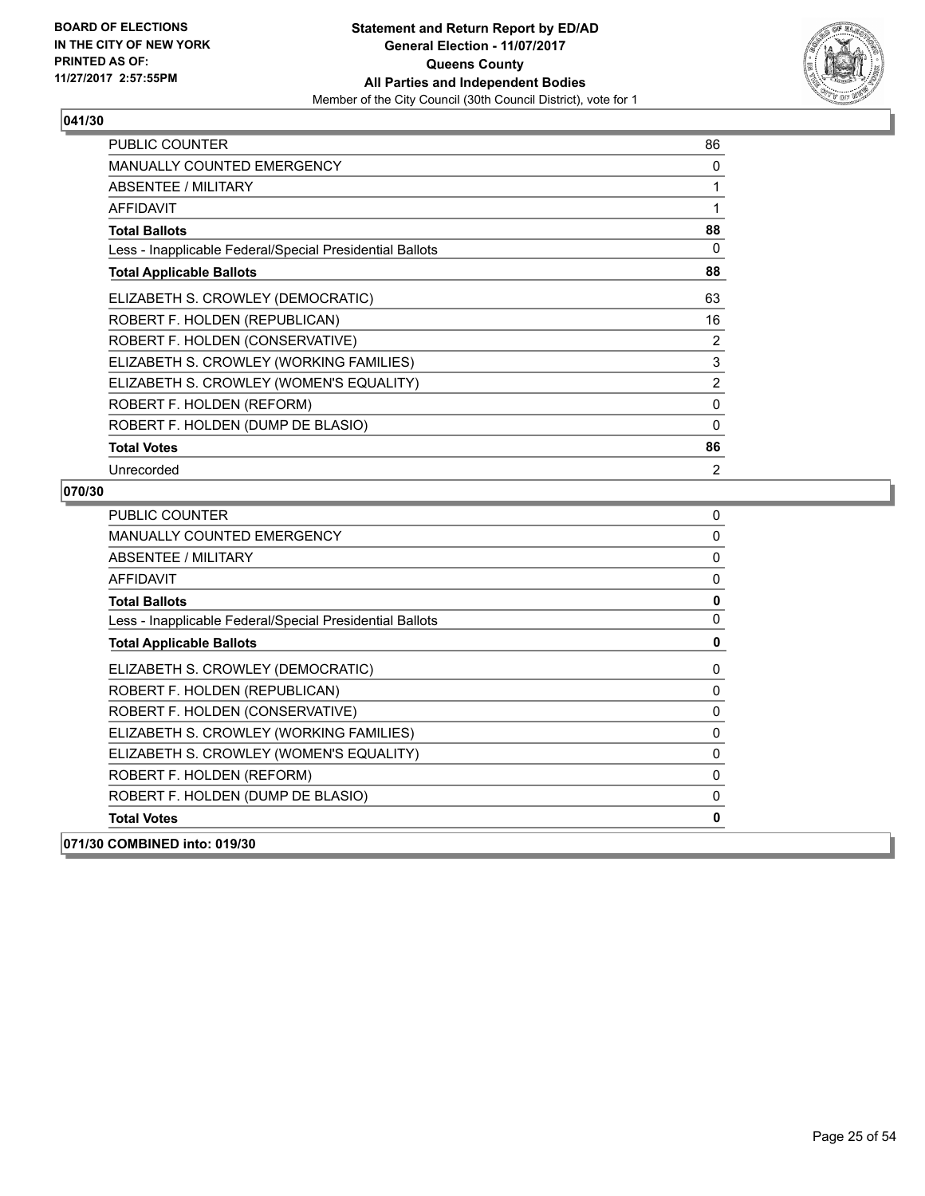**BOARD OF ELECTIONS IN THE CITY OF NEW YORK PRINTED AS OF: 11/27/2017 2:57:55PM**

**Statement and Return Report by ED/AD**
**General Election - 11/07/2017**
**Queens County**
**All Parties and Independent Bodies**
Member of the City Council (30th Council District), vote for 1

## 041/30

| | |
|---|---|
| PUBLIC COUNTER | 86 |
| MANUALLY COUNTED EMERGENCY | 0 |
| ABSENTEE / MILITARY | 1 |
| AFFIDAVIT | 1 |
| **Total Ballots** | **88** |
| Less - Inapplicable Federal/Special Presidential Ballots | 0 |
| **Total Applicable Ballots** | **88** |
| ELIZABETH S. CROWLEY (DEMOCRATIC) | 63 |
| ROBERT F. HOLDEN (REPUBLICAN) | 16 |
| ROBERT F. HOLDEN (CONSERVATIVE) | 2 |
| ELIZABETH S. CROWLEY (WORKING FAMILIES) | 3 |
| ELIZABETH S. CROWLEY (WOMEN'S EQUALITY) | 2 |
| ROBERT F. HOLDEN (REFORM) | 0 |
| ROBERT F. HOLDEN (DUMP DE BLASIO) | 0 |
| **Total Votes** | **86** |
| Unrecorded | 2 |

## 070/30

| | |
|---|---|
| PUBLIC COUNTER | 0 |
| MANUALLY COUNTED EMERGENCY | 0 |
| ABSENTEE / MILITARY | 0 |
| AFFIDAVIT | 0 |
| **Total Ballots** | **0** |
| Less - Inapplicable Federal/Special Presidential Ballots | 0 |
| **Total Applicable Ballots** | **0** |
| ELIZABETH S. CROWLEY (DEMOCRATIC) | 0 |
| ROBERT F. HOLDEN (REPUBLICAN) | 0 |
| ROBERT F. HOLDEN (CONSERVATIVE) | 0 |
| ELIZABETH S. CROWLEY (WORKING FAMILIES) | 0 |
| ELIZABETH S. CROWLEY (WOMEN'S EQUALITY) | 0 |
| ROBERT F. HOLDEN (REFORM) | 0 |
| ROBERT F. HOLDEN (DUMP DE BLASIO) | 0 |
| **Total Votes** | **0** |

## 071/30 COMBINED into: 019/30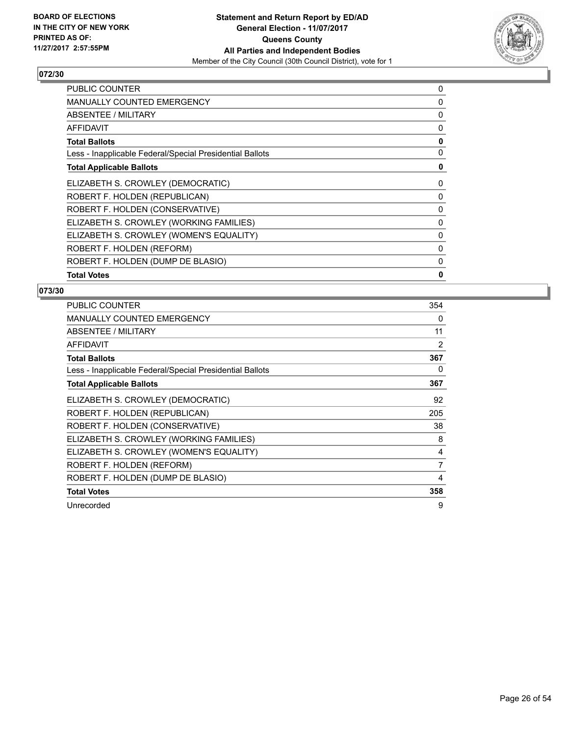BOARD OF ELECTIONS
IN THE CITY OF NEW YORK
PRINTED AS OF:
11/27/2017 2:57:55PM

**Statement and Return Report by ED/AD**
**General Election - 11/07/2017**
**Queens County**
**All Parties and Independent Bodies**
Member of the City Council (30th Council District), vote for 1

## 072/30

| | |
|---|---|
| PUBLIC COUNTER | 0 |
| MANUALLY COUNTED EMERGENCY | 0 |
| ABSENTEE / MILITARY | 0 |
| AFFIDAVIT | 0 |
| **Total Ballots** | **0** |
| Less - Inapplicable Federal/Special Presidential Ballots | 0 |
| **Total Applicable Ballots** | **0** |
| ELIZABETH S. CROWLEY (DEMOCRATIC) | 0 |
| ROBERT F. HOLDEN (REPUBLICAN) | 0 |
| ROBERT F. HOLDEN (CONSERVATIVE) | 0 |
| ELIZABETH S. CROWLEY (WORKING FAMILIES) | 0 |
| ELIZABETH S. CROWLEY (WOMEN'S EQUALITY) | 0 |
| ROBERT F. HOLDEN (REFORM) | 0 |
| ROBERT F. HOLDEN (DUMP DE BLASIO) | 0 |
| **Total Votes** | **0** |

## 073/30

| | |
|---|---|
| PUBLIC COUNTER | 354 |
| MANUALLY COUNTED EMERGENCY | 0 |
| ABSENTEE / MILITARY | 11 |
| AFFIDAVIT | 2 |
| **Total Ballots** | **367** |
| Less - Inapplicable Federal/Special Presidential Ballots | 0 |
| **Total Applicable Ballots** | **367** |
| ELIZABETH S. CROWLEY (DEMOCRATIC) | 92 |
| ROBERT F. HOLDEN (REPUBLICAN) | 205 |
| ROBERT F. HOLDEN (CONSERVATIVE) | 38 |
| ELIZABETH S. CROWLEY (WORKING FAMILIES) | 8 |
| ELIZABETH S. CROWLEY (WOMEN'S EQUALITY) | 4 |
| ROBERT F. HOLDEN (REFORM) | 7 |
| ROBERT F. HOLDEN (DUMP DE BLASIO) | 4 |
| **Total Votes** | **358** |
| Unrecorded | 9 |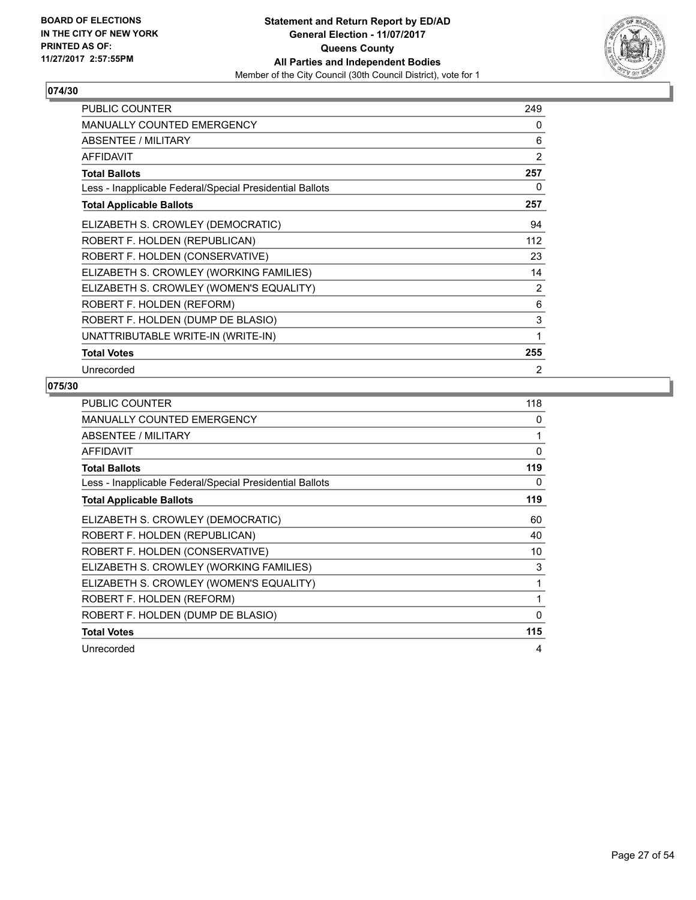## 074/30

| | |
|---|---|
| PUBLIC COUNTER | 249 |
| MANUALLY COUNTED EMERGENCY | 0 |
| ABSENTEE / MILITARY | 6 |
| AFFIDAVIT | 2 |
| **Total Ballots** | **257** |
| Less - Inapplicable Federal/Special Presidential Ballots | 0 |
| **Total Applicable Ballots** | **257** |
| ELIZABETH S. CROWLEY (DEMOCRATIC) | 94 |
| ROBERT F. HOLDEN (REPUBLICAN) | 112 |
| ROBERT F. HOLDEN (CONSERVATIVE) | 23 |
| ELIZABETH S. CROWLEY (WORKING FAMILIES) | 14 |
| ELIZABETH S. CROWLEY (WOMEN'S EQUALITY) | 2 |
| ROBERT F. HOLDEN (REFORM) | 6 |
| ROBERT F. HOLDEN (DUMP DE BLASIO) | 3 |
| UNATTRIBUTABLE WRITE-IN (WRITE-IN) | 1 |
| **Total Votes** | **255** |
| Unrecorded | 2 |

## 075/30

| | |
|---|---|
| PUBLIC COUNTER | 118 |
| MANUALLY COUNTED EMERGENCY | 0 |
| ABSENTEE / MILITARY | 1 |
| AFFIDAVIT | 0 |
| **Total Ballots** | **119** |
| Less - Inapplicable Federal/Special Presidential Ballots | 0 |
| **Total Applicable Ballots** | **119** |
| ELIZABETH S. CROWLEY (DEMOCRATIC) | 60 |
| ROBERT F. HOLDEN (REPUBLICAN) | 40 |
| ROBERT F. HOLDEN (CONSERVATIVE) | 10 |
| ELIZABETH S. CROWLEY (WORKING FAMILIES) | 3 |
| ELIZABETH S. CROWLEY (WOMEN'S EQUALITY) | 1 |
| ROBERT F. HOLDEN (REFORM) | 1 |
| ROBERT F. HOLDEN (DUMP DE BLASIO) | 0 |
| **Total Votes** | **115** |
| Unrecorded | 4 |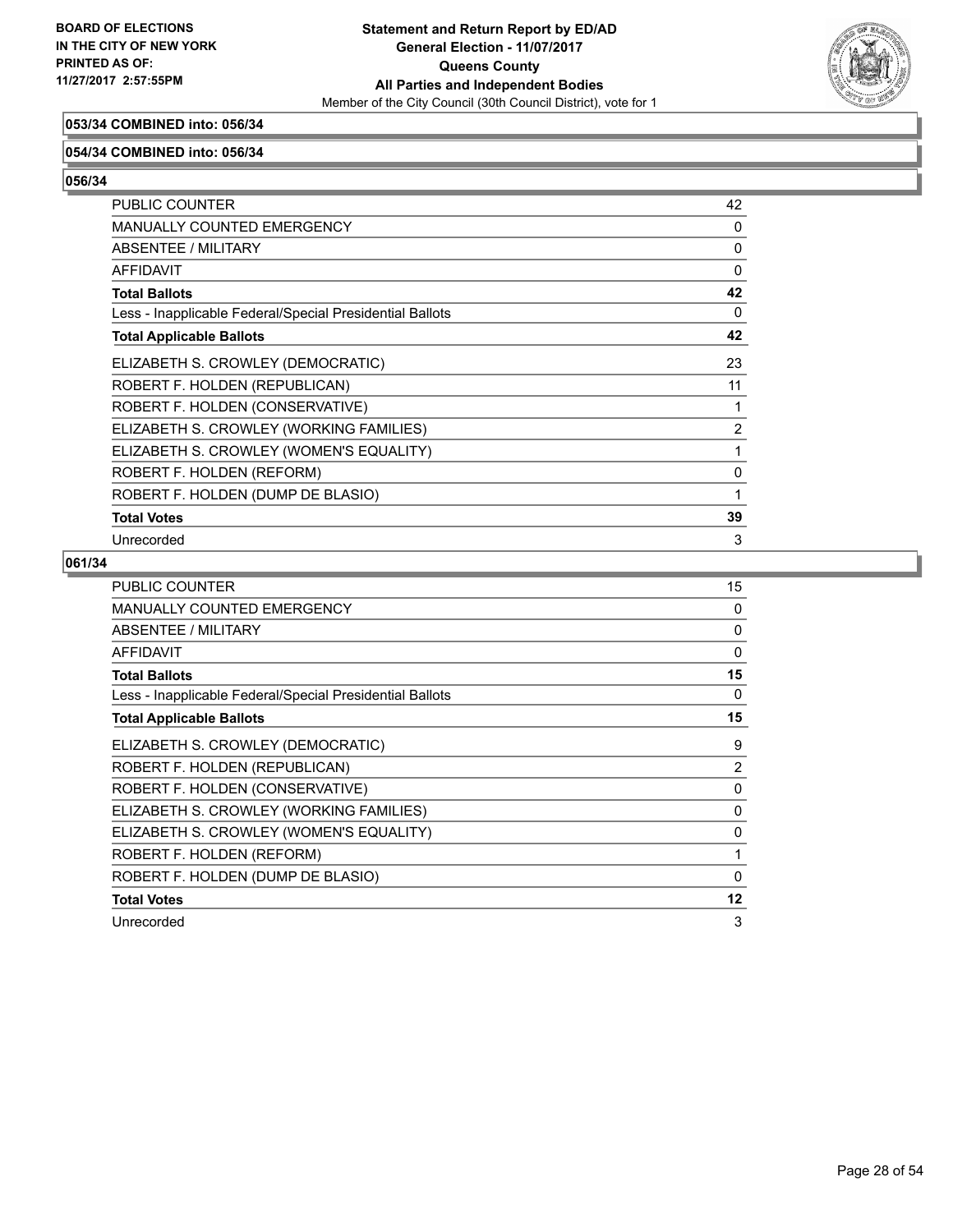**053/34 COMBINED into: 056/34**

**054/34 COMBINED into: 056/34**

**056/34**

| | |
|---|---|
| PUBLIC COUNTER | 42 |
| MANUALLY COUNTED EMERGENCY | 0 |
| ABSENTEE / MILITARY | 0 |
| AFFIDAVIT | 0 |
| **Total Ballots** | **42** |
| Less - Inapplicable Federal/Special Presidential Ballots | 0 |
| **Total Applicable Ballots** | **42** |
| ELIZABETH S. CROWLEY (DEMOCRATIC) | 23 |
| ROBERT F. HOLDEN (REPUBLICAN) | 11 |
| ROBERT F. HOLDEN (CONSERVATIVE) | 1 |
| ELIZABETH S. CROWLEY (WORKING FAMILIES) | 2 |
| ELIZABETH S. CROWLEY (WOMEN'S EQUALITY) | 1 |
| ROBERT F. HOLDEN (REFORM) | 0 |
| ROBERT F. HOLDEN (DUMP DE BLASIO) | 1 |
| **Total Votes** | **39** |
| Unrecorded | 3 |

**061/34**

| | |
|---|---|
| PUBLIC COUNTER | 15 |
| MANUALLY COUNTED EMERGENCY | 0 |
| ABSENTEE / MILITARY | 0 |
| AFFIDAVIT | 0 |
| **Total Ballots** | **15** |
| Less - Inapplicable Federal/Special Presidential Ballots | 0 |
| **Total Applicable Ballots** | **15** |
| ELIZABETH S. CROWLEY (DEMOCRATIC) | 9 |
| ROBERT F. HOLDEN (REPUBLICAN) | 2 |
| ROBERT F. HOLDEN (CONSERVATIVE) | 0 |
| ELIZABETH S. CROWLEY (WORKING FAMILIES) | 0 |
| ELIZABETH S. CROWLEY (WOMEN'S EQUALITY) | 0 |
| ROBERT F. HOLDEN (REFORM) | 1 |
| ROBERT F. HOLDEN (DUMP DE BLASIO) | 0 |
| **Total Votes** | **12** |
| Unrecorded | 3 |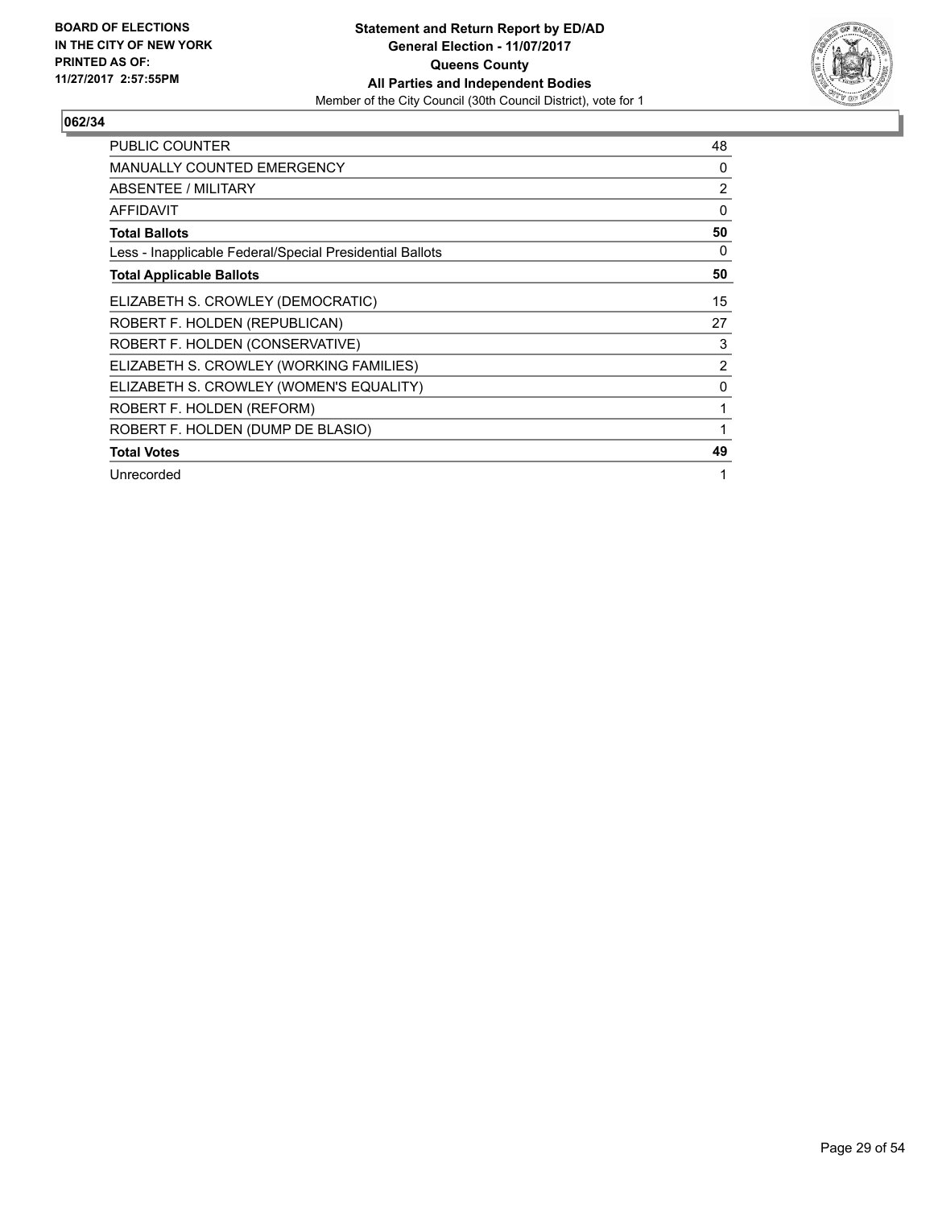BOARD OF ELECTIONS
IN THE CITY OF NEW YORK
PRINTED AS OF:
11/27/2017 2:57:55PM

**Statement and Return Report by ED/AD**
**General Election - 11/07/2017**
**Queens County**
**All Parties and Independent Bodies**
Member of the City Council (30th Council District), vote for 1

## 062/34

| | |
|---|---|
| PUBLIC COUNTER | 48 |
| MANUALLY COUNTED EMERGENCY | 0 |
| ABSENTEE / MILITARY | 2 |
| AFFIDAVIT | 0 |
| **Total Ballots** | **50** |
| Less - Inapplicable Federal/Special Presidential Ballots | 0 |
| **Total Applicable Ballots** | **50** |
| ELIZABETH S. CROWLEY (DEMOCRATIC) | 15 |
| ROBERT F. HOLDEN (REPUBLICAN) | 27 |
| ROBERT F. HOLDEN (CONSERVATIVE) | 3 |
| ELIZABETH S. CROWLEY (WORKING FAMILIES) | 2 |
| ELIZABETH S. CROWLEY (WOMEN'S EQUALITY) | 0 |
| ROBERT F. HOLDEN (REFORM) | 1 |
| ROBERT F. HOLDEN (DUMP DE BLASIO) | 1 |
| **Total Votes** | **49** |
| Unrecorded | 1 |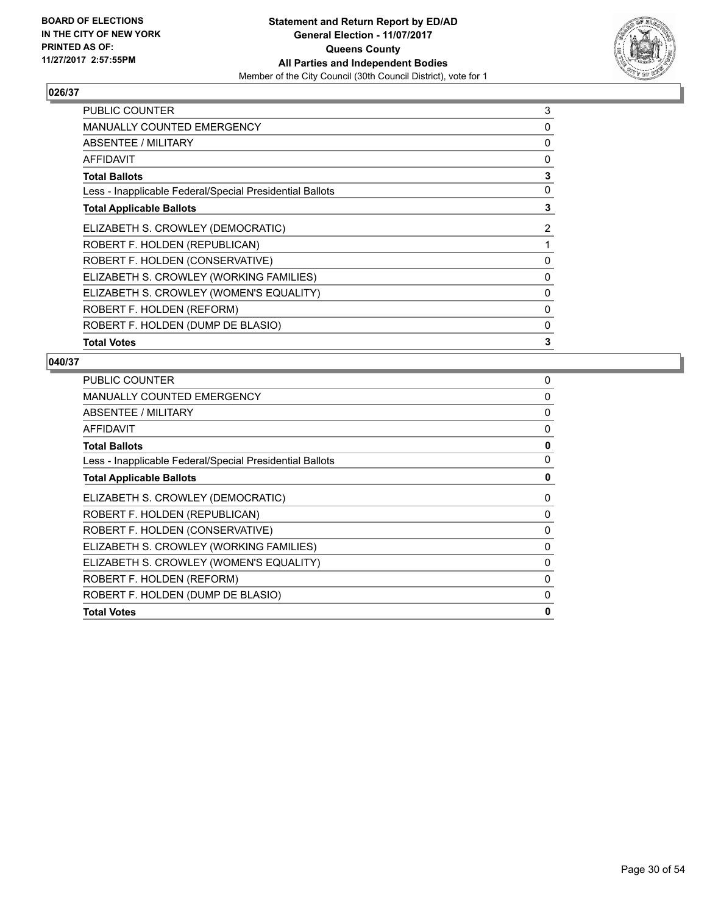**BOARD OF ELECTIONS IN THE CITY OF NEW YORK PRINTED AS OF: 11/27/2017 2:57:55PM**

**Statement and Return Report by ED/AD**
**General Election - 11/07/2017**
**Queens County**
**All Parties and Independent Bodies**
Member of the City Council (30th Council District), vote for 1

## 026/37

| | |
|---|---|
| PUBLIC COUNTER | 3 |
| MANUALLY COUNTED EMERGENCY | 0 |
| ABSENTEE / MILITARY | 0 |
| AFFIDAVIT | 0 |
| **Total Ballots** | **3** |
| Less - Inapplicable Federal/Special Presidential Ballots | 0 |
| **Total Applicable Ballots** | **3** |
| ELIZABETH S. CROWLEY (DEMOCRATIC) | 2 |
| ROBERT F. HOLDEN (REPUBLICAN) | 1 |
| ROBERT F. HOLDEN (CONSERVATIVE) | 0 |
| ELIZABETH S. CROWLEY (WORKING FAMILIES) | 0 |
| ELIZABETH S. CROWLEY (WOMEN'S EQUALITY) | 0 |
| ROBERT F. HOLDEN (REFORM) | 0 |
| ROBERT F. HOLDEN (DUMP DE BLASIO) | 0 |
| **Total Votes** | **3** |

## 040/37

| | |
|---|---|
| PUBLIC COUNTER | 0 |
| MANUALLY COUNTED EMERGENCY | 0 |
| ABSENTEE / MILITARY | 0 |
| AFFIDAVIT | 0 |
| **Total Ballots** | **0** |
| Less - Inapplicable Federal/Special Presidential Ballots | 0 |
| **Total Applicable Ballots** | **0** |
| ELIZABETH S. CROWLEY (DEMOCRATIC) | 0 |
| ROBERT F. HOLDEN (REPUBLICAN) | 0 |
| ROBERT F. HOLDEN (CONSERVATIVE) | 0 |
| ELIZABETH S. CROWLEY (WORKING FAMILIES) | 0 |
| ELIZABETH S. CROWLEY (WOMEN'S EQUALITY) | 0 |
| ROBERT F. HOLDEN (REFORM) | 0 |
| ROBERT F. HOLDEN (DUMP DE BLASIO) | 0 |
| **Total Votes** | **0** |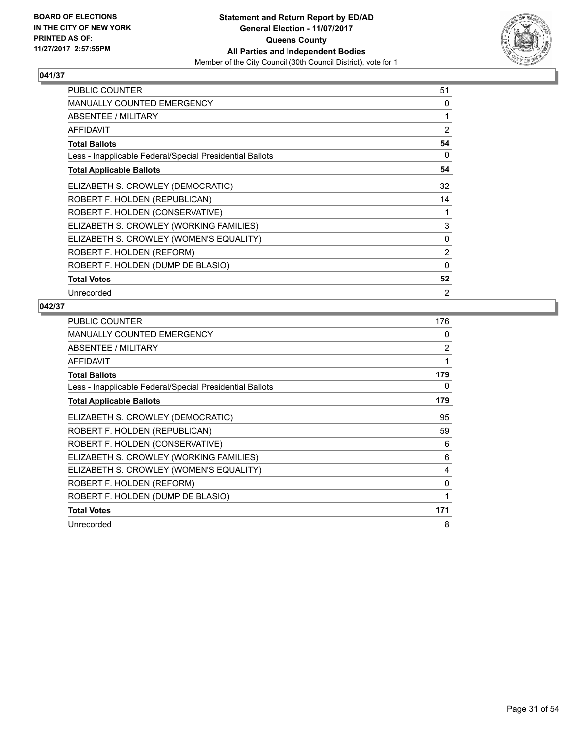BOARD OF ELECTIONS
IN THE CITY OF NEW YORK
PRINTED AS OF:
11/27/2017 2:57:55PM

**Statement and Return Report by ED/AD**
**General Election - 11/07/2017**
**Queens County**
**All Parties and Independent Bodies**
Member of the City Council (30th Council District), vote for 1

## 041/37

| | |
|---|---|
| PUBLIC COUNTER | 51 |
| MANUALLY COUNTED EMERGENCY | 0 |
| ABSENTEE / MILITARY | 1 |
| AFFIDAVIT | 2 |
| **Total Ballots** | **54** |
| Less - Inapplicable Federal/Special Presidential Ballots | 0 |
| **Total Applicable Ballots** | **54** |
| ELIZABETH S. CROWLEY (DEMOCRATIC) | 32 |
| ROBERT F. HOLDEN (REPUBLICAN) | 14 |
| ROBERT F. HOLDEN (CONSERVATIVE) | 1 |
| ELIZABETH S. CROWLEY (WORKING FAMILIES) | 3 |
| ELIZABETH S. CROWLEY (WOMEN'S EQUALITY) | 0 |
| ROBERT F. HOLDEN (REFORM) | 2 |
| ROBERT F. HOLDEN (DUMP DE BLASIO) | 0 |
| **Total Votes** | **52** |
| Unrecorded | 2 |

## 042/37

| | |
|---|---|
| PUBLIC COUNTER | 176 |
| MANUALLY COUNTED EMERGENCY | 0 |
| ABSENTEE / MILITARY | 2 |
| AFFIDAVIT | 1 |
| **Total Ballots** | **179** |
| Less - Inapplicable Federal/Special Presidential Ballots | 0 |
| **Total Applicable Ballots** | **179** |
| ELIZABETH S. CROWLEY (DEMOCRATIC) | 95 |
| ROBERT F. HOLDEN (REPUBLICAN) | 59 |
| ROBERT F. HOLDEN (CONSERVATIVE) | 6 |
| ELIZABETH S. CROWLEY (WORKING FAMILIES) | 6 |
| ELIZABETH S. CROWLEY (WOMEN'S EQUALITY) | 4 |
| ROBERT F. HOLDEN (REFORM) | 0 |
| ROBERT F. HOLDEN (DUMP DE BLASIO) | 1 |
| **Total Votes** | **171** |
| Unrecorded | 8 |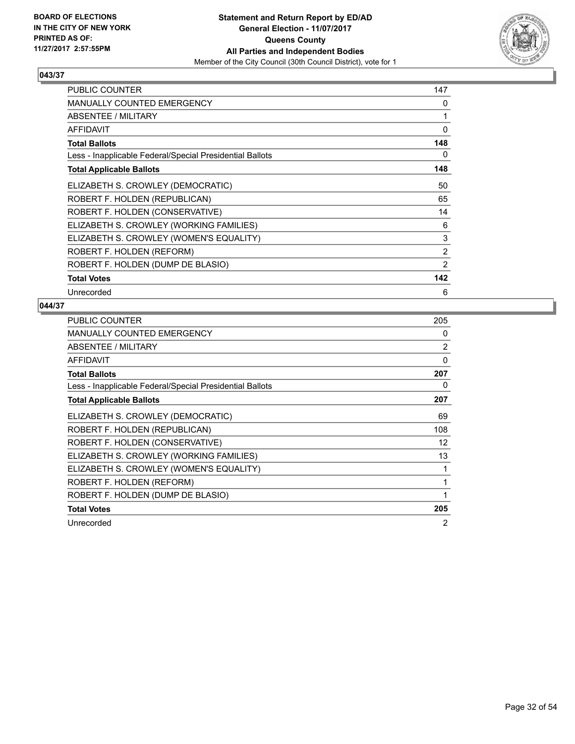BOARD OF ELECTIONS
IN THE CITY OF NEW YORK
PRINTED AS OF:
11/27/2017 2:57:55PM

**Statement and Return Report by ED/AD**
**General Election - 11/07/2017**
**Queens County**
**All Parties and Independent Bodies**
Member of the City Council (30th Council District), vote for 1

## 043/37

| | |
|---|---|
| PUBLIC COUNTER | 147 |
| MANUALLY COUNTED EMERGENCY | 0 |
| ABSENTEE / MILITARY | 1 |
| AFFIDAVIT | 0 |
| **Total Ballots** | **148** |
| Less - Inapplicable Federal/Special Presidential Ballots | 0 |
| **Total Applicable Ballots** | **148** |
| ELIZABETH S. CROWLEY (DEMOCRATIC) | 50 |
| ROBERT F. HOLDEN (REPUBLICAN) | 65 |
| ROBERT F. HOLDEN (CONSERVATIVE) | 14 |
| ELIZABETH S. CROWLEY (WORKING FAMILIES) | 6 |
| ELIZABETH S. CROWLEY (WOMEN'S EQUALITY) | 3 |
| ROBERT F. HOLDEN (REFORM) | 2 |
| ROBERT F. HOLDEN (DUMP DE BLASIO) | 2 |
| **Total Votes** | **142** |
| Unrecorded | 6 |

## 044/37

| | |
|---|---|
| PUBLIC COUNTER | 205 |
| MANUALLY COUNTED EMERGENCY | 0 |
| ABSENTEE / MILITARY | 2 |
| AFFIDAVIT | 0 |
| **Total Ballots** | **207** |
| Less - Inapplicable Federal/Special Presidential Ballots | 0 |
| **Total Applicable Ballots** | **207** |
| ELIZABETH S. CROWLEY (DEMOCRATIC) | 69 |
| ROBERT F. HOLDEN (REPUBLICAN) | 108 |
| ROBERT F. HOLDEN (CONSERVATIVE) | 12 |
| ELIZABETH S. CROWLEY (WORKING FAMILIES) | 13 |
| ELIZABETH S. CROWLEY (WOMEN'S EQUALITY) | 1 |
| ROBERT F. HOLDEN (REFORM) | 1 |
| ROBERT F. HOLDEN (DUMP DE BLASIO) | 1 |
| **Total Votes** | **205** |
| Unrecorded | 2 |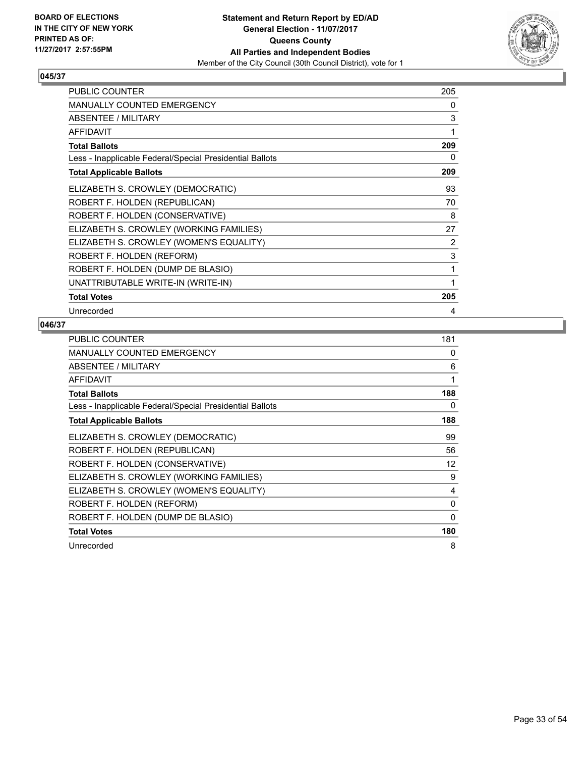**BOARD OF ELECTIONS IN THE CITY OF NEW YORK PRINTED AS OF: 11/27/2017 2:57:55PM**

**Statement and Return Report by ED/AD**
**General Election - 11/07/2017**
**Queens County**
**All Parties and Independent Bodies**
Member of the City Council (30th Council District), vote for 1

### 045/37

| | |
|---|---|
| PUBLIC COUNTER | 205 |
| MANUALLY COUNTED EMERGENCY | 0 |
| ABSENTEE / MILITARY | 3 |
| AFFIDAVIT | 1 |
| **Total Ballots** | **209** |
| Less - Inapplicable Federal/Special Presidential Ballots | 0 |
| **Total Applicable Ballots** | **209** |
| ELIZABETH S. CROWLEY (DEMOCRATIC) | 93 |
| ROBERT F. HOLDEN (REPUBLICAN) | 70 |
| ROBERT F. HOLDEN (CONSERVATIVE) | 8 |
| ELIZABETH S. CROWLEY (WORKING FAMILIES) | 27 |
| ELIZABETH S. CROWLEY (WOMEN'S EQUALITY) | 2 |
| ROBERT F. HOLDEN (REFORM) | 3 |
| ROBERT F. HOLDEN (DUMP DE BLASIO) | 1 |
| UNATTRIBUTABLE WRITE-IN (WRITE-IN) | 1 |
| **Total Votes** | **205** |
| Unrecorded | 4 |

### 046/37

| | |
|---|---|
| PUBLIC COUNTER | 181 |
| MANUALLY COUNTED EMERGENCY | 0 |
| ABSENTEE / MILITARY | 6 |
| AFFIDAVIT | 1 |
| **Total Ballots** | **188** |
| Less - Inapplicable Federal/Special Presidential Ballots | 0 |
| **Total Applicable Ballots** | **188** |
| ELIZABETH S. CROWLEY (DEMOCRATIC) | 99 |
| ROBERT F. HOLDEN (REPUBLICAN) | 56 |
| ROBERT F. HOLDEN (CONSERVATIVE) | 12 |
| ELIZABETH S. CROWLEY (WORKING FAMILIES) | 9 |
| ELIZABETH S. CROWLEY (WOMEN'S EQUALITY) | 4 |
| ROBERT F. HOLDEN (REFORM) | 0 |
| ROBERT F. HOLDEN (DUMP DE BLASIO) | 0 |
| **Total Votes** | **180** |
| Unrecorded | 8 |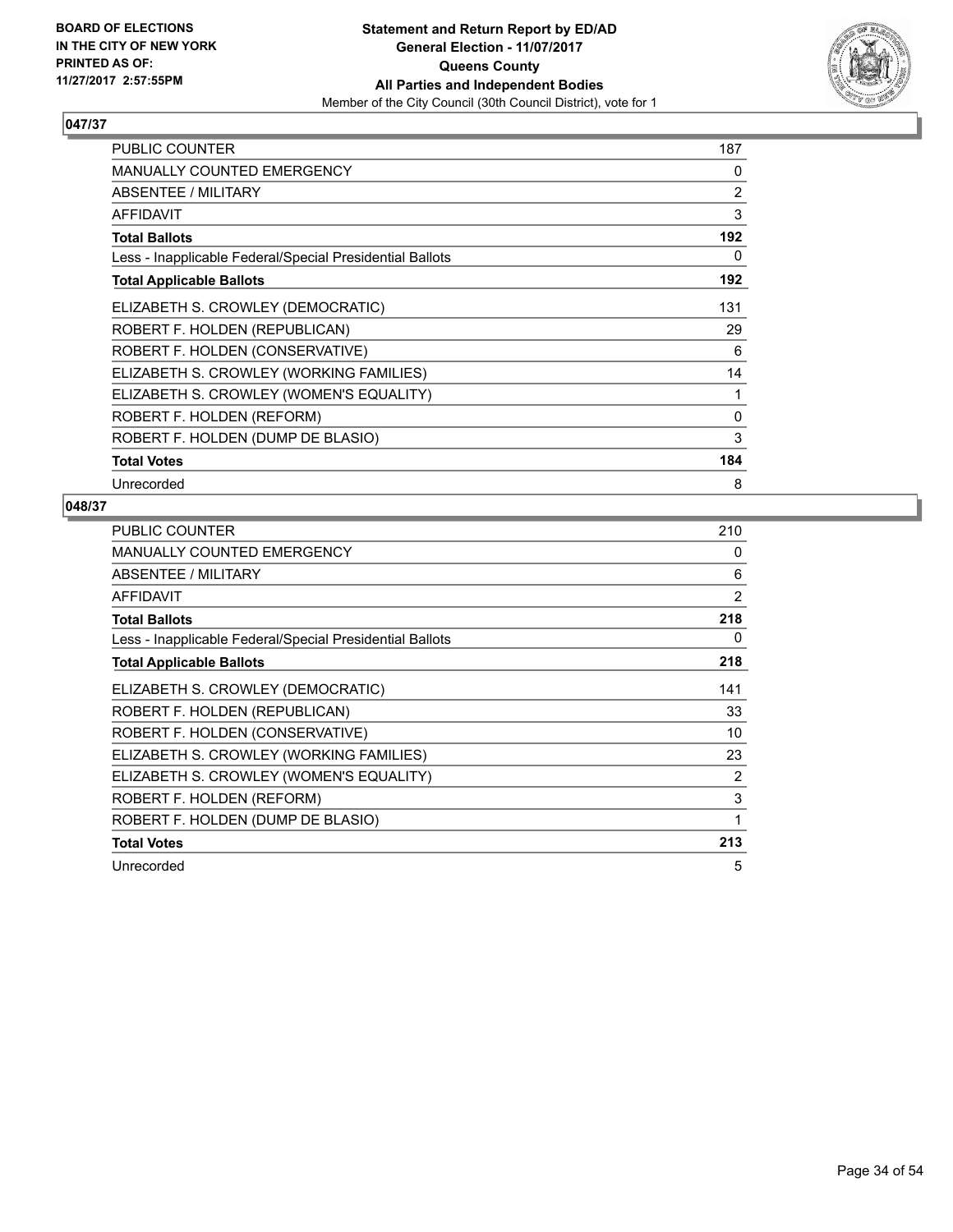**BOARD OF ELECTIONS IN THE CITY OF NEW YORK PRINTED AS OF: 11/27/2017 2:57:55PM**

**Statement and Return Report by ED/AD General Election - 11/07/2017 Queens County All Parties and Independent Bodies**

Member of the City Council (30th Council District), vote for 1

## 047/37

| | |
|---|---|
| PUBLIC COUNTER | 187 |
| MANUALLY COUNTED EMERGENCY | 0 |
| ABSENTEE / MILITARY | 2 |
| AFFIDAVIT | 3 |
| **Total Ballots** | **192** |
| Less - Inapplicable Federal/Special Presidential Ballots | 0 |
| **Total Applicable Ballots** | **192** |
| ELIZABETH S. CROWLEY (DEMOCRATIC) | 131 |
| ROBERT F. HOLDEN (REPUBLICAN) | 29 |
| ROBERT F. HOLDEN (CONSERVATIVE) | 6 |
| ELIZABETH S. CROWLEY (WORKING FAMILIES) | 14 |
| ELIZABETH S. CROWLEY (WOMEN'S EQUALITY) | 1 |
| ROBERT F. HOLDEN (REFORM) | 0 |
| ROBERT F. HOLDEN (DUMP DE BLASIO) | 3 |
| **Total Votes** | **184** |
| Unrecorded | 8 |

## 048/37

| | |
|---|---|
| PUBLIC COUNTER | 210 |
| MANUALLY COUNTED EMERGENCY | 0 |
| ABSENTEE / MILITARY | 6 |
| AFFIDAVIT | 2 |
| **Total Ballots** | **218** |
| Less - Inapplicable Federal/Special Presidential Ballots | 0 |
| **Total Applicable Ballots** | **218** |
| ELIZABETH S. CROWLEY (DEMOCRATIC) | 141 |
| ROBERT F. HOLDEN (REPUBLICAN) | 33 |
| ROBERT F. HOLDEN (CONSERVATIVE) | 10 |
| ELIZABETH S. CROWLEY (WORKING FAMILIES) | 23 |
| ELIZABETH S. CROWLEY (WOMEN'S EQUALITY) | 2 |
| ROBERT F. HOLDEN (REFORM) | 3 |
| ROBERT F. HOLDEN (DUMP DE BLASIO) | 1 |
| **Total Votes** | **213** |
| Unrecorded | 5 |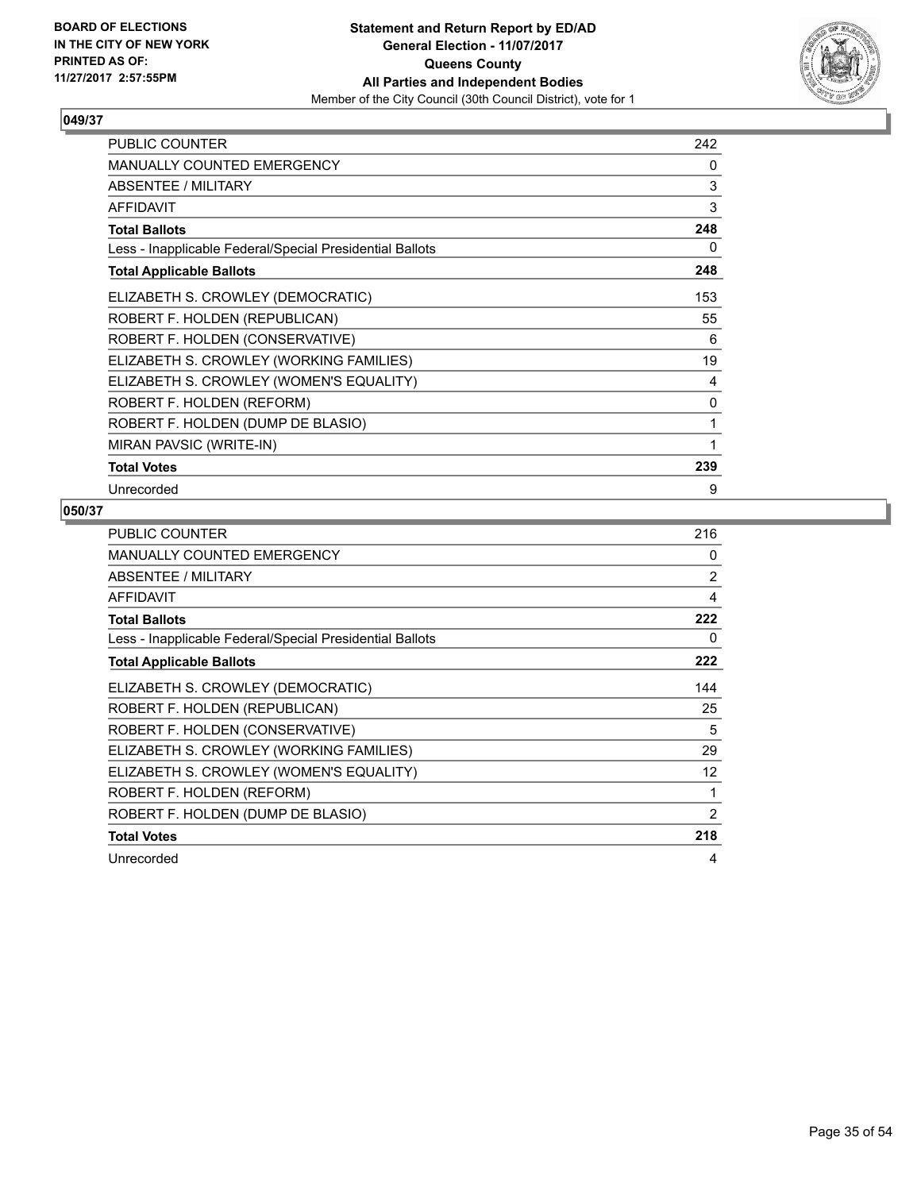**BOARD OF ELECTIONS IN THE CITY OF NEW YORK PRINTED AS OF: 11/27/2017 2:57:55PM**

**Statement and Return Report by ED/AD**
**General Election - 11/07/2017**
**Queens County**
**All Parties and Independent Bodies**
Member of the City Council (30th Council District), vote for 1

## 049/37

| | |
|---|---|
| PUBLIC COUNTER | 242 |
| MANUALLY COUNTED EMERGENCY | 0 |
| ABSENTEE / MILITARY | 3 |
| AFFIDAVIT | 3 |
| **Total Ballots** | **248** |
| Less - Inapplicable Federal/Special Presidential Ballots | 0 |
| **Total Applicable Ballots** | **248** |
| ELIZABETH S. CROWLEY (DEMOCRATIC) | 153 |
| ROBERT F. HOLDEN (REPUBLICAN) | 55 |
| ROBERT F. HOLDEN (CONSERVATIVE) | 6 |
| ELIZABETH S. CROWLEY (WORKING FAMILIES) | 19 |
| ELIZABETH S. CROWLEY (WOMEN'S EQUALITY) | 4 |
| ROBERT F. HOLDEN (REFORM) | 0 |
| ROBERT F. HOLDEN (DUMP DE BLASIO) | 1 |
| MIRAN PAVSIC (WRITE-IN) | 1 |
| **Total Votes** | **239** |
| Unrecorded | 9 |

## 050/37

| | |
|---|---|
| PUBLIC COUNTER | 216 |
| MANUALLY COUNTED EMERGENCY | 0 |
| ABSENTEE / MILITARY | 2 |
| AFFIDAVIT | 4 |
| **Total Ballots** | **222** |
| Less - Inapplicable Federal/Special Presidential Ballots | 0 |
| **Total Applicable Ballots** | **222** |
| ELIZABETH S. CROWLEY (DEMOCRATIC) | 144 |
| ROBERT F. HOLDEN (REPUBLICAN) | 25 |
| ROBERT F. HOLDEN (CONSERVATIVE) | 5 |
| ELIZABETH S. CROWLEY (WORKING FAMILIES) | 29 |
| ELIZABETH S. CROWLEY (WOMEN'S EQUALITY) | 12 |
| ROBERT F. HOLDEN (REFORM) | 1 |
| ROBERT F. HOLDEN (DUMP DE BLASIO) | 2 |
| **Total Votes** | **218** |
| Unrecorded | 4 |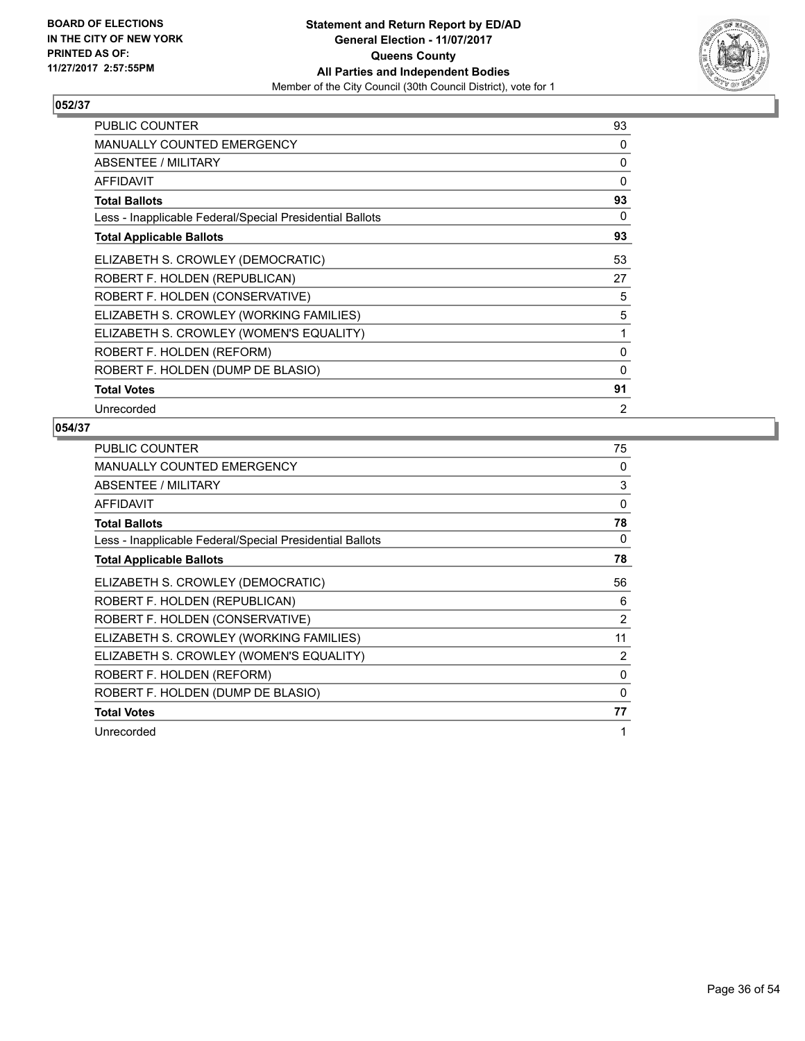BOARD OF ELECTIONS
IN THE CITY OF NEW YORK
PRINTED AS OF:
11/27/2017 2:57:55PM

**Statement and Return Report by ED/AD**
**General Election - 11/07/2017**
**Queens County**
**All Parties and Independent Bodies**
Member of the City Council (30th Council District), vote for 1

### 052/37

| | |
|---|---|
| PUBLIC COUNTER | 93 |
| MANUALLY COUNTED EMERGENCY | 0 |
| ABSENTEE / MILITARY | 0 |
| AFFIDAVIT | 0 |
| **Total Ballots** | **93** |
| Less - Inapplicable Federal/Special Presidential Ballots | 0 |
| **Total Applicable Ballots** | **93** |
| ELIZABETH S. CROWLEY (DEMOCRATIC) | 53 |
| ROBERT F. HOLDEN (REPUBLICAN) | 27 |
| ROBERT F. HOLDEN (CONSERVATIVE) | 5 |
| ELIZABETH S. CROWLEY (WORKING FAMILIES) | 5 |
| ELIZABETH S. CROWLEY (WOMEN'S EQUALITY) | 1 |
| ROBERT F. HOLDEN (REFORM) | 0 |
| ROBERT F. HOLDEN (DUMP DE BLASIO) | 0 |
| **Total Votes** | **91** |
| Unrecorded | 2 |

### 054/37

| | |
|---|---|
| PUBLIC COUNTER | 75 |
| MANUALLY COUNTED EMERGENCY | 0 |
| ABSENTEE / MILITARY | 3 |
| AFFIDAVIT | 0 |
| **Total Ballots** | **78** |
| Less - Inapplicable Federal/Special Presidential Ballots | 0 |
| **Total Applicable Ballots** | **78** |
| ELIZABETH S. CROWLEY (DEMOCRATIC) | 56 |
| ROBERT F. HOLDEN (REPUBLICAN) | 6 |
| ROBERT F. HOLDEN (CONSERVATIVE) | 2 |
| ELIZABETH S. CROWLEY (WORKING FAMILIES) | 11 |
| ELIZABETH S. CROWLEY (WOMEN'S EQUALITY) | 2 |
| ROBERT F. HOLDEN (REFORM) | 0 |
| ROBERT F. HOLDEN (DUMP DE BLASIO) | 0 |
| **Total Votes** | **77** |
| Unrecorded | 1 |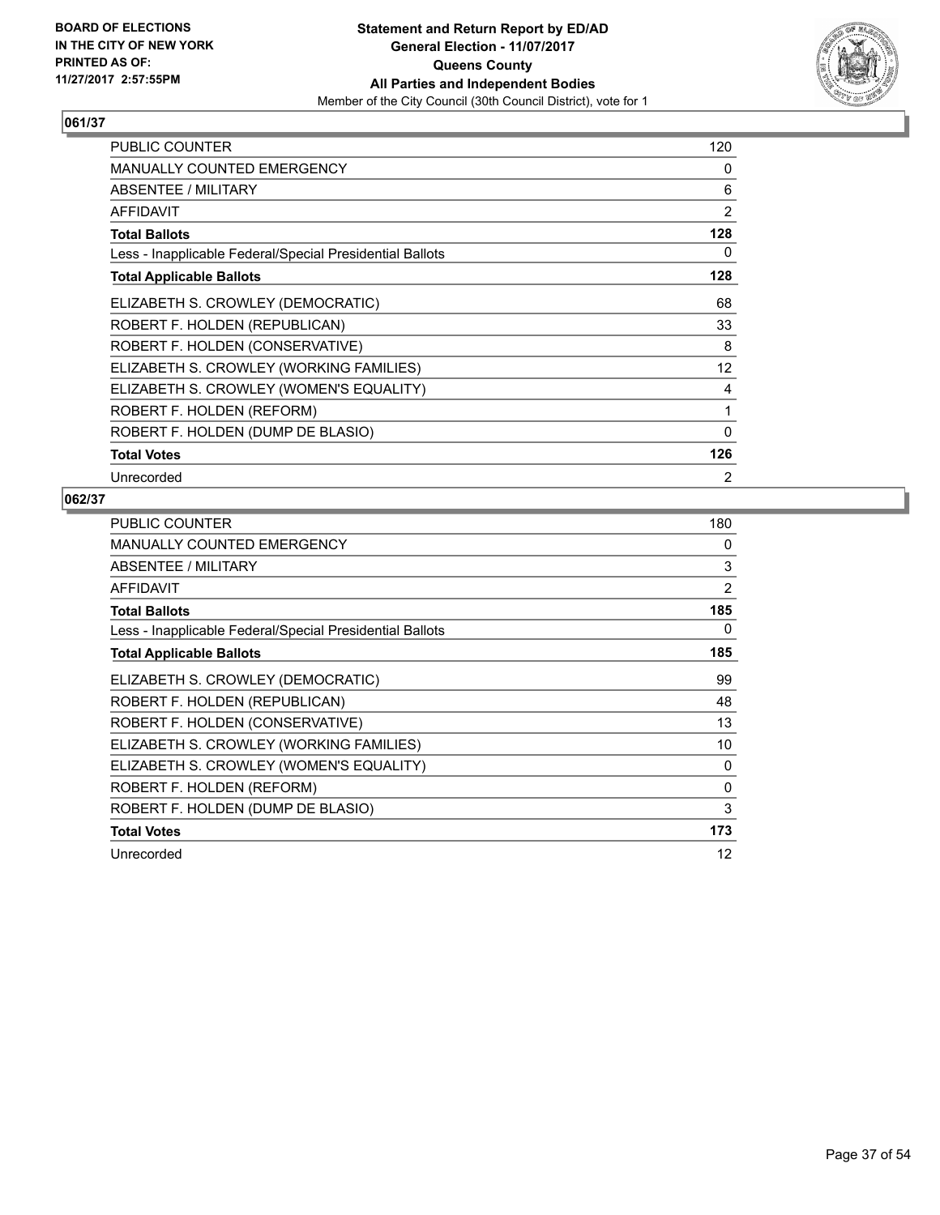BOARD OF ELECTIONS
IN THE CITY OF NEW YORK
PRINTED AS OF:
11/27/2017 2:57:55PM

**Statement and Return Report by ED/AD**
**General Election - 11/07/2017**
**Queens County**
**All Parties and Independent Bodies**
Member of the City Council (30th Council District), vote for 1

### 061/37

| | |
|---|---|
| PUBLIC COUNTER | 120 |
| MANUALLY COUNTED EMERGENCY | 0 |
| ABSENTEE / MILITARY | 6 |
| AFFIDAVIT | 2 |
| **Total Ballots** | **128** |
| Less - Inapplicable Federal/Special Presidential Ballots | 0 |
| **Total Applicable Ballots** | **128** |
| ELIZABETH S. CROWLEY (DEMOCRATIC) | 68 |
| ROBERT F. HOLDEN (REPUBLICAN) | 33 |
| ROBERT F. HOLDEN (CONSERVATIVE) | 8 |
| ELIZABETH S. CROWLEY (WORKING FAMILIES) | 12 |
| ELIZABETH S. CROWLEY (WOMEN'S EQUALITY) | 4 |
| ROBERT F. HOLDEN (REFORM) | 1 |
| ROBERT F. HOLDEN (DUMP DE BLASIO) | 0 |
| **Total Votes** | **126** |
| Unrecorded | 2 |

### 062/37

| | |
|---|---|
| PUBLIC COUNTER | 180 |
| MANUALLY COUNTED EMERGENCY | 0 |
| ABSENTEE / MILITARY | 3 |
| AFFIDAVIT | 2 |
| **Total Ballots** | **185** |
| Less - Inapplicable Federal/Special Presidential Ballots | 0 |
| **Total Applicable Ballots** | **185** |
| ELIZABETH S. CROWLEY (DEMOCRATIC) | 99 |
| ROBERT F. HOLDEN (REPUBLICAN) | 48 |
| ROBERT F. HOLDEN (CONSERVATIVE) | 13 |
| ELIZABETH S. CROWLEY (WORKING FAMILIES) | 10 |
| ELIZABETH S. CROWLEY (WOMEN'S EQUALITY) | 0 |
| ROBERT F. HOLDEN (REFORM) | 0 |
| ROBERT F. HOLDEN (DUMP DE BLASIO) | 3 |
| **Total Votes** | **173** |
| Unrecorded | 12 |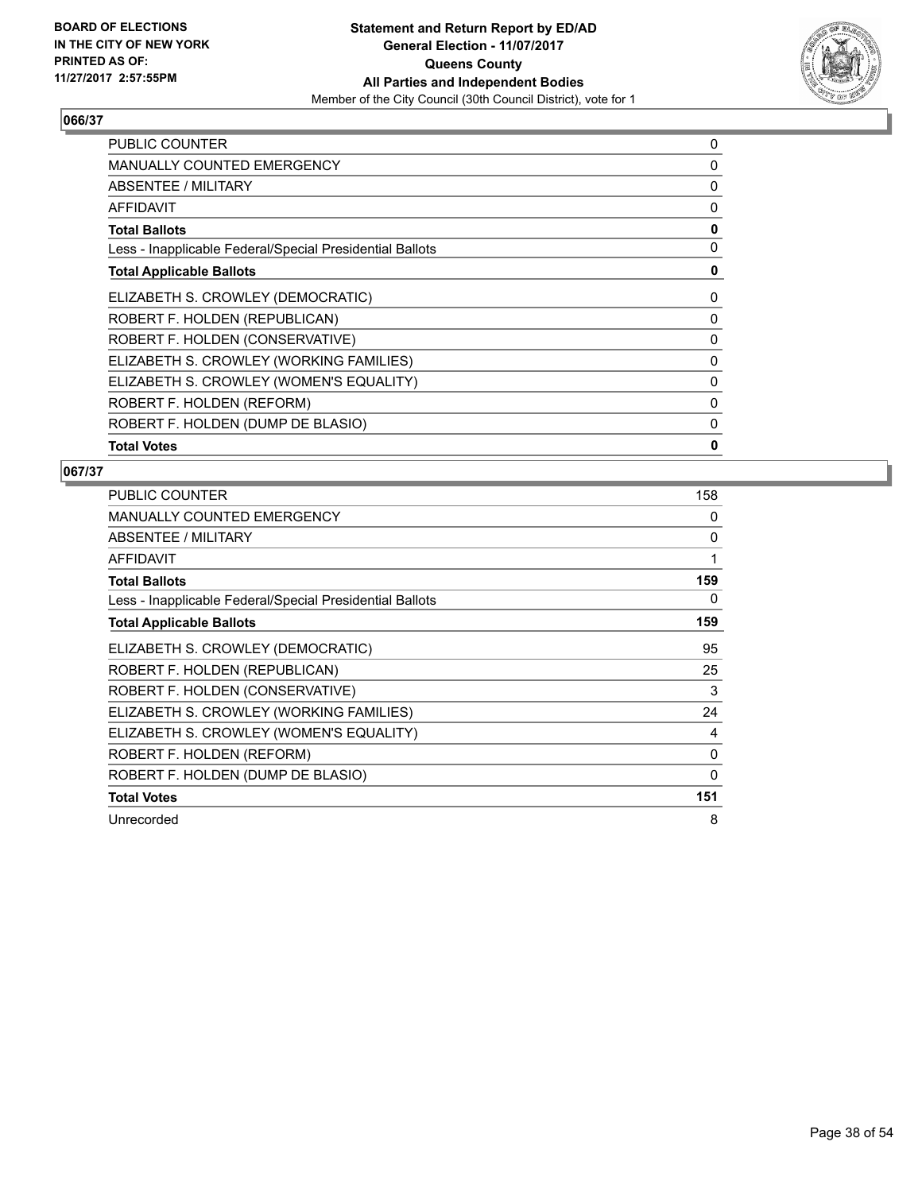BOARD OF ELECTIONS
IN THE CITY OF NEW YORK
PRINTED AS OF:
11/27/2017 2:57:55PM

**Statement and Return Report by ED/AD**
**General Election - 11/07/2017**
**Queens County**
**All Parties and Independent Bodies**
Member of the City Council (30th Council District), vote for 1

## 066/37

| | |
|---|---|
| PUBLIC COUNTER | 0 |
| MANUALLY COUNTED EMERGENCY | 0 |
| ABSENTEE / MILITARY | 0 |
| AFFIDAVIT | 0 |
| **Total Ballots** | **0** |
| Less - Inapplicable Federal/Special Presidential Ballots | 0 |
| **Total Applicable Ballots** | **0** |
| ELIZABETH S. CROWLEY (DEMOCRATIC) | 0 |
| ROBERT F. HOLDEN (REPUBLICAN) | 0 |
| ROBERT F. HOLDEN (CONSERVATIVE) | 0 |
| ELIZABETH S. CROWLEY (WORKING FAMILIES) | 0 |
| ELIZABETH S. CROWLEY (WOMEN'S EQUALITY) | 0 |
| ROBERT F. HOLDEN (REFORM) | 0 |
| ROBERT F. HOLDEN (DUMP DE BLASIO) | 0 |
| **Total Votes** | **0** |

## 067/37

| | |
|---|---|
| PUBLIC COUNTER | 158 |
| MANUALLY COUNTED EMERGENCY | 0 |
| ABSENTEE / MILITARY | 0 |
| AFFIDAVIT | 1 |
| **Total Ballots** | **159** |
| Less - Inapplicable Federal/Special Presidential Ballots | 0 |
| **Total Applicable Ballots** | **159** |
| ELIZABETH S. CROWLEY (DEMOCRATIC) | 95 |
| ROBERT F. HOLDEN (REPUBLICAN) | 25 |
| ROBERT F. HOLDEN (CONSERVATIVE) | 3 |
| ELIZABETH S. CROWLEY (WORKING FAMILIES) | 24 |
| ELIZABETH S. CROWLEY (WOMEN'S EQUALITY) | 4 |
| ROBERT F. HOLDEN (REFORM) | 0 |
| ROBERT F. HOLDEN (DUMP DE BLASIO) | 0 |
| **Total Votes** | **151** |
| Unrecorded | 8 |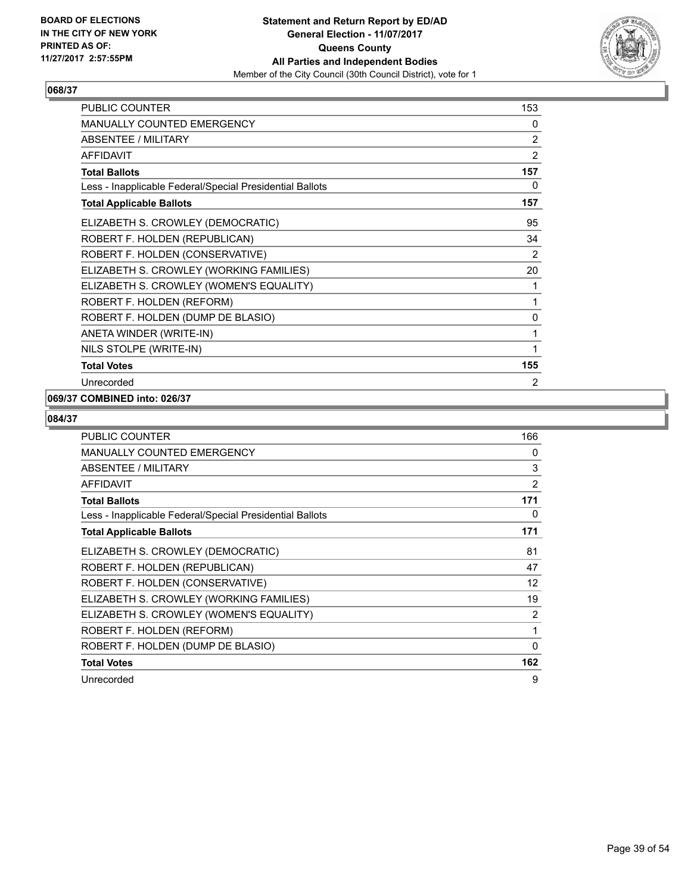**BOARD OF ELECTIONS IN THE CITY OF NEW YORK PRINTED AS OF: 11/27/2017 2:57:55PM**

**Statement and Return Report by ED/AD**
**General Election - 11/07/2017**
**Queens County**
**All Parties and Independent Bodies**
Member of the City Council (30th Council District), vote for 1

### 068/37

| | |
|---|---|
| PUBLIC COUNTER | 153 |
| MANUALLY COUNTED EMERGENCY | 0 |
| ABSENTEE / MILITARY | 2 |
| AFFIDAVIT | 2 |
| **Total Ballots** | **157** |
| Less - Inapplicable Federal/Special Presidential Ballots | 0 |
| **Total Applicable Ballots** | **157** |
| ELIZABETH S. CROWLEY (DEMOCRATIC) | 95 |
| ROBERT F. HOLDEN (REPUBLICAN) | 34 |
| ROBERT F. HOLDEN (CONSERVATIVE) | 2 |
| ELIZABETH S. CROWLEY (WORKING FAMILIES) | 20 |
| ELIZABETH S. CROWLEY (WOMEN'S EQUALITY) | 1 |
| ROBERT F. HOLDEN (REFORM) | 1 |
| ROBERT F. HOLDEN (DUMP DE BLASIO) | 0 |
| ANETA WINDER (WRITE-IN) | 1 |
| NILS STOLPE (WRITE-IN) | 1 |
| **Total Votes** | **155** |
| Unrecorded | 2 |

### 069/37 COMBINED into: 026/37

### 084/37

| | |
|---|---|
| PUBLIC COUNTER | 166 |
| MANUALLY COUNTED EMERGENCY | 0 |
| ABSENTEE / MILITARY | 3 |
| AFFIDAVIT | 2 |
| **Total Ballots** | **171** |
| Less - Inapplicable Federal/Special Presidential Ballots | 0 |
| **Total Applicable Ballots** | **171** |
| ELIZABETH S. CROWLEY (DEMOCRATIC) | 81 |
| ROBERT F. HOLDEN (REPUBLICAN) | 47 |
| ROBERT F. HOLDEN (CONSERVATIVE) | 12 |
| ELIZABETH S. CROWLEY (WORKING FAMILIES) | 19 |
| ELIZABETH S. CROWLEY (WOMEN'S EQUALITY) | 2 |
| ROBERT F. HOLDEN (REFORM) | 1 |
| ROBERT F. HOLDEN (DUMP DE BLASIO) | 0 |
| **Total Votes** | **162** |
| Unrecorded | 9 |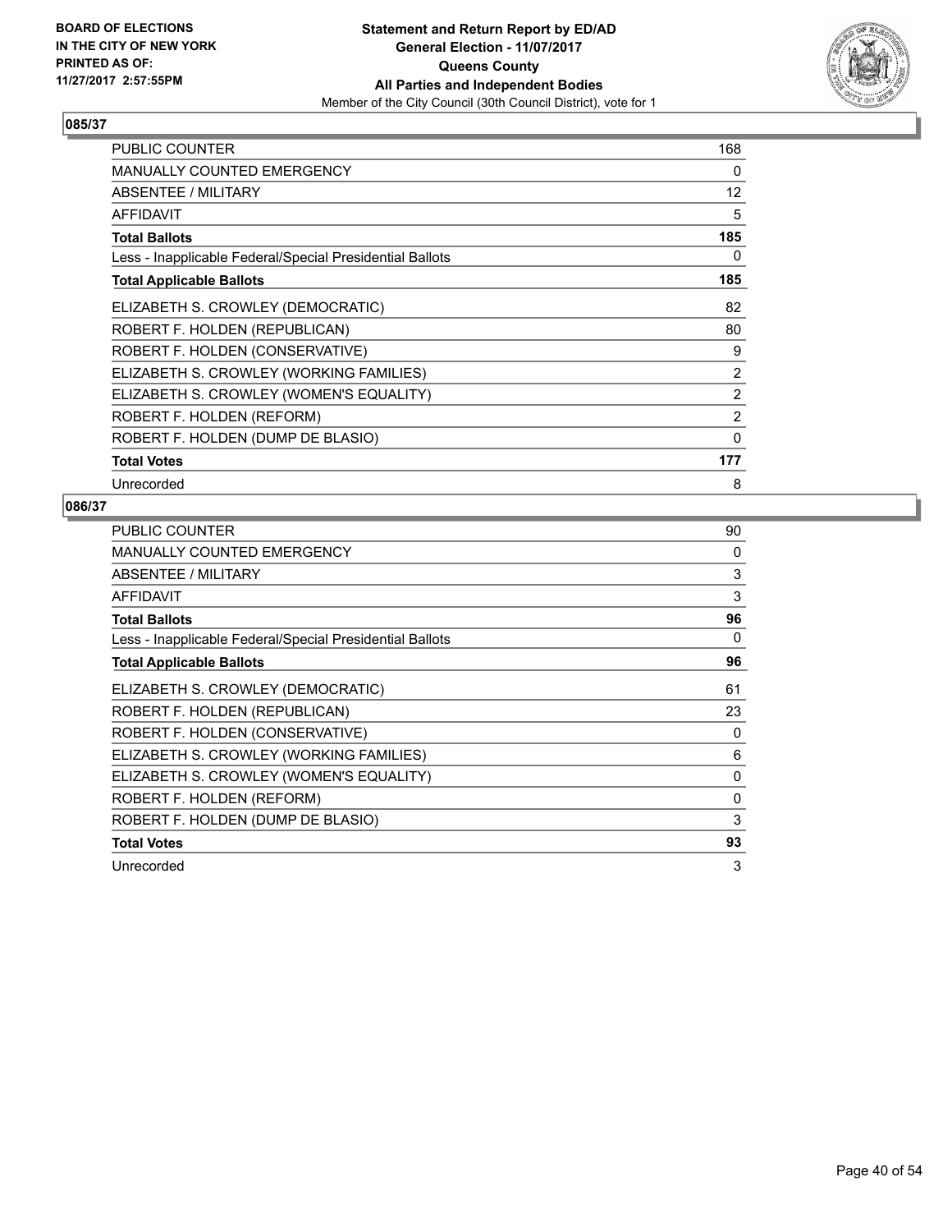BOARD OF ELECTIONS
IN THE CITY OF NEW YORK
PRINTED AS OF:
11/27/2017 2:57:55PM

**Statement and Return Report by ED/AD**
**General Election - 11/07/2017**
**Queens County**
**All Parties and Independent Bodies**
Member of the City Council (30th Council District), vote for 1

### 085/37

| | |
|---|---|
| PUBLIC COUNTER | 168 |
| MANUALLY COUNTED EMERGENCY | 0 |
| ABSENTEE / MILITARY | 12 |
| AFFIDAVIT | 5 |
| **Total Ballots** | **185** |
| Less - Inapplicable Federal/Special Presidential Ballots | 0 |
| **Total Applicable Ballots** | **185** |
| ELIZABETH S. CROWLEY (DEMOCRATIC) | 82 |
| ROBERT F. HOLDEN (REPUBLICAN) | 80 |
| ROBERT F. HOLDEN (CONSERVATIVE) | 9 |
| ELIZABETH S. CROWLEY (WORKING FAMILIES) | 2 |
| ELIZABETH S. CROWLEY (WOMEN'S EQUALITY) | 2 |
| ROBERT F. HOLDEN (REFORM) | 2 |
| ROBERT F. HOLDEN (DUMP DE BLASIO) | 0 |
| **Total Votes** | **177** |
| Unrecorded | 8 |

### 086/37

| | |
|---|---|
| PUBLIC COUNTER | 90 |
| MANUALLY COUNTED EMERGENCY | 0 |
| ABSENTEE / MILITARY | 3 |
| AFFIDAVIT | 3 |
| **Total Ballots** | **96** |
| Less - Inapplicable Federal/Special Presidential Ballots | 0 |
| **Total Applicable Ballots** | **96** |
| ELIZABETH S. CROWLEY (DEMOCRATIC) | 61 |
| ROBERT F. HOLDEN (REPUBLICAN) | 23 |
| ROBERT F. HOLDEN (CONSERVATIVE) | 0 |
| ELIZABETH S. CROWLEY (WORKING FAMILIES) | 6 |
| ELIZABETH S. CROWLEY (WOMEN'S EQUALITY) | 0 |
| ROBERT F. HOLDEN (REFORM) | 0 |
| ROBERT F. HOLDEN (DUMP DE BLASIO) | 3 |
| **Total Votes** | **93** |
| Unrecorded | 3 |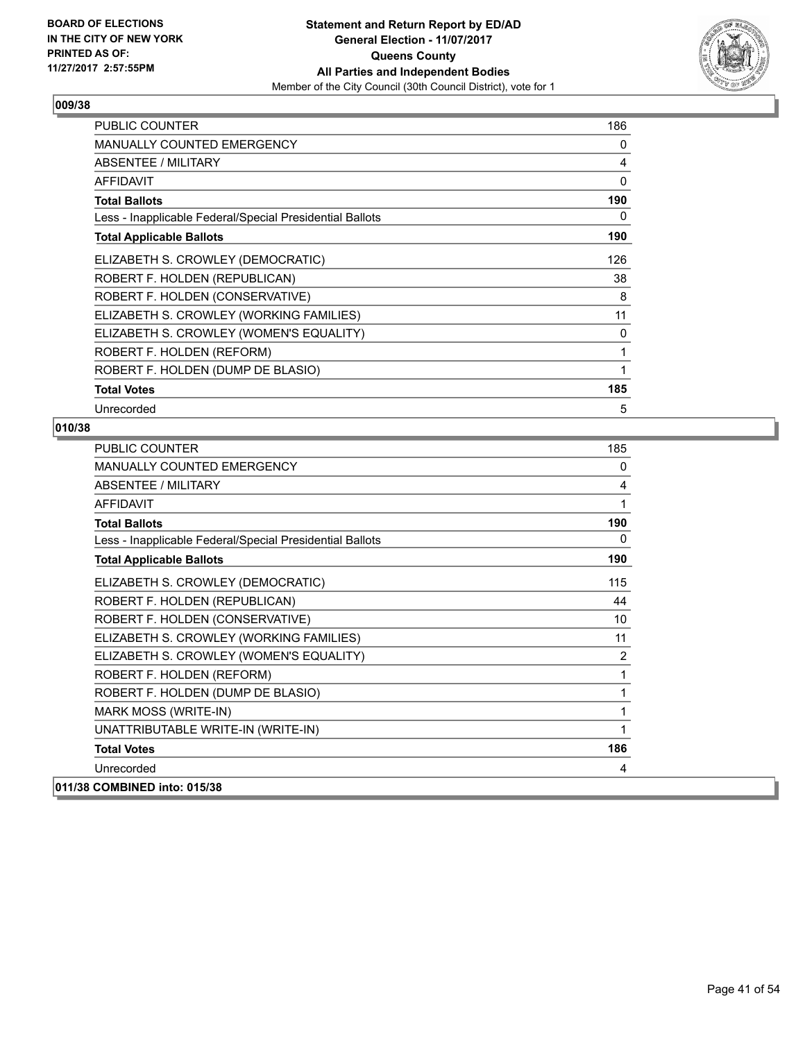BOARD OF ELECTIONS
IN THE CITY OF NEW YORK
PRINTED AS OF:
11/27/2017 2:57:55PM

**Statement and Return Report by ED/AD**
**General Election - 11/07/2017**
**Queens County**
**All Parties and Independent Bodies**
Member of the City Council (30th Council District), vote for 1

### 009/38

| | |
|---|---|
| PUBLIC COUNTER | 186 |
| MANUALLY COUNTED EMERGENCY | 0 |
| ABSENTEE / MILITARY | 4 |
| AFFIDAVIT | 0 |
| **Total Ballots** | **190** |
| Less - Inapplicable Federal/Special Presidential Ballots | 0 |
| **Total Applicable Ballots** | **190** |
| ELIZABETH S. CROWLEY (DEMOCRATIC) | 126 |
| ROBERT F. HOLDEN (REPUBLICAN) | 38 |
| ROBERT F. HOLDEN (CONSERVATIVE) | 8 |
| ELIZABETH S. CROWLEY (WORKING FAMILIES) | 11 |
| ELIZABETH S. CROWLEY (WOMEN'S EQUALITY) | 0 |
| ROBERT F. HOLDEN (REFORM) | 1 |
| ROBERT F. HOLDEN (DUMP DE BLASIO) | 1 |
| **Total Votes** | **185** |
| Unrecorded | 5 |

### 010/38

| | |
|---|---|
| PUBLIC COUNTER | 185 |
| MANUALLY COUNTED EMERGENCY | 0 |
| ABSENTEE / MILITARY | 4 |
| AFFIDAVIT | 1 |
| **Total Ballots** | **190** |
| Less - Inapplicable Federal/Special Presidential Ballots | 0 |
| **Total Applicable Ballots** | **190** |
| ELIZABETH S. CROWLEY (DEMOCRATIC) | 115 |
| ROBERT F. HOLDEN (REPUBLICAN) | 44 |
| ROBERT F. HOLDEN (CONSERVATIVE) | 10 |
| ELIZABETH S. CROWLEY (WORKING FAMILIES) | 11 |
| ELIZABETH S. CROWLEY (WOMEN'S EQUALITY) | 2 |
| ROBERT F. HOLDEN (REFORM) | 1 |
| ROBERT F. HOLDEN (DUMP DE BLASIO) | 1 |
| MARK MOSS (WRITE-IN) | 1 |
| UNATTRIBUTABLE WRITE-IN (WRITE-IN) | 1 |
| **Total Votes** | **186** |
| Unrecorded | 4 |

### 011/38 COMBINED into: 015/38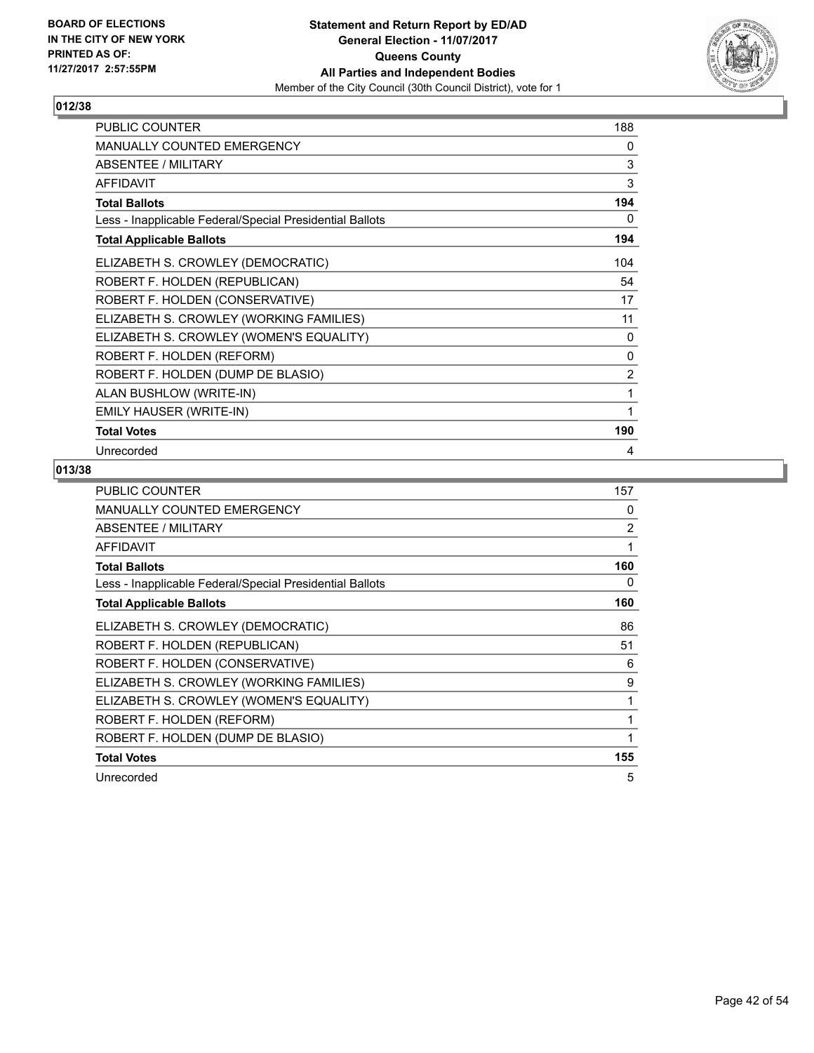**BOARD OF ELECTIONS IN THE CITY OF NEW YORK PRINTED AS OF: 11/27/2017 2:57:55PM**

**Statement and Return Report by ED/AD General Election - 11/07/2017 Queens County All Parties and Independent Bodies**

Member of the City Council (30th Council District), vote for 1

## 012/38

| | |
|---|---|
| PUBLIC COUNTER | 188 |
| MANUALLY COUNTED EMERGENCY | 0 |
| ABSENTEE / MILITARY | 3 |
| AFFIDAVIT | 3 |
| **Total Ballots** | **194** |
| Less - Inapplicable Federal/Special Presidential Ballots | 0 |
| **Total Applicable Ballots** | **194** |
| ELIZABETH S. CROWLEY (DEMOCRATIC) | 104 |
| ROBERT F. HOLDEN (REPUBLICAN) | 54 |
| ROBERT F. HOLDEN (CONSERVATIVE) | 17 |
| ELIZABETH S. CROWLEY (WORKING FAMILIES) | 11 |
| ELIZABETH S. CROWLEY (WOMEN'S EQUALITY) | 0 |
| ROBERT F. HOLDEN (REFORM) | 0 |
| ROBERT F. HOLDEN (DUMP DE BLASIO) | 2 |
| ALAN BUSHLOW (WRITE-IN) | 1 |
| EMILY HAUSER (WRITE-IN) | 1 |
| **Total Votes** | **190** |
| Unrecorded | 4 |

## 013/38

| | |
|---|---|
| PUBLIC COUNTER | 157 |
| MANUALLY COUNTED EMERGENCY | 0 |
| ABSENTEE / MILITARY | 2 |
| AFFIDAVIT | 1 |
| **Total Ballots** | **160** |
| Less - Inapplicable Federal/Special Presidential Ballots | 0 |
| **Total Applicable Ballots** | **160** |
| ELIZABETH S. CROWLEY (DEMOCRATIC) | 86 |
| ROBERT F. HOLDEN (REPUBLICAN) | 51 |
| ROBERT F. HOLDEN (CONSERVATIVE) | 6 |
| ELIZABETH S. CROWLEY (WORKING FAMILIES) | 9 |
| ELIZABETH S. CROWLEY (WOMEN'S EQUALITY) | 1 |
| ROBERT F. HOLDEN (REFORM) | 1 |
| ROBERT F. HOLDEN (DUMP DE BLASIO) | 1 |
| **Total Votes** | **155** |
| Unrecorded | 5 |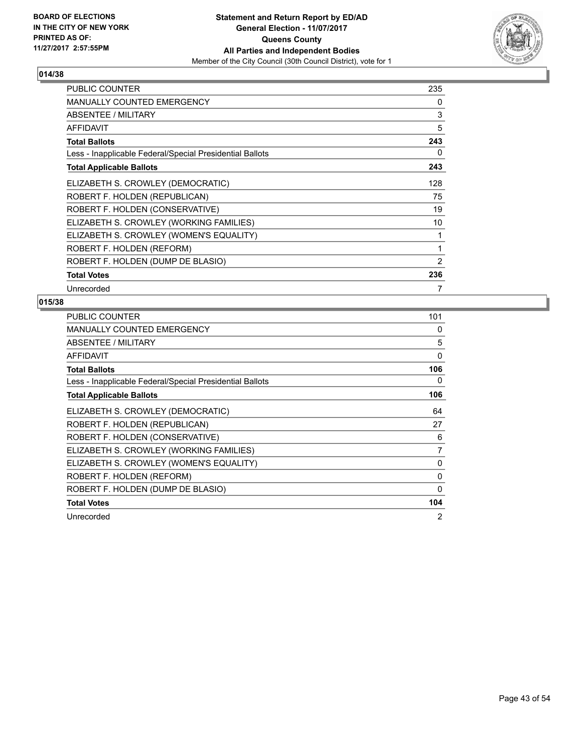**BOARD OF ELECTIONS IN THE CITY OF NEW YORK PRINTED AS OF: 11/27/2017 2:57:55PM**

**Statement and Return Report by ED/AD General Election - 11/07/2017 Queens County All Parties and Independent Bodies**
Member of the City Council (30th Council District), vote for 1

## 014/38

| | |
|---|---|
| PUBLIC COUNTER | 235 |
| MANUALLY COUNTED EMERGENCY | 0 |
| ABSENTEE / MILITARY | 3 |
| AFFIDAVIT | 5 |
| **Total Ballots** | **243** |
| Less - Inapplicable Federal/Special Presidential Ballots | 0 |
| **Total Applicable Ballots** | **243** |
| ELIZABETH S. CROWLEY (DEMOCRATIC) | 128 |
| ROBERT F. HOLDEN (REPUBLICAN) | 75 |
| ROBERT F. HOLDEN (CONSERVATIVE) | 19 |
| ELIZABETH S. CROWLEY (WORKING FAMILIES) | 10 |
| ELIZABETH S. CROWLEY (WOMEN'S EQUALITY) | 1 |
| ROBERT F. HOLDEN (REFORM) | 1 |
| ROBERT F. HOLDEN (DUMP DE BLASIO) | 2 |
| **Total Votes** | **236** |
| Unrecorded | 7 |

## 015/38

| | |
|---|---|
| PUBLIC COUNTER | 101 |
| MANUALLY COUNTED EMERGENCY | 0 |
| ABSENTEE / MILITARY | 5 |
| AFFIDAVIT | 0 |
| **Total Ballots** | **106** |
| Less - Inapplicable Federal/Special Presidential Ballots | 0 |
| **Total Applicable Ballots** | **106** |
| ELIZABETH S. CROWLEY (DEMOCRATIC) | 64 |
| ROBERT F. HOLDEN (REPUBLICAN) | 27 |
| ROBERT F. HOLDEN (CONSERVATIVE) | 6 |
| ELIZABETH S. CROWLEY (WORKING FAMILIES) | 7 |
| ELIZABETH S. CROWLEY (WOMEN'S EQUALITY) | 0 |
| ROBERT F. HOLDEN (REFORM) | 0 |
| ROBERT F. HOLDEN (DUMP DE BLASIO) | 0 |
| **Total Votes** | **104** |
| Unrecorded | 2 |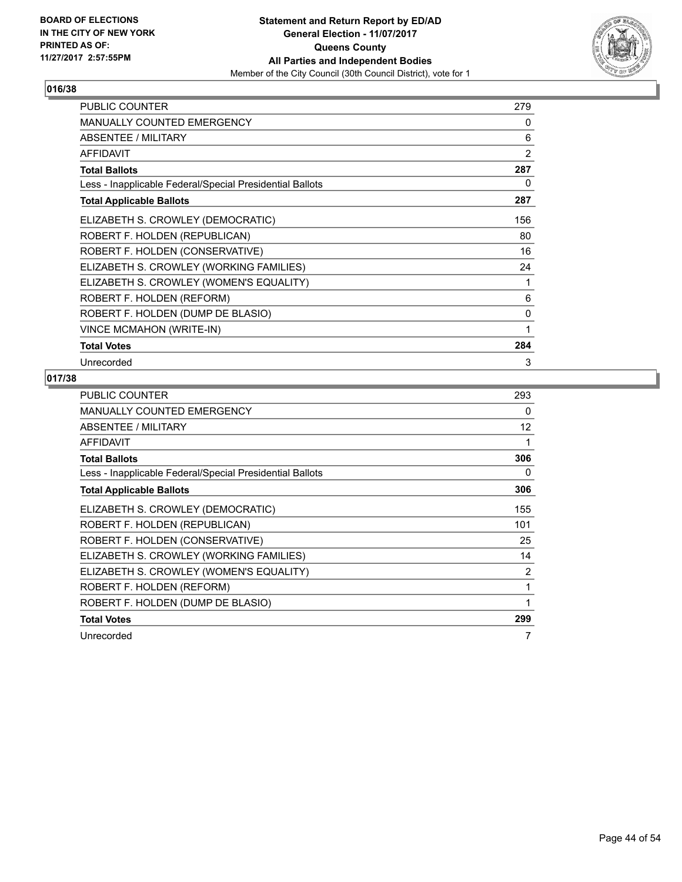**Statement and Return Report by ED/AD**
**General Election - 11/07/2017**
**Queens County**
**All Parties and Independent Bodies**
Member of the City Council (30th Council District), vote for 1

BOARD OF ELECTIONS IN THE CITY OF NEW YORK PRINTED AS OF: 11/27/2017 2:57:55PM

## 016/38

| | |
|---|---|
| PUBLIC COUNTER | 279 |
| MANUALLY COUNTED EMERGENCY | 0 |
| ABSENTEE / MILITARY | 6 |
| AFFIDAVIT | 2 |
| **Total Ballots** | **287** |
| Less - Inapplicable Federal/Special Presidential Ballots | 0 |
| **Total Applicable Ballots** | **287** |
| ELIZABETH S. CROWLEY (DEMOCRATIC) | 156 |
| ROBERT F. HOLDEN (REPUBLICAN) | 80 |
| ROBERT F. HOLDEN (CONSERVATIVE) | 16 |
| ELIZABETH S. CROWLEY (WORKING FAMILIES) | 24 |
| ELIZABETH S. CROWLEY (WOMEN'S EQUALITY) | 1 |
| ROBERT F. HOLDEN (REFORM) | 6 |
| ROBERT F. HOLDEN (DUMP DE BLASIO) | 0 |
| VINCE MCMAHON (WRITE-IN) | 1 |
| **Total Votes** | **284** |
| Unrecorded | 3 |

## 017/38

| | |
|---|---|
| PUBLIC COUNTER | 293 |
| MANUALLY COUNTED EMERGENCY | 0 |
| ABSENTEE / MILITARY | 12 |
| AFFIDAVIT | 1 |
| **Total Ballots** | **306** |
| Less - Inapplicable Federal/Special Presidential Ballots | 0 |
| **Total Applicable Ballots** | **306** |
| ELIZABETH S. CROWLEY (DEMOCRATIC) | 155 |
| ROBERT F. HOLDEN (REPUBLICAN) | 101 |
| ROBERT F. HOLDEN (CONSERVATIVE) | 25 |
| ELIZABETH S. CROWLEY (WORKING FAMILIES) | 14 |
| ELIZABETH S. CROWLEY (WOMEN'S EQUALITY) | 2 |
| ROBERT F. HOLDEN (REFORM) | 1 |
| ROBERT F. HOLDEN (DUMP DE BLASIO) | 1 |
| **Total Votes** | **299** |
| Unrecorded | 7 |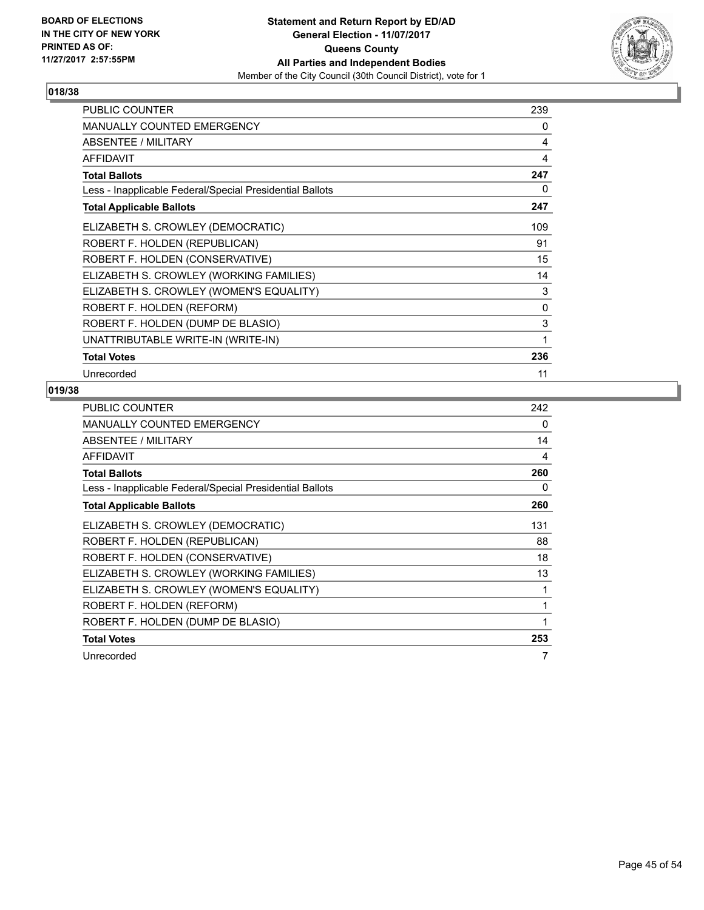BOARD OF ELECTIONS
IN THE CITY OF NEW YORK
PRINTED AS OF:
11/27/2017 2:57:55PM

**Statement and Return Report by ED/AD**
**General Election - 11/07/2017**
**Queens County**
**All Parties and Independent Bodies**
Member of the City Council (30th Council District), vote for 1

## 018/38

| | |
|---|---|
| PUBLIC COUNTER | 239 |
| MANUALLY COUNTED EMERGENCY | 0 |
| ABSENTEE / MILITARY | 4 |
| AFFIDAVIT | 4 |
| **Total Ballots** | **247** |
| Less - Inapplicable Federal/Special Presidential Ballots | 0 |
| **Total Applicable Ballots** | **247** |
| ELIZABETH S. CROWLEY (DEMOCRATIC) | 109 |
| ROBERT F. HOLDEN (REPUBLICAN) | 91 |
| ROBERT F. HOLDEN (CONSERVATIVE) | 15 |
| ELIZABETH S. CROWLEY (WORKING FAMILIES) | 14 |
| ELIZABETH S. CROWLEY (WOMEN'S EQUALITY) | 3 |
| ROBERT F. HOLDEN (REFORM) | 0 |
| ROBERT F. HOLDEN (DUMP DE BLASIO) | 3 |
| UNATTRIBUTABLE WRITE-IN (WRITE-IN) | 1 |
| **Total Votes** | **236** |
| Unrecorded | 11 |

## 019/38

| | |
|---|---|
| PUBLIC COUNTER | 242 |
| MANUALLY COUNTED EMERGENCY | 0 |
| ABSENTEE / MILITARY | 14 |
| AFFIDAVIT | 4 |
| **Total Ballots** | **260** |
| Less - Inapplicable Federal/Special Presidential Ballots | 0 |
| **Total Applicable Ballots** | **260** |
| ELIZABETH S. CROWLEY (DEMOCRATIC) | 131 |
| ROBERT F. HOLDEN (REPUBLICAN) | 88 |
| ROBERT F. HOLDEN (CONSERVATIVE) | 18 |
| ELIZABETH S. CROWLEY (WORKING FAMILIES) | 13 |
| ELIZABETH S. CROWLEY (WOMEN'S EQUALITY) | 1 |
| ROBERT F. HOLDEN (REFORM) | 1 |
| ROBERT F. HOLDEN (DUMP DE BLASIO) | 1 |
| **Total Votes** | **253** |
| Unrecorded | 7 |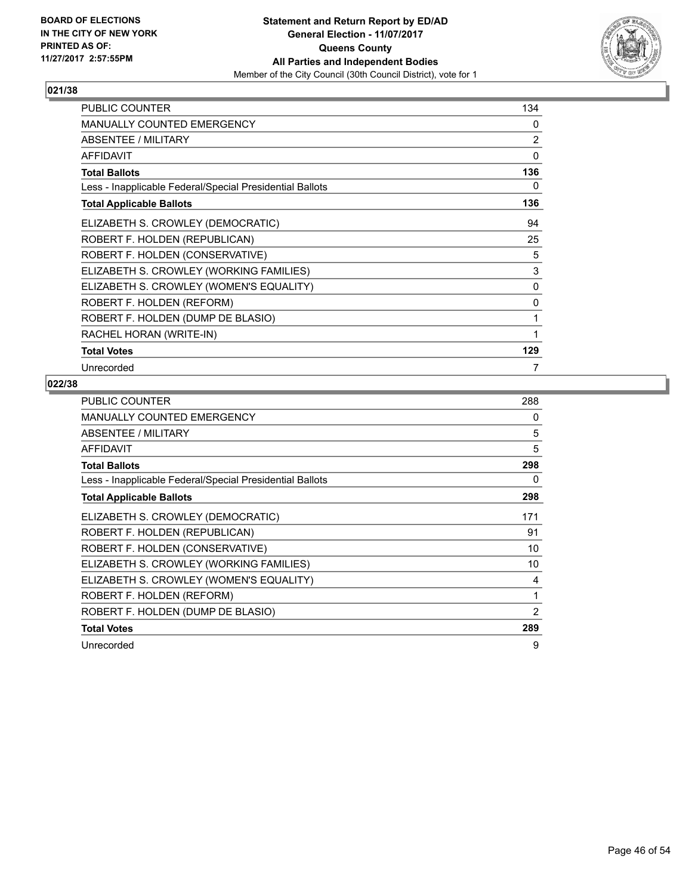BOARD OF ELECTIONS
IN THE CITY OF NEW YORK
PRINTED AS OF:
11/27/2017 2:57:55PM

**Statement and Return Report by ED/AD**
**General Election - 11/07/2017**
**Queens County**
**All Parties and Independent Bodies**
Member of the City Council (30th Council District), vote for 1

### 021/38

| | |
|---|---|
| PUBLIC COUNTER | 134 |
| MANUALLY COUNTED EMERGENCY | 0 |
| ABSENTEE / MILITARY | 2 |
| AFFIDAVIT | 0 |
| **Total Ballots** | **136** |
| Less - Inapplicable Federal/Special Presidential Ballots | 0 |
| **Total Applicable Ballots** | **136** |
| ELIZABETH S. CROWLEY (DEMOCRATIC) | 94 |
| ROBERT F. HOLDEN (REPUBLICAN) | 25 |
| ROBERT F. HOLDEN (CONSERVATIVE) | 5 |
| ELIZABETH S. CROWLEY (WORKING FAMILIES) | 3 |
| ELIZABETH S. CROWLEY (WOMEN'S EQUALITY) | 0 |
| ROBERT F. HOLDEN (REFORM) | 0 |
| ROBERT F. HOLDEN (DUMP DE BLASIO) | 1 |
| RACHEL HORAN (WRITE-IN) | 1 |
| **Total Votes** | **129** |
| Unrecorded | 7 |

### 022/38

| | |
|---|---|
| PUBLIC COUNTER | 288 |
| MANUALLY COUNTED EMERGENCY | 0 |
| ABSENTEE / MILITARY | 5 |
| AFFIDAVIT | 5 |
| **Total Ballots** | **298** |
| Less - Inapplicable Federal/Special Presidential Ballots | 0 |
| **Total Applicable Ballots** | **298** |
| ELIZABETH S. CROWLEY (DEMOCRATIC) | 171 |
| ROBERT F. HOLDEN (REPUBLICAN) | 91 |
| ROBERT F. HOLDEN (CONSERVATIVE) | 10 |
| ELIZABETH S. CROWLEY (WORKING FAMILIES) | 10 |
| ELIZABETH S. CROWLEY (WOMEN'S EQUALITY) | 4 |
| ROBERT F. HOLDEN (REFORM) | 1 |
| ROBERT F. HOLDEN (DUMP DE BLASIO) | 2 |
| **Total Votes** | **289** |
| Unrecorded | 9 |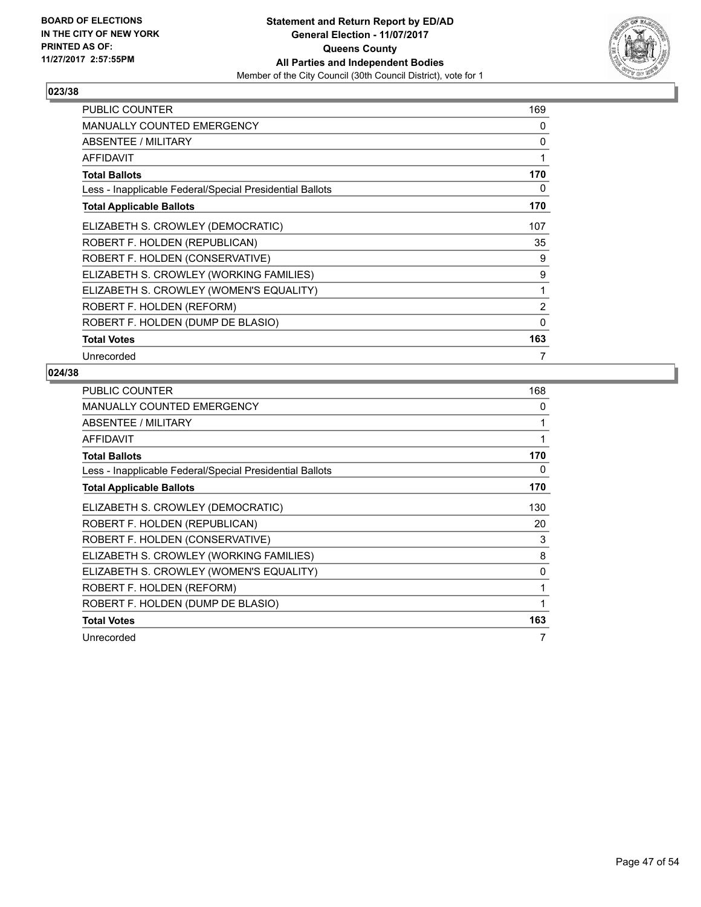**BOARD OF ELECTIONS IN THE CITY OF NEW YORK PRINTED AS OF: 11/27/2017 2:57:55PM**

**Statement and Return Report by ED/AD General Election - 11/07/2017 Queens County All Parties and Independent Bodies**

Member of the City Council (30th Council District), vote for 1

### 023/38

| | |
|---|---|
| PUBLIC COUNTER | 169 |
| MANUALLY COUNTED EMERGENCY | 0 |
| ABSENTEE / MILITARY | 0 |
| AFFIDAVIT | 1 |
| **Total Ballots** | **170** |
| Less - Inapplicable Federal/Special Presidential Ballots | 0 |
| **Total Applicable Ballots** | **170** |
| ELIZABETH S. CROWLEY (DEMOCRATIC) | 107 |
| ROBERT F. HOLDEN (REPUBLICAN) | 35 |
| ROBERT F. HOLDEN (CONSERVATIVE) | 9 |
| ELIZABETH S. CROWLEY (WORKING FAMILIES) | 9 |
| ELIZABETH S. CROWLEY (WOMEN'S EQUALITY) | 1 |
| ROBERT F. HOLDEN (REFORM) | 2 |
| ROBERT F. HOLDEN (DUMP DE BLASIO) | 0 |
| **Total Votes** | **163** |
| Unrecorded | 7 |

### 024/38

| | |
|---|---|
| PUBLIC COUNTER | 168 |
| MANUALLY COUNTED EMERGENCY | 0 |
| ABSENTEE / MILITARY | 1 |
| AFFIDAVIT | 1 |
| **Total Ballots** | **170** |
| Less - Inapplicable Federal/Special Presidential Ballots | 0 |
| **Total Applicable Ballots** | **170** |
| ELIZABETH S. CROWLEY (DEMOCRATIC) | 130 |
| ROBERT F. HOLDEN (REPUBLICAN) | 20 |
| ROBERT F. HOLDEN (CONSERVATIVE) | 3 |
| ELIZABETH S. CROWLEY (WORKING FAMILIES) | 8 |
| ELIZABETH S. CROWLEY (WOMEN'S EQUALITY) | 0 |
| ROBERT F. HOLDEN (REFORM) | 1 |
| ROBERT F. HOLDEN (DUMP DE BLASIO) | 1 |
| **Total Votes** | **163** |
| Unrecorded | 7 |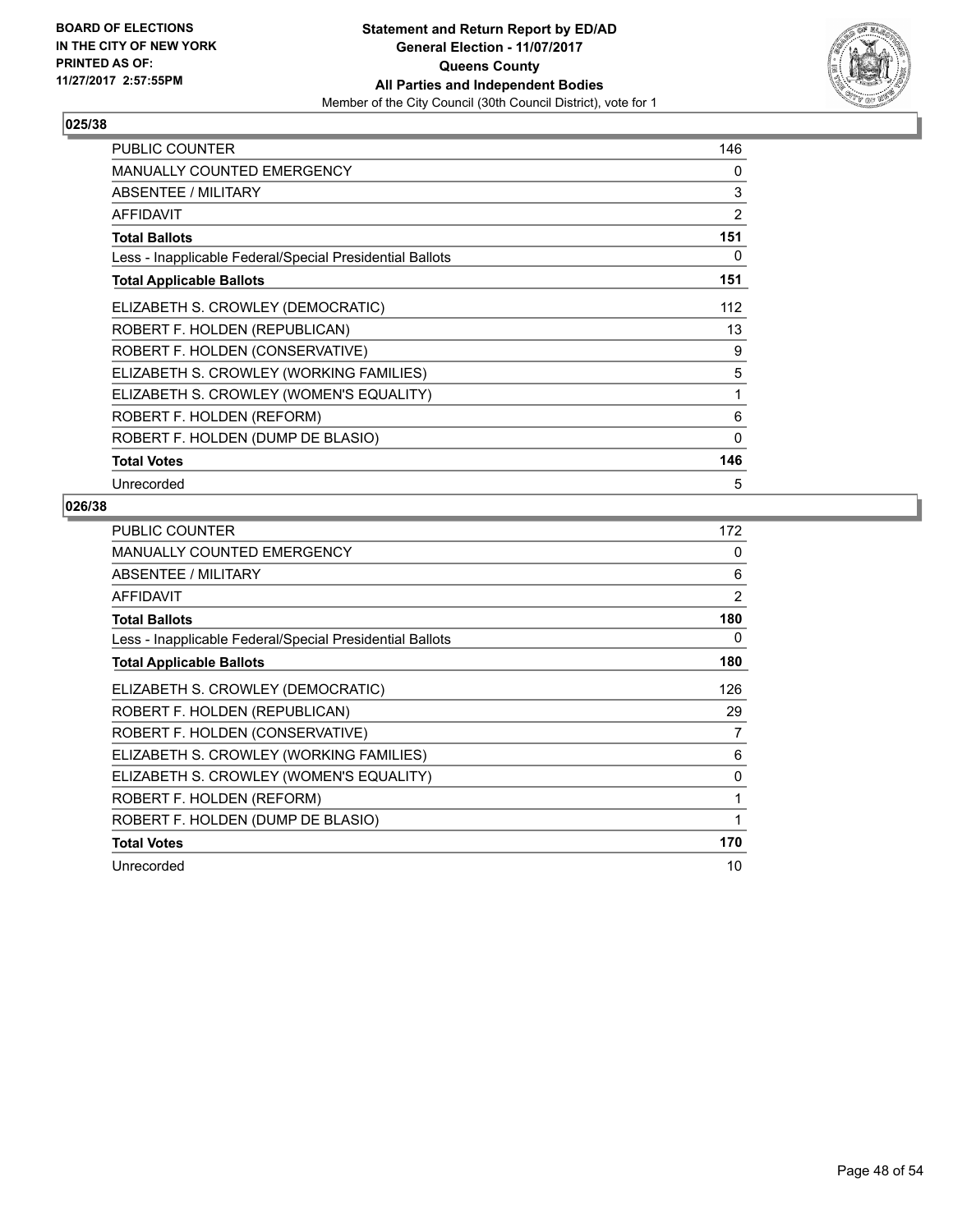BOARD OF ELECTIONS
IN THE CITY OF NEW YORK
PRINTED AS OF:
11/27/2017 2:57:55PM

**Statement and Return Report by ED/AD**
**General Election - 11/07/2017**
**Queens County**
**All Parties and Independent Bodies**
Member of the City Council (30th Council District), vote for 1

### 025/38

| | |
|---|---|
| PUBLIC COUNTER | 146 |
| MANUALLY COUNTED EMERGENCY | 0 |
| ABSENTEE / MILITARY | 3 |
| AFFIDAVIT | 2 |
| **Total Ballots** | **151** |
| Less - Inapplicable Federal/Special Presidential Ballots | 0 |
| **Total Applicable Ballots** | **151** |
| ELIZABETH S. CROWLEY (DEMOCRATIC) | 112 |
| ROBERT F. HOLDEN (REPUBLICAN) | 13 |
| ROBERT F. HOLDEN (CONSERVATIVE) | 9 |
| ELIZABETH S. CROWLEY (WORKING FAMILIES) | 5 |
| ELIZABETH S. CROWLEY (WOMEN'S EQUALITY) | 1 |
| ROBERT F. HOLDEN (REFORM) | 6 |
| ROBERT F. HOLDEN (DUMP DE BLASIO) | 0 |
| **Total Votes** | **146** |
| Unrecorded | 5 |

### 026/38

| | |
|---|---|
| PUBLIC COUNTER | 172 |
| MANUALLY COUNTED EMERGENCY | 0 |
| ABSENTEE / MILITARY | 6 |
| AFFIDAVIT | 2 |
| **Total Ballots** | **180** |
| Less - Inapplicable Federal/Special Presidential Ballots | 0 |
| **Total Applicable Ballots** | **180** |
| ELIZABETH S. CROWLEY (DEMOCRATIC) | 126 |
| ROBERT F. HOLDEN (REPUBLICAN) | 29 |
| ROBERT F. HOLDEN (CONSERVATIVE) | 7 |
| ELIZABETH S. CROWLEY (WORKING FAMILIES) | 6 |
| ELIZABETH S. CROWLEY (WOMEN'S EQUALITY) | 0 |
| ROBERT F. HOLDEN (REFORM) | 1 |
| ROBERT F. HOLDEN (DUMP DE BLASIO) | 1 |
| **Total Votes** | **170** |
| Unrecorded | 10 |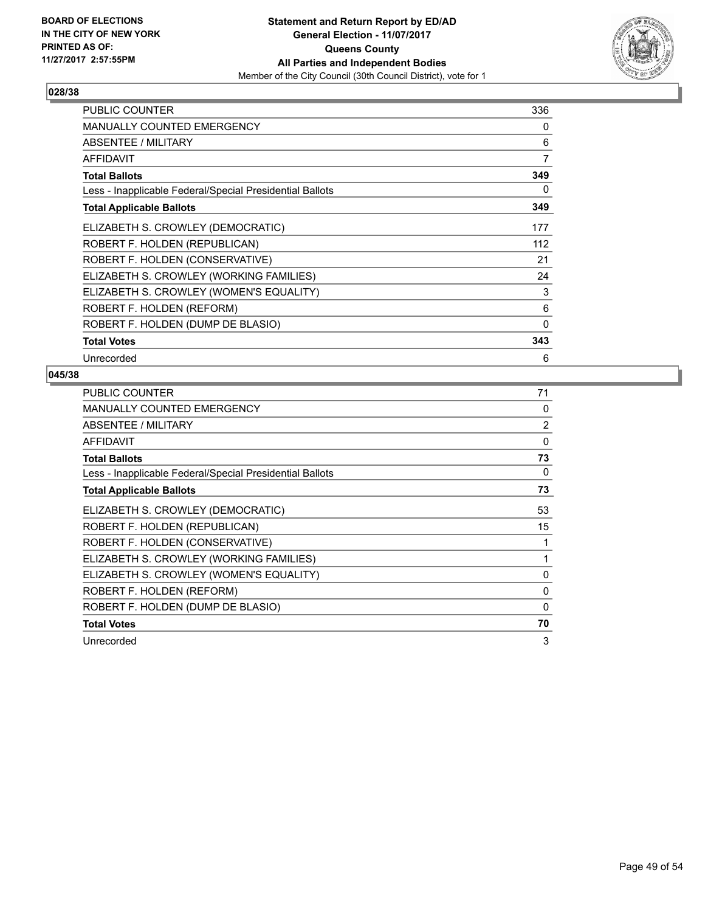**BOARD OF ELECTIONS IN THE CITY OF NEW YORK PRINTED AS OF: 11/27/2017 2:57:55PM**

**Statement and Return Report by ED/AD**
**General Election - 11/07/2017**
**Queens County**
**All Parties and Independent Bodies**
Member of the City Council (30th Council District), vote for 1

### 028/38

| | |
|---|---|
| PUBLIC COUNTER | 336 |
| MANUALLY COUNTED EMERGENCY | 0 |
| ABSENTEE / MILITARY | 6 |
| AFFIDAVIT | 7 |
| **Total Ballots** | **349** |
| Less - Inapplicable Federal/Special Presidential Ballots | 0 |
| **Total Applicable Ballots** | **349** |
| ELIZABETH S. CROWLEY (DEMOCRATIC) | 177 |
| ROBERT F. HOLDEN (REPUBLICAN) | 112 |
| ROBERT F. HOLDEN (CONSERVATIVE) | 21 |
| ELIZABETH S. CROWLEY (WORKING FAMILIES) | 24 |
| ELIZABETH S. CROWLEY (WOMEN'S EQUALITY) | 3 |
| ROBERT F. HOLDEN (REFORM) | 6 |
| ROBERT F. HOLDEN (DUMP DE BLASIO) | 0 |
| **Total Votes** | **343** |
| Unrecorded | 6 |

### 045/38

| | |
|---|---|
| PUBLIC COUNTER | 71 |
| MANUALLY COUNTED EMERGENCY | 0 |
| ABSENTEE / MILITARY | 2 |
| AFFIDAVIT | 0 |
| **Total Ballots** | **73** |
| Less - Inapplicable Federal/Special Presidential Ballots | 0 |
| **Total Applicable Ballots** | **73** |
| ELIZABETH S. CROWLEY (DEMOCRATIC) | 53 |
| ROBERT F. HOLDEN (REPUBLICAN) | 15 |
| ROBERT F. HOLDEN (CONSERVATIVE) | 1 |
| ELIZABETH S. CROWLEY (WORKING FAMILIES) | 1 |
| ELIZABETH S. CROWLEY (WOMEN'S EQUALITY) | 0 |
| ROBERT F. HOLDEN (REFORM) | 0 |
| ROBERT F. HOLDEN (DUMP DE BLASIO) | 0 |
| **Total Votes** | **70** |
| Unrecorded | 3 |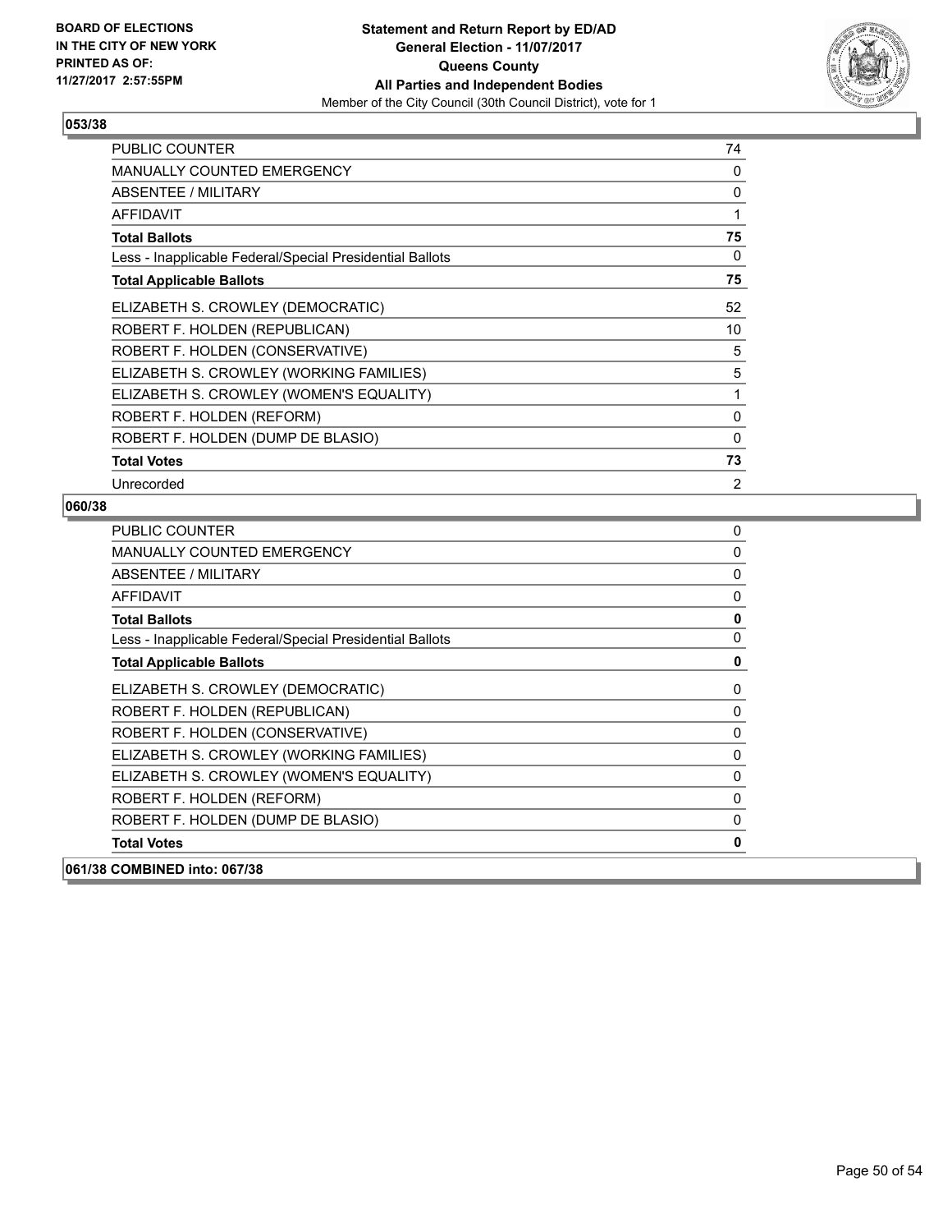**BOARD OF ELECTIONS IN THE CITY OF NEW YORK PRINTED AS OF: 11/27/2017 2:57:55PM**

# Statement and Return Report by ED/AD
## General Election - 11/07/2017
## Queens County
## All Parties and Independent Bodies
Member of the City Council (30th Council District), vote for 1

### 053/38

| | |
|---|---|
| PUBLIC COUNTER | 74 |
| MANUALLY COUNTED EMERGENCY | 0 |
| ABSENTEE / MILITARY | 0 |
| AFFIDAVIT | 1 |
| **Total Ballots** | **75** |
| Less - Inapplicable Federal/Special Presidential Ballots | 0 |
| **Total Applicable Ballots** | **75** |
| ELIZABETH S. CROWLEY (DEMOCRATIC) | 52 |
| ROBERT F. HOLDEN (REPUBLICAN) | 10 |
| ROBERT F. HOLDEN (CONSERVATIVE) | 5 |
| ELIZABETH S. CROWLEY (WORKING FAMILIES) | 5 |
| ELIZABETH S. CROWLEY (WOMEN'S EQUALITY) | 1 |
| ROBERT F. HOLDEN (REFORM) | 0 |
| ROBERT F. HOLDEN (DUMP DE BLASIO) | 0 |
| **Total Votes** | **73** |
| Unrecorded | 2 |

### 060/38

| | |
|---|---|
| PUBLIC COUNTER | 0 |
| MANUALLY COUNTED EMERGENCY | 0 |
| ABSENTEE / MILITARY | 0 |
| AFFIDAVIT | 0 |
| **Total Ballots** | **0** |
| Less - Inapplicable Federal/Special Presidential Ballots | 0 |
| **Total Applicable Ballots** | **0** |
| ELIZABETH S. CROWLEY (DEMOCRATIC) | 0 |
| ROBERT F. HOLDEN (REPUBLICAN) | 0 |
| ROBERT F. HOLDEN (CONSERVATIVE) | 0 |
| ELIZABETH S. CROWLEY (WORKING FAMILIES) | 0 |
| ELIZABETH S. CROWLEY (WOMEN'S EQUALITY) | 0 |
| ROBERT F. HOLDEN (REFORM) | 0 |
| ROBERT F. HOLDEN (DUMP DE BLASIO) | 0 |
| **Total Votes** | **0** |

### 061/38 COMBINED into: 067/38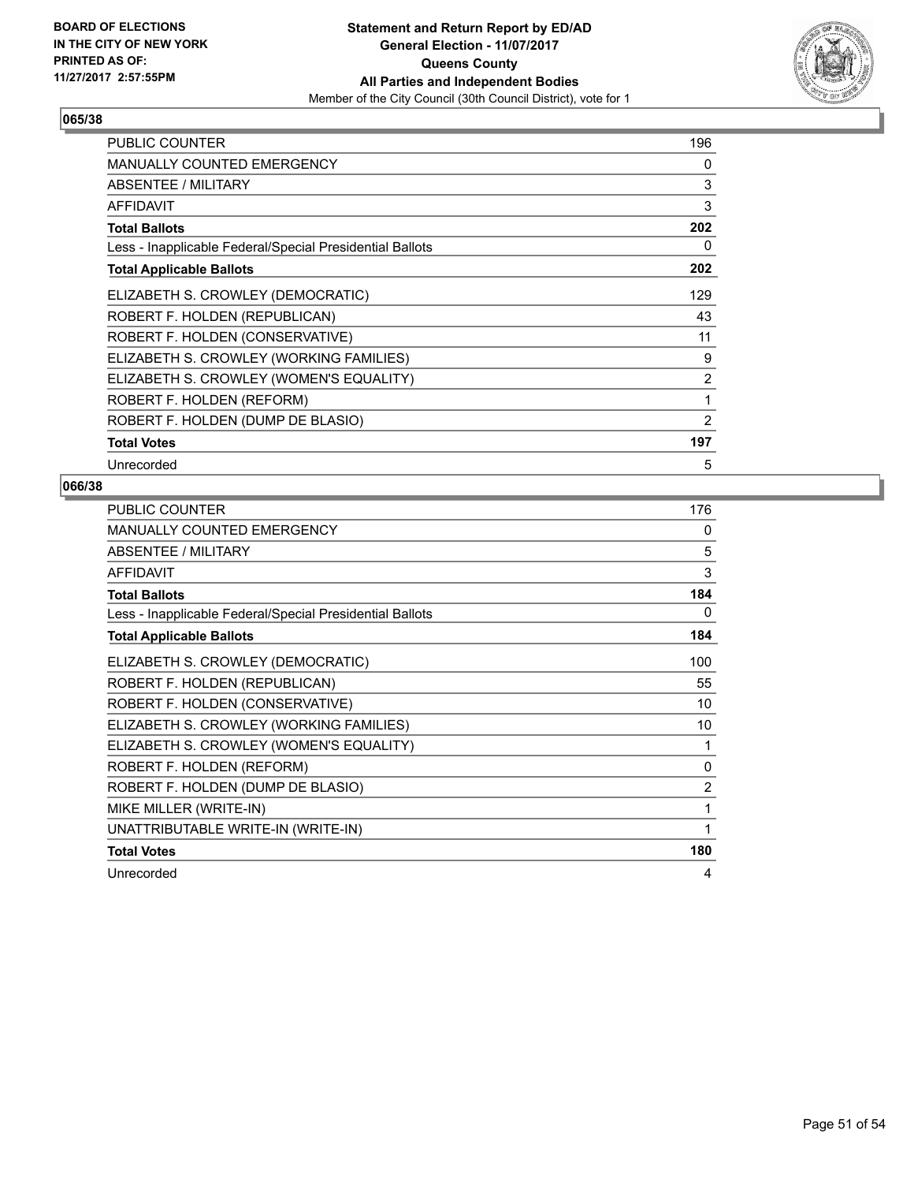**BOARD OF ELECTIONS IN THE CITY OF NEW YORK PRINTED AS OF: 11/27/2017 2:57:55PM**

**Statement and Return Report by ED/AD**
**General Election - 11/07/2017**
**Queens County**
**All Parties and Independent Bodies**
Member of the City Council (30th Council District), vote for 1

### 065/38

| | |
|---|---|
| PUBLIC COUNTER | 196 |
| MANUALLY COUNTED EMERGENCY | 0 |
| ABSENTEE / MILITARY | 3 |
| AFFIDAVIT | 3 |
| **Total Ballots** | **202** |
| Less - Inapplicable Federal/Special Presidential Ballots | 0 |
| **Total Applicable Ballots** | **202** |
| ELIZABETH S. CROWLEY (DEMOCRATIC) | 129 |
| ROBERT F. HOLDEN (REPUBLICAN) | 43 |
| ROBERT F. HOLDEN (CONSERVATIVE) | 11 |
| ELIZABETH S. CROWLEY (WORKING FAMILIES) | 9 |
| ELIZABETH S. CROWLEY (WOMEN'S EQUALITY) | 2 |
| ROBERT F. HOLDEN (REFORM) | 1 |
| ROBERT F. HOLDEN (DUMP DE BLASIO) | 2 |
| **Total Votes** | **197** |
| Unrecorded | 5 |

### 066/38

| | |
|---|---|
| PUBLIC COUNTER | 176 |
| MANUALLY COUNTED EMERGENCY | 0 |
| ABSENTEE / MILITARY | 5 |
| AFFIDAVIT | 3 |
| **Total Ballots** | **184** |
| Less - Inapplicable Federal/Special Presidential Ballots | 0 |
| **Total Applicable Ballots** | **184** |
| ELIZABETH S. CROWLEY (DEMOCRATIC) | 100 |
| ROBERT F. HOLDEN (REPUBLICAN) | 55 |
| ROBERT F. HOLDEN (CONSERVATIVE) | 10 |
| ELIZABETH S. CROWLEY (WORKING FAMILIES) | 10 |
| ELIZABETH S. CROWLEY (WOMEN'S EQUALITY) | 1 |
| ROBERT F. HOLDEN (REFORM) | 0 |
| ROBERT F. HOLDEN (DUMP DE BLASIO) | 2 |
| MIKE MILLER (WRITE-IN) | 1 |
| UNATTRIBUTABLE WRITE-IN (WRITE-IN) | 1 |
| **Total Votes** | **180** |
| Unrecorded | 4 |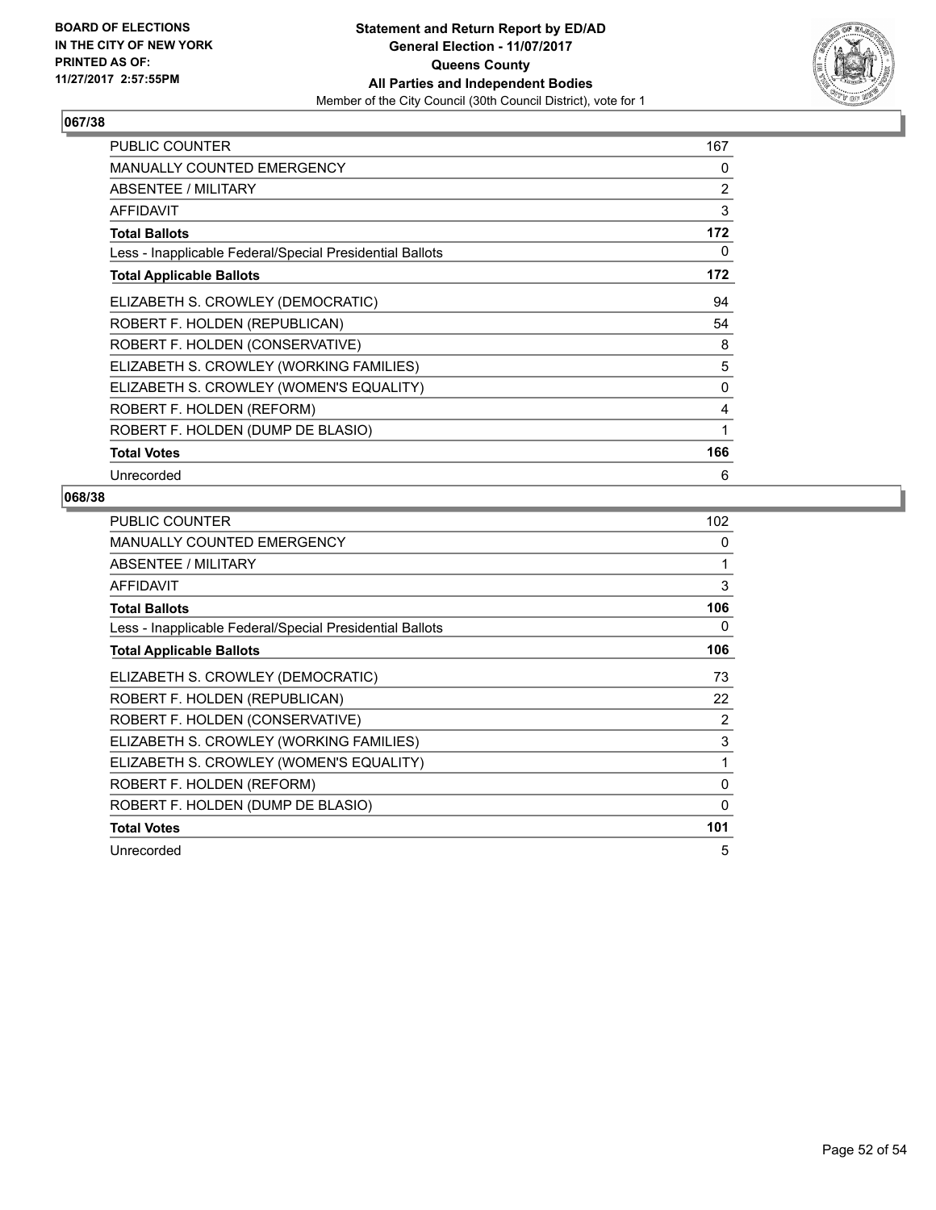BOARD OF ELECTIONS
IN THE CITY OF NEW YORK
PRINTED AS OF:
11/27/2017 2:57:55PM

**Statement and Return Report by ED/AD**
**General Election - 11/07/2017**
**Queens County**
**All Parties and Independent Bodies**
Member of the City Council (30th Council District), vote for 1

## 067/38

| | |
|---|---|
| PUBLIC COUNTER | 167 |
| MANUALLY COUNTED EMERGENCY | 0 |
| ABSENTEE / MILITARY | 2 |
| AFFIDAVIT | 3 |
| **Total Ballots** | **172** |
| Less - Inapplicable Federal/Special Presidential Ballots | 0 |
| **Total Applicable Ballots** | **172** |
| ELIZABETH S. CROWLEY (DEMOCRATIC) | 94 |
| ROBERT F. HOLDEN (REPUBLICAN) | 54 |
| ROBERT F. HOLDEN (CONSERVATIVE) | 8 |
| ELIZABETH S. CROWLEY (WORKING FAMILIES) | 5 |
| ELIZABETH S. CROWLEY (WOMEN'S EQUALITY) | 0 |
| ROBERT F. HOLDEN (REFORM) | 4 |
| ROBERT F. HOLDEN (DUMP DE BLASIO) | 1 |
| **Total Votes** | **166** |
| Unrecorded | 6 |

## 068/38

| | |
|---|---|
| PUBLIC COUNTER | 102 |
| MANUALLY COUNTED EMERGENCY | 0 |
| ABSENTEE / MILITARY | 1 |
| AFFIDAVIT | 3 |
| **Total Ballots** | **106** |
| Less - Inapplicable Federal/Special Presidential Ballots | 0 |
| **Total Applicable Ballots** | **106** |
| ELIZABETH S. CROWLEY (DEMOCRATIC) | 73 |
| ROBERT F. HOLDEN (REPUBLICAN) | 22 |
| ROBERT F. HOLDEN (CONSERVATIVE) | 2 |
| ELIZABETH S. CROWLEY (WORKING FAMILIES) | 3 |
| ELIZABETH S. CROWLEY (WOMEN'S EQUALITY) | 1 |
| ROBERT F. HOLDEN (REFORM) | 0 |
| ROBERT F. HOLDEN (DUMP DE BLASIO) | 0 |
| **Total Votes** | **101** |
| Unrecorded | 5 |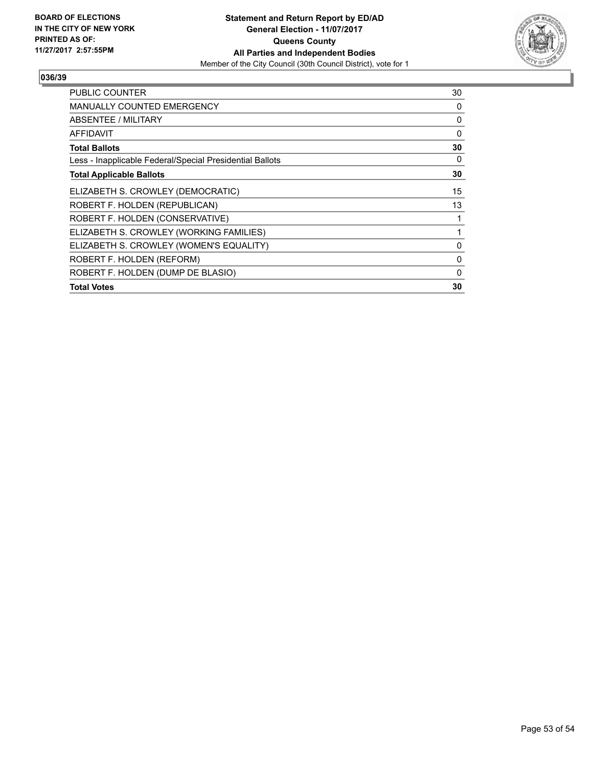**BOARD OF ELECTIONS IN THE CITY OF NEW YORK PRINTED AS OF: 11/27/2017 2:57:55PM**

**Statement and Return Report by ED/AD General Election - 11/07/2017 Queens County All Parties and Independent Bodies**

Member of the City Council (30th Council District), vote for 1

## 036/39

| | |
|---|---|
| PUBLIC COUNTER | 30 |
| MANUALLY COUNTED EMERGENCY | 0 |
| ABSENTEE / MILITARY | 0 |
| AFFIDAVIT | 0 |
| **Total Ballots** | **30** |
| Less - Inapplicable Federal/Special Presidential Ballots | 0 |
| **Total Applicable Ballots** | **30** |
| ELIZABETH S. CROWLEY (DEMOCRATIC) | 15 |
| ROBERT F. HOLDEN (REPUBLICAN) | 13 |
| ROBERT F. HOLDEN (CONSERVATIVE) | 1 |
| ELIZABETH S. CROWLEY (WORKING FAMILIES) | 1 |
| ELIZABETH S. CROWLEY (WOMEN'S EQUALITY) | 0 |
| ROBERT F. HOLDEN (REFORM) | 0 |
| ROBERT F. HOLDEN (DUMP DE BLASIO) | 0 |
| **Total Votes** | **30** |